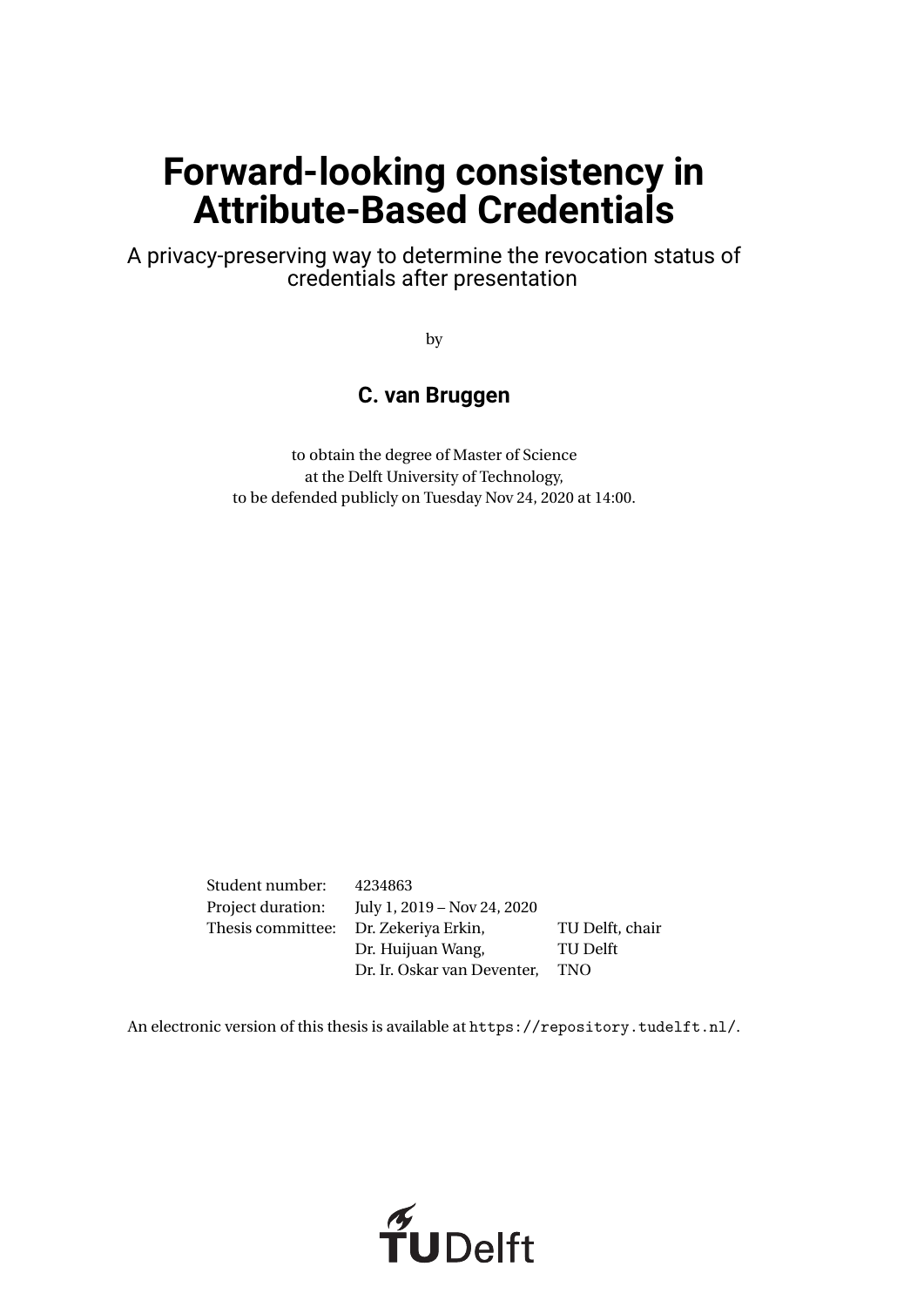# Forward-looking consistency in Attribute-Based Credentials

A privacy-preserving way to determine the revocation status of credentials after presentation

by

**C. van Bruggen**

to obtain the degree of Master of Science
at the Delft University of Technology,
to be defended publicly on Tuesday Nov 24, 2020 at 14:00.

| | | |
|---|---|---|
| Student number: | 4234863 | |
| Project duration: | July 1, 2019 – Nov 24, 2020 | |
| Thesis committee: | Dr. Zekeriya Erkin, | TU Delft, chair |
| | Dr. Huijuan Wang, | TU Delft |
| | Dr. Ir. Oskar van Deventer, | TNO |

An electronic version of this thesis is available at `https://repository.tudelft.nl/`.

TU Delft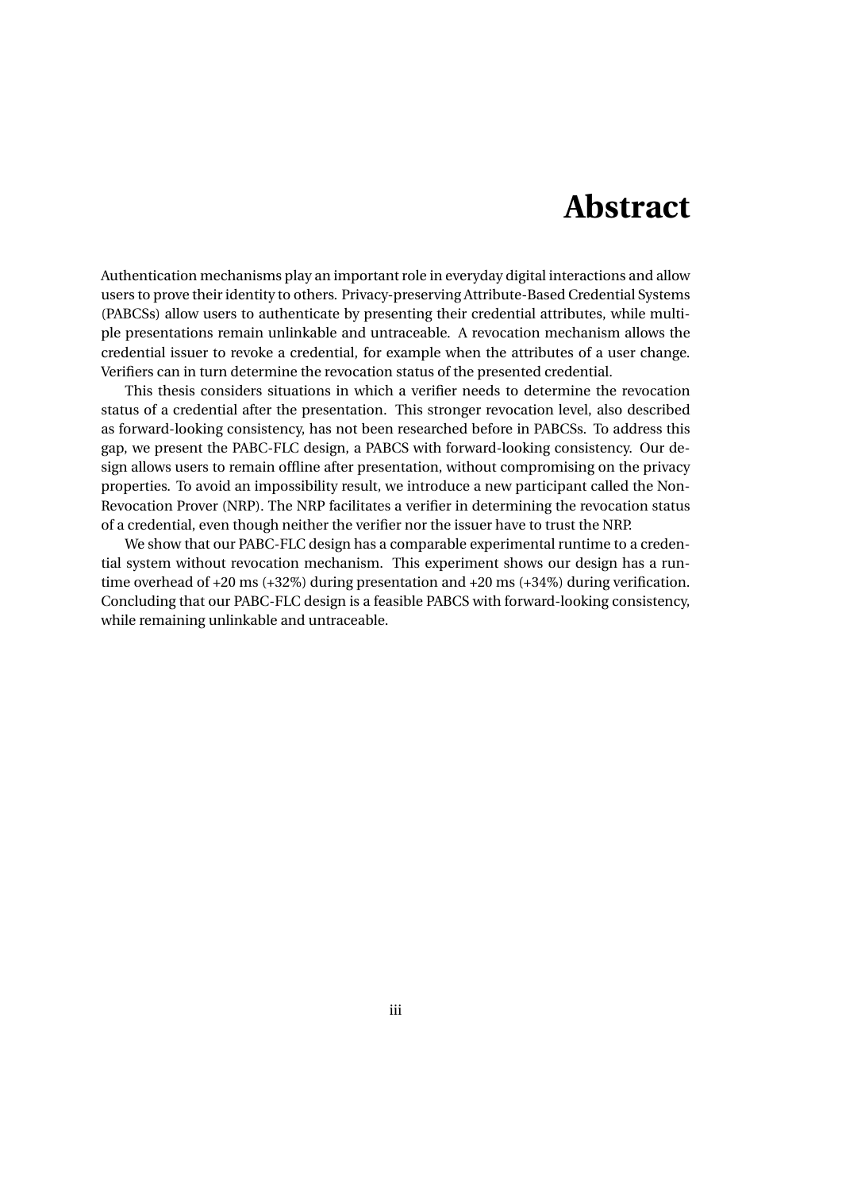# Abstract

Authentication mechanisms play an important role in everyday digital interactions and allow users to prove their identity to others. Privacy-preserving Attribute-Based Credential Systems (PABCSs) allow users to authenticate by presenting their credential attributes, while multiple presentations remain unlinkable and untraceable. A revocation mechanism allows the credential issuer to revoke a credential, for example when the attributes of a user change. Verifiers can in turn determine the revocation status of the presented credential.

This thesis considers situations in which a verifier needs to determine the revocation status of a credential after the presentation. This stronger revocation level, also described as forward-looking consistency, has not been researched before in PABCSs. To address this gap, we present the PABC-FLC design, a PABCS with forward-looking consistency. Our design allows users to remain offline after presentation, without compromising on the privacy properties. To avoid an impossibility result, we introduce a new participant called the Non-Revocation Prover (NRP). The NRP facilitates a verifier in determining the revocation status of a credential, even though neither the verifier nor the issuer have to trust the NRP.

We show that our PABC-FLC design has a comparable experimental runtime to a credential system without revocation mechanism. This experiment shows our design has a runtime overhead of +20 ms (+32%) during presentation and +20 ms (+34%) during verification. Concluding that our PABC-FLC design is a feasible PABCS with forward-looking consistency, while remaining unlinkable and untraceable.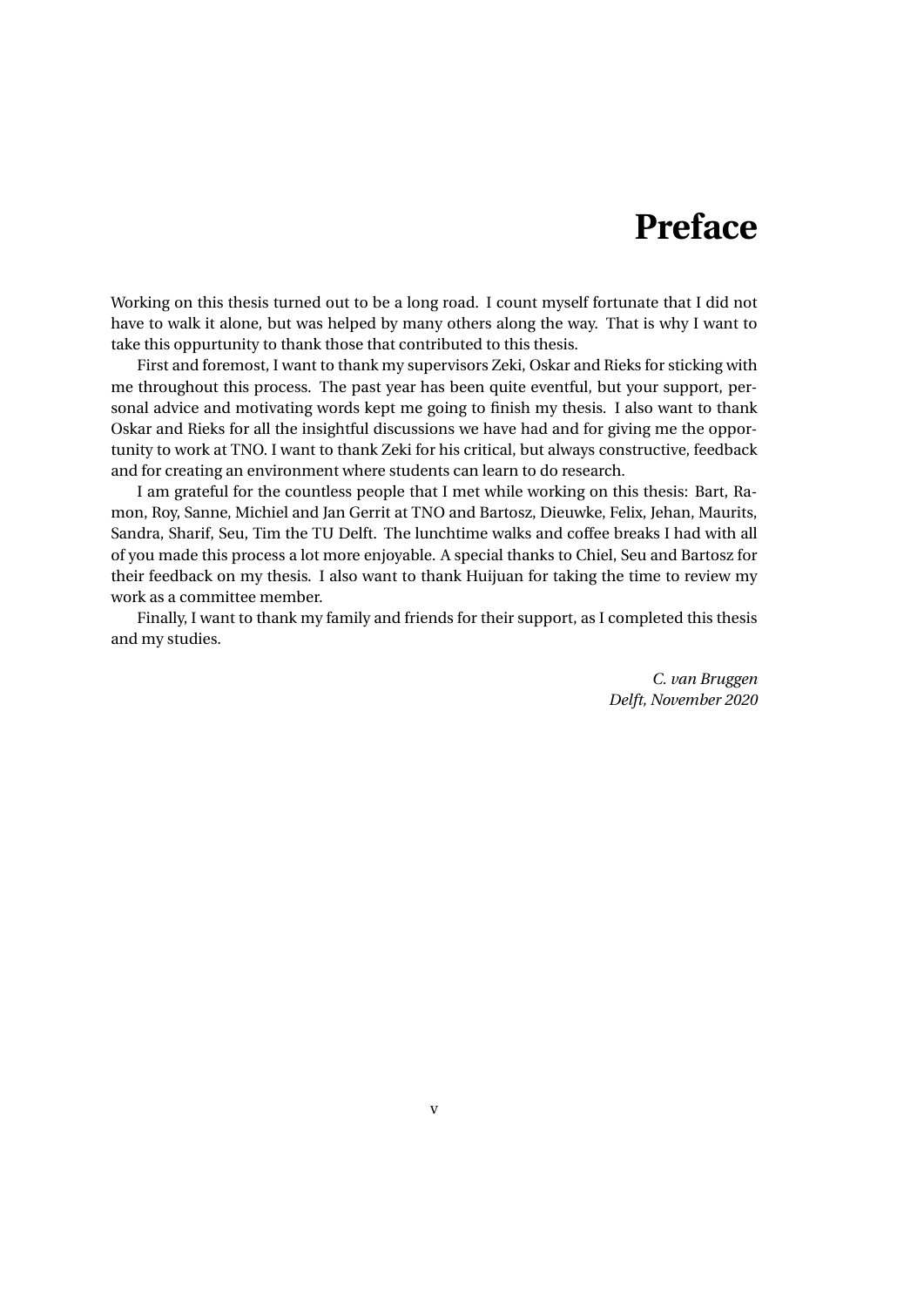# Preface

Working on this thesis turned out to be a long road. I count myself fortunate that I did not have to walk it alone, but was helped by many others along the way. That is why I want to take this oppurtunity to thank those that contributed to this thesis.

First and foremost, I want to thank my supervisors Zeki, Oskar and Rieks for sticking with me throughout this process. The past year has been quite eventful, but your support, personal advice and motivating words kept me going to finish my thesis. I also want to thank Oskar and Rieks for all the insightful discussions we have had and for giving me the opportunity to work at TNO. I want to thank Zeki for his critical, but always constructive, feedback and for creating an environment where students can learn to do research.

I am grateful for the countless people that I met while working on this thesis: Bart, Ramon, Roy, Sanne, Michiel and Jan Gerrit at TNO and Bartosz, Dieuwke, Felix, Jehan, Maurits, Sandra, Sharif, Seu, Tim the TU Delft. The lunchtime walks and coffee breaks I had with all of you made this process a lot more enjoyable. A special thanks to Chiel, Seu and Bartosz for their feedback on my thesis. I also want to thank Huijuan for taking the time to review my work as a committee member.

Finally, I want to thank my family and friends for their support, as I completed this thesis and my studies.

*C. van Bruggen*
*Delft, November 2020*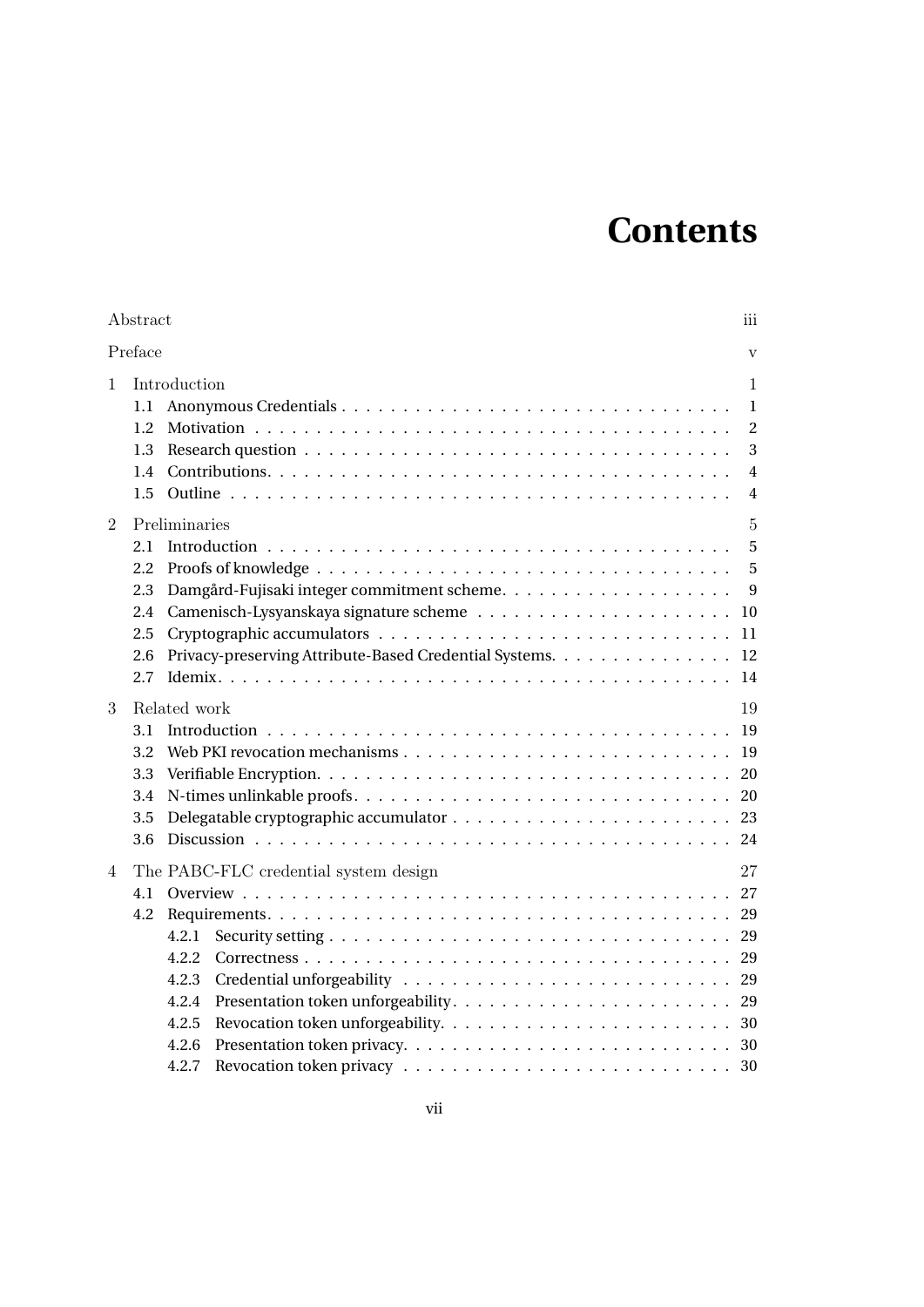# Contents

Abstract iii

Preface v

1 Introduction 1
- 1.1 Anonymous Credentials 1
- 1.2 Motivation 2
- 1.3 Research question 3
- 1.4 Contributions 4
- 1.5 Outline 4

2 Preliminaries 5
- 2.1 Introduction 5
- 2.2 Proofs of knowledge 5
- 2.3 Damgård-Fujisaki integer commitment scheme 9
- 2.4 Camenisch-Lysyanskaya signature scheme 10
- 2.5 Cryptographic accumulators 11
- 2.6 Privacy-preserving Attribute-Based Credential Systems 12
- 2.7 Idemix 14

3 Related work 19
- 3.1 Introduction 19
- 3.2 Web PKI revocation mechanisms 19
- 3.3 Verifiable Encryption 20
- 3.4 N-times unlinkable proofs 20
- 3.5 Delegatable cryptographic accumulator 23
- 3.6 Discussion 24

4 The PABC-FLC credential system design 27
- 4.1 Overview 27
- 4.2 Requirements 29
  - 4.2.1 Security setting 29
  - 4.2.2 Correctness 29
  - 4.2.3 Credential unforgeability 29
  - 4.2.4 Presentation token unforgeability 29
  - 4.2.5 Revocation token unforgeability 30
  - 4.2.6 Presentation token privacy 30
  - 4.2.7 Revocation token privacy 30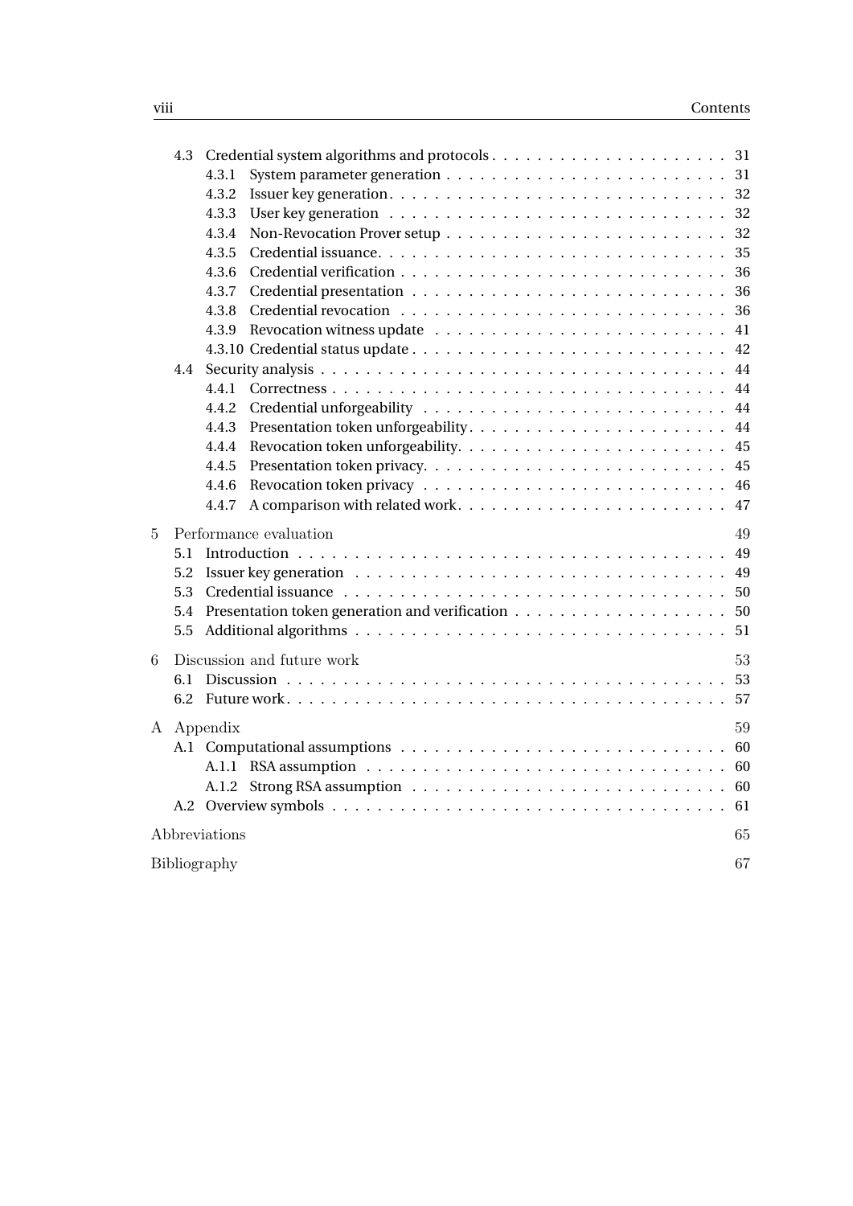- 4.3 Credential system algorithms and protocols . . . 31
  - 4.3.1 System parameter generation . . . 31
  - 4.3.2 Issuer key generation . . . 32
  - 4.3.3 User key generation . . . 32
  - 4.3.4 Non-Revocation Prover setup . . . 32
  - 4.3.5 Credential issuance . . . 35
  - 4.3.6 Credential verification . . . 36
  - 4.3.7 Credential presentation . . . 36
  - 4.3.8 Credential revocation . . . 36
  - 4.3.9 Revocation witness update . . . 41
  - 4.3.10 Credential status update . . . 42
- 4.4 Security analysis . . . 44
  - 4.4.1 Correctness . . . 44
  - 4.4.2 Credential unforgeability . . . 44
  - 4.4.3 Presentation token unforgeability . . . 44
  - 4.4.4 Revocation token unforgeability . . . 45
  - 4.4.5 Presentation token privacy . . . 45
  - 4.4.6 Revocation token privacy . . . 46
  - 4.4.7 A comparison with related work . . . 47

5 Performance evaluation . . . 49
- 5.1 Introduction . . . 49
- 5.2 Issuer key generation . . . 49
- 5.3 Credential issuance . . . 50
- 5.4 Presentation token generation and verification . . . 50
- 5.5 Additional algorithms . . . 51

6 Discussion and future work . . . 53
- 6.1 Discussion . . . 53
- 6.2 Future work . . . 57

A Appendix . . . 59
- A.1 Computational assumptions . . . 60
  - A.1.1 RSA assumption . . . 60
  - A.1.2 Strong RSA assumption . . . 60
- A.2 Overview symbols . . . 61

Abbreviations . . . 65

Bibliography . . . 67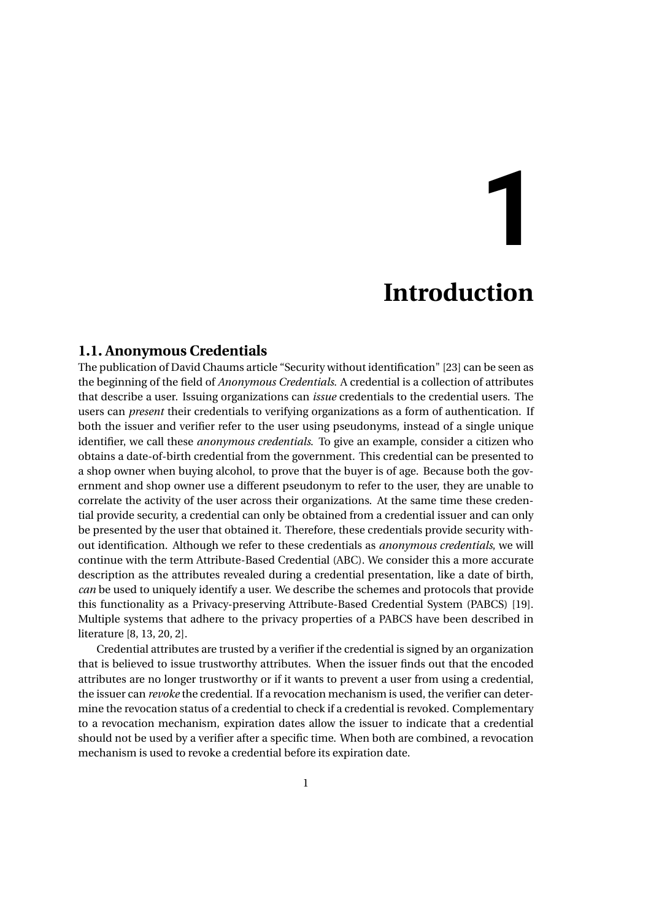# 1 Introduction

## 1.1. Anonymous Credentials

The publication of David Chaums article "Security without identification" [23] can be seen as the beginning of the field of *Anonymous Credentials*. A credential is a collection of attributes that describe a user. Issuing organizations can *issue* credentials to the credential users. The users can *present* their credentials to verifying organizations as a form of authentication. If both the issuer and verifier refer to the user using pseudonyms, instead of a single unique identifier, we call these *anonymous credentials*. To give an example, consider a citizen who obtains a date-of-birth credential from the government. This credential can be presented to a shop owner when buying alcohol, to prove that the buyer is of age. Because both the government and shop owner use a different pseudonym to refer to the user, they are unable to correlate the activity of the user across their organizations. At the same time these credential provide security, a credential can only be obtained from a credential issuer and can only be presented by the user that obtained it. Therefore, these credentials provide security without identification. Although we refer to these credentials as *anonymous credentials*, we will continue with the term Attribute-Based Credential (ABC). We consider this a more accurate description as the attributes revealed during a credential presentation, like a date of birth, *can* be used to uniquely identify a user. We describe the schemes and protocols that provide this functionality as a Privacy-preserving Attribute-Based Credential System (PABCS) [19]. Multiple systems that adhere to the privacy properties of a PABCS have been described in literature [8, 13, 20, 2].

Credential attributes are trusted by a verifier if the credential is signed by an organization that is believed to issue trustworthy attributes. When the issuer finds out that the encoded attributes are no longer trustworthy or if it wants to prevent a user from using a credential, the issuer can *revoke* the credential. If a revocation mechanism is used, the verifier can determine the revocation status of a credential to check if a credential is revoked. Complementary to a revocation mechanism, expiration dates allow the issuer to indicate that a credential should not be used by a verifier after a specific time. When both are combined, a revocation mechanism is used to revoke a credential before its expiration date.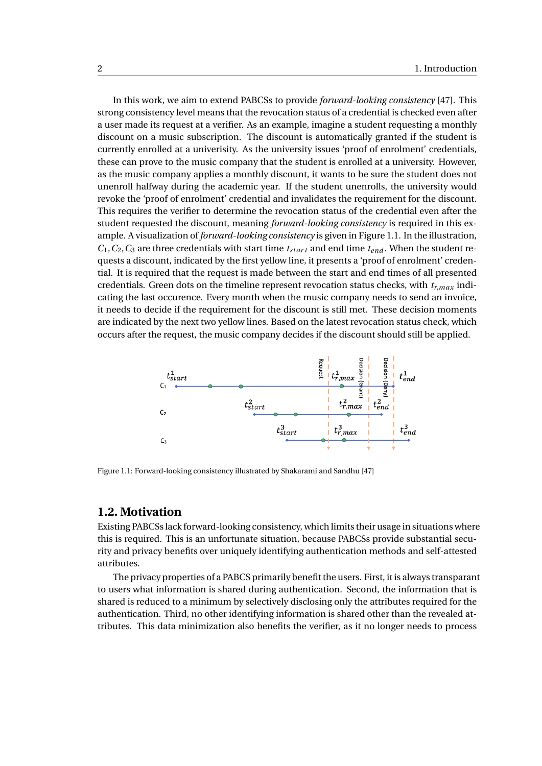In this work, we aim to extend PABCSs to provide *forward-looking consistency* [47]. This strong consistency level means that the revocation status of a credential is checked even after a user made its request at a verifier. As an example, imagine a student requesting a monthly discount on a music subscription. The discount is automatically granted if the student is currently enrolled at a univerisity. As the university issues 'proof of enrolment' credentials, these can prove to the music company that the student is enrolled at a university. However, as the music company applies a monthly discount, it wants to be sure the student does not unenroll halfway during the academic year. If the student unenrolls, the university would revoke the 'proof of enrolment' credential and invalidates the requirement for the discount. This requires the verifier to determine the revocation status of the credential even after the student requested the discount, meaning *forward-looking consistency* is required in this example. A visualization of *forward-looking consistency* is given in Figure 1.1. In the illustration, $C_1, C_2, C_3$ are three credentials with start time $t_{start}$ and end time $t_{end}$. When the student requests a discount, indicated by the first yellow line, it presents a 'proof of enrolment' credential. It is required that the request is made between the start and end times of all presented credentials. Green dots on the timeline represent revocation status checks, with $t_{r,max}$ indicating the last occurence. Every month when the music company needs to send an invoice, it needs to decide if the requirement for the discount is still met. These decision moments are indicated by the next two yellow lines. Based on the latest revocation status check, which occurs after the request, the music company decides if the discount should still be applied.

Figure 1.1: Forward-looking consistency illustrated by Shakarami and Sandhu [47]

## 1.2. Motivation

Existing PABCSs lack forward-looking consistency, which limits their usage in situations where this is required. This is an unfortunate situation, because PABCSs provide substantial security and privacy benefits over uniquely identifying authentication methods and self-attested attributes.

The privacy properties of a PABCS primarily benefit the users. First, it is always transparant to users what information is shared during authentication. Second, the information that is shared is reduced to a minimum by selectively disclosing only the attributes required for the authentication. Third, no other identifying information is shared other than the revealed attributes. This data minimization also benefits the verifier, as it no longer needs to process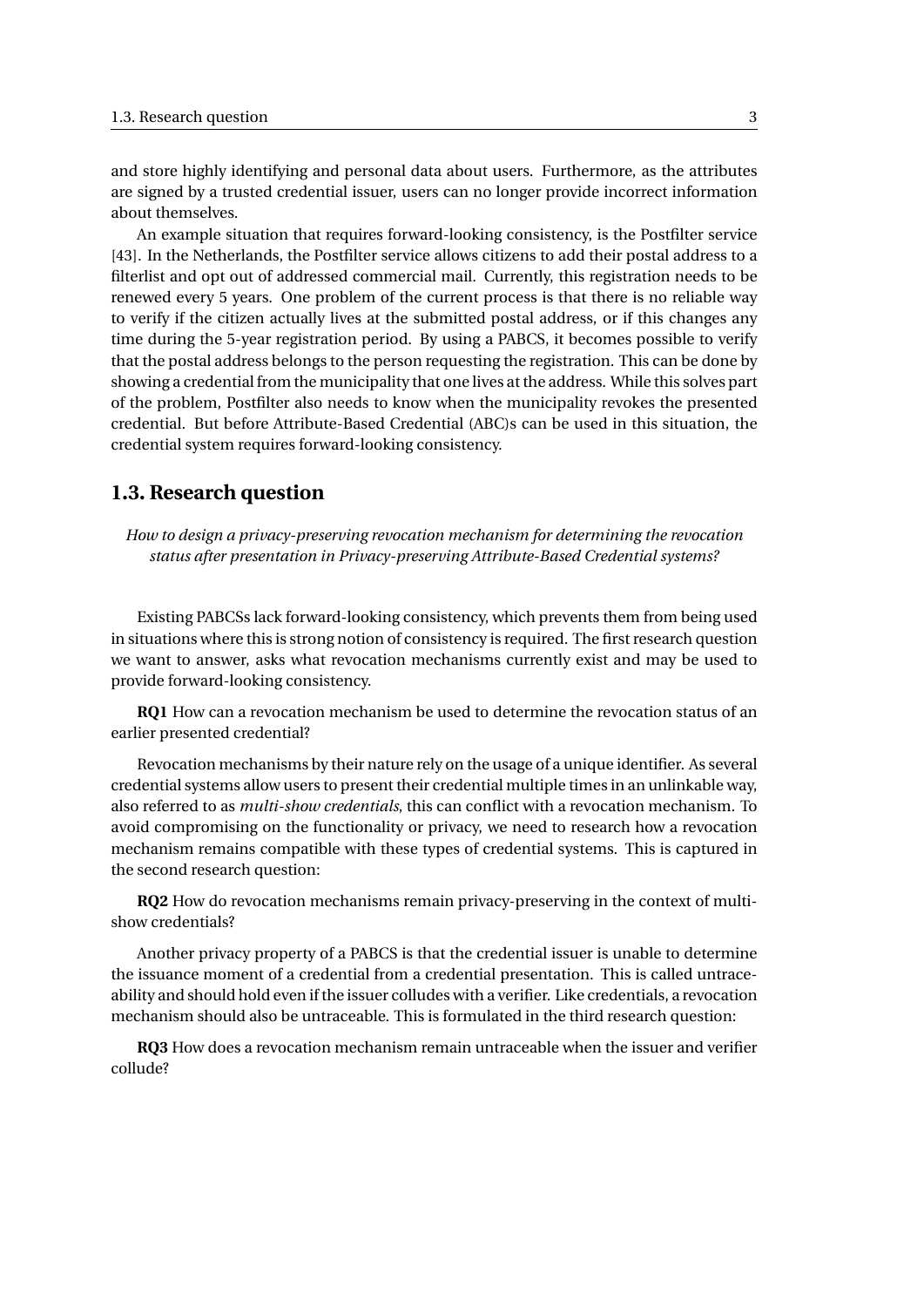and store highly identifying and personal data about users. Furthermore, as the attributes are signed by a trusted credential issuer, users can no longer provide incorrect information about themselves.

An example situation that requires forward-looking consistency, is the Postfilter service [43]. In the Netherlands, the Postfilter service allows citizens to add their postal address to a filterlist and opt out of addressed commercial mail. Currently, this registration needs to be renewed every 5 years. One problem of the current process is that there is no reliable way to verify if the citizen actually lives at the submitted postal address, or if this changes any time during the 5-year registration period. By using a PABCS, it becomes possible to verify that the postal address belongs to the person requesting the registration. This can be done by showing a credential from the municipality that one lives at the address. While this solves part of the problem, Postfilter also needs to know when the municipality revokes the presented credential. But before Attribute-Based Credential (ABC)s can be used in this situation, the credential system requires forward-looking consistency.

## 1.3. Research question

*How to design a privacy-preserving revocation mechanism for determining the revocation status after presentation in Privacy-preserving Attribute-Based Credential systems?*

Existing PABCSs lack forward-looking consistency, which prevents them from being used in situations where this is strong notion of consistency is required. The first research question we want to answer, asks what revocation mechanisms currently exist and may be used to provide forward-looking consistency.

**RQ1** How can a revocation mechanism be used to determine the revocation status of an earlier presented credential?

Revocation mechanisms by their nature rely on the usage of a unique identifier. As several credential systems allow users to present their credential multiple times in an unlinkable way, also referred to as *multi-show credentials*, this can conflict with a revocation mechanism. To avoid compromising on the functionality or privacy, we need to research how a revocation mechanism remains compatible with these types of credential systems. This is captured in the second research question:

**RQ2** How do revocation mechanisms remain privacy-preserving in the context of multi-show credentials?

Another privacy property of a PABCS is that the credential issuer is unable to determine the issuance moment of a credential from a credential presentation. This is called untraceability and should hold even if the issuer colludes with a verifier. Like credentials, a revocation mechanism should also be untraceable. This is formulated in the third research question:

**RQ3** How does a revocation mechanism remain untraceable when the issuer and verifier collude?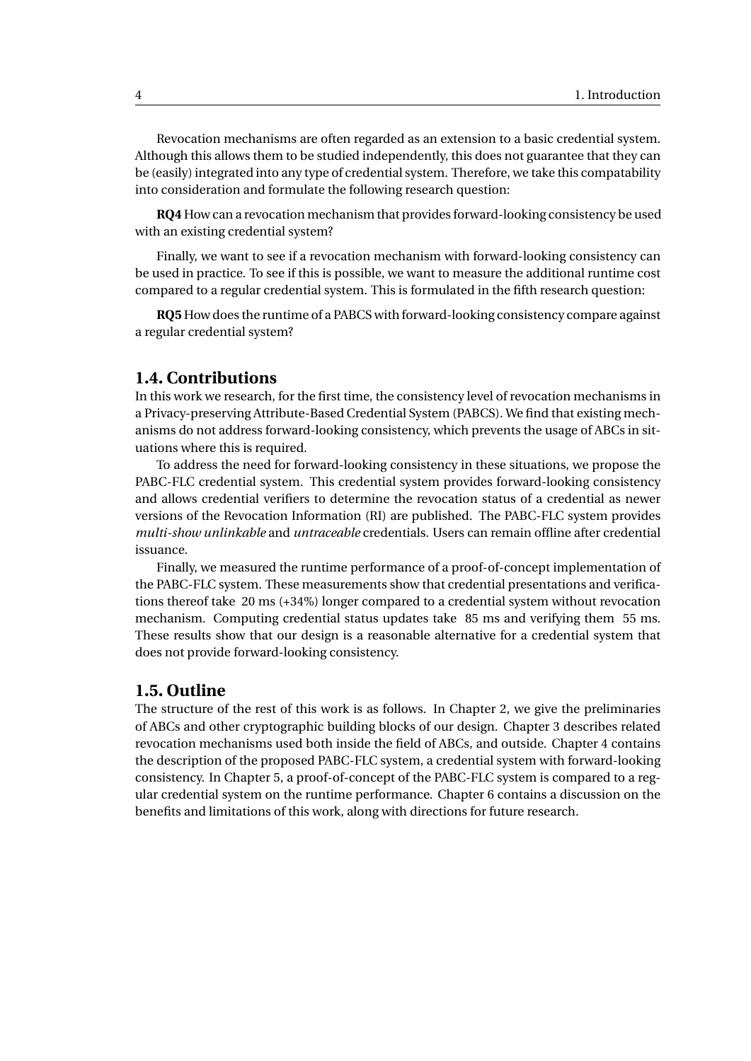Revocation mechanisms are often regarded as an extension to a basic credential system. Although this allows them to be studied independently, this does not guarantee that they can be (easily) integrated into any type of credential system. Therefore, we take this compatability into consideration and formulate the following research question:

**RQ4** How can a revocation mechanism that provides forward-looking consistency be used with an existing credential system?

Finally, we want to see if a revocation mechanism with forward-looking consistency can be used in practice. To see if this is possible, we want to measure the additional runtime cost compared to a regular credential system. This is formulated in the fifth research question:

**RQ5** How does the runtime of a PABCS with forward-looking consistency compare against a regular credential system?

## 1.4. Contributions

In this work we research, for the first time, the consistency level of revocation mechanisms in a Privacy-preserving Attribute-Based Credential System (PABCS). We find that existing mechanisms do not address forward-looking consistency, which prevents the usage of ABCs in situations where this is required.

To address the need for forward-looking consistency in these situations, we propose the PABC-FLC credential system. This credential system provides forward-looking consistency and allows credential verifiers to determine the revocation status of a credential as newer versions of the Revocation Information (RI) are published. The PABC-FLC system provides *multi-show unlinkable* and *untraceable* credentials. Users can remain offline after credential issuance.

Finally, we measured the runtime performance of a proof-of-concept implementation of the PABC-FLC system. These measurements show that credential presentations and verifications thereof take 20 ms (+34%) longer compared to a credential system without revocation mechanism. Computing credential status updates take 85 ms and verifying them 55 ms. These results show that our design is a reasonable alternative for a credential system that does not provide forward-looking consistency.

## 1.5. Outline

The structure of the rest of this work is as follows. In Chapter 2, we give the preliminaries of ABCs and other cryptographic building blocks of our design. Chapter 3 describes related revocation mechanisms used both inside the field of ABCs, and outside. Chapter 4 contains the description of the proposed PABC-FLC system, a credential system with forward-looking consistency. In Chapter 5, a proof-of-concept of the PABC-FLC system is compared to a regular credential system on the runtime performance. Chapter 6 contains a discussion on the benefits and limitations of this work, along with directions for future research.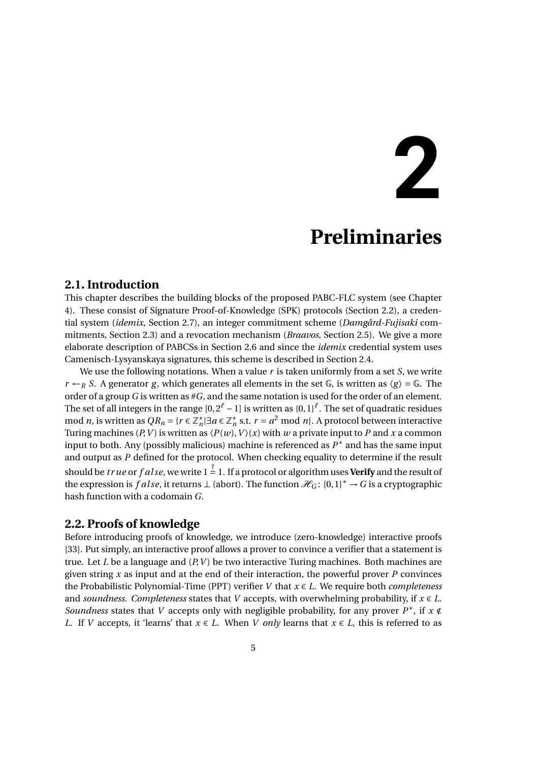# 2 Preliminaries

## 2.1. Introduction

This chapter describes the building blocks of the proposed PABC-FLC system (see Chapter 4). These consist of Signature Proof-of-Knowledge (SPK) protocols (Section 2.2), a credential system (*idemix*, Section 2.7), an integer commitment scheme (*Damgård-Fujisaki* commitments, Section 2.3) and a revocation mechanism (*Braavos*, Section 2.5). We give a more elaborate description of PABCSs in Section 2.6 and since the *idemix* credential system uses Camenisch-Lysyanskaya signatures, this scheme is described in Section 2.4.

We use the following notations. When a value $r$ is taken uniformly from a set $S$, we write $r \leftarrow_R S$. A generator $g$, which generates all elements in the set $\mathbb{G}$, is written as $\langle g \rangle = \mathbb{G}$. The order of a group $G$ is written as $\#G$, and the same notation is used for the order of an element. The set of all integers in the range $[0, 2^\ell - 1]$ is written as $\{0,1\}^\ell$. The set of quadratic residues mod $n$, is written as $QR_n = \{r \in \mathbb{Z}_n^* | \exists a \in \mathbb{Z}_n^* \text{ s.t. } r = a^2 \bmod n\}$. A protocol between interactive Turing machines $(P, V)$ is written as $\langle P(w), V \rangle(x)$ with $w$ a private input to $P$ and $x$ a common input to both. Any (possibly malicious) machine is referenced as $P^*$ and has the same input and output as $P$ defined for the protocol. When checking equality to determine if the result should be $true$ or $false$, we write $1 \stackrel{?}{=} 1$. If a protocol or algorithm uses **Verify** and the result of the expression is $false$, it returns $\perp$ (abort). The function $\mathcal{H}_G \colon \{0,1\}^* \to G$ is a cryptographic hash function with a codomain $G$.

## 2.2. Proofs of knowledge

Before introducing proofs of knowledge, we introduce (zero-knowledge) interactive proofs [33]. Put simply, an interactive proof allows a prover to convince a verifier that a statement is true. Let $L$ be a language and $(P, V)$ be two interactive Turing machines. Both machines are given string $x$ as input and at the end of their interaction, the powerful prover $P$ convinces the Probabilistic Polynomial-Time (PPT) verifier $V$ that $x \in L$. We require both *completeness* and *soundness*. *Completeness* states that $V$ accepts, with overwhelming probability, if $x \in L$. *Soundness* states that $V$ accepts only with negligible probability, for any prover $P^*$, if $x \notin L$. If $V$ accepts, it 'learns' that $x \in L$. When $V$ *only* learns that $x \in L$, this is referred to as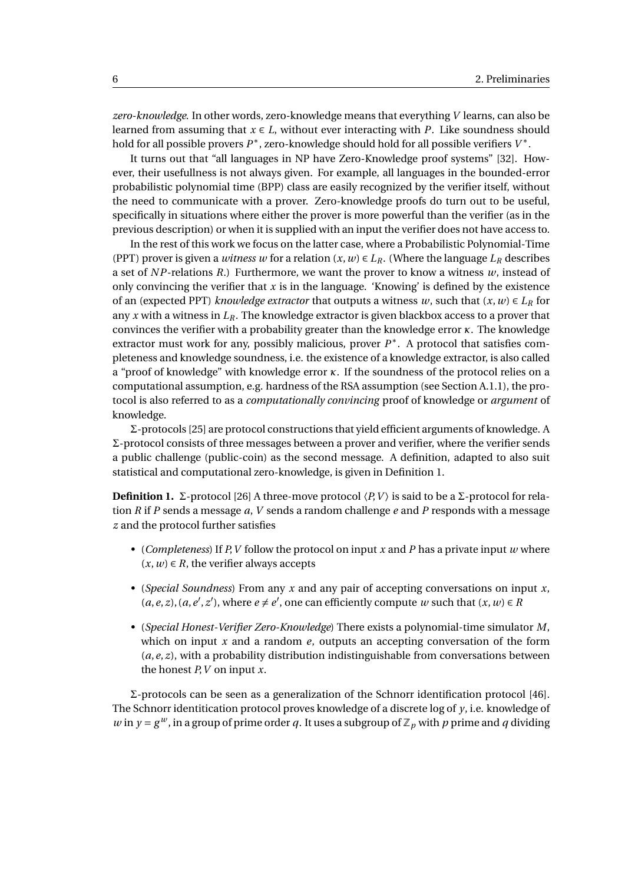*zero-knowledge*. In other words, zero-knowledge means that everything $V$ learns, can also be learned from assuming that $x \in L$, without ever interacting with $P$. Like soundness should hold for all possible provers $P^*$, zero-knowledge should hold for all possible verifiers $V^*$.

It turns out that "all languages in NP have Zero-Knowledge proof systems" [32]. However, their usefullness is not always given. For example, all languages in the bounded-error probabilistic polynomial time (BPP) class are easily recognized by the verifier itself, without the need to communicate with a prover. Zero-knowledge proofs do turn out to be useful, specifically in situations where either the prover is more powerful than the verifier (as in the previous description) or when it is supplied with an input the verifier does not have access to.

In the rest of this work we focus on the latter case, where a Probabilistic Polynomial-Time (PPT) prover is given a *witness* $w$ for a relation $(x, w) \in L_R$. (Where the language $L_R$ describes a set of $NP$-relations $R$.) Furthermore, we want the prover to know a witness $w$, instead of only convincing the verifier that $x$ is in the language. 'Knowing' is defined by the existence of an (expected PPT) *knowledge extractor* that outputs a witness $w$, such that $(x, w) \in L_R$ for any $x$ with a witness in $L_R$. The knowledge extractor is given blackbox access to a prover that convinces the verifier with a probability greater than the knowledge error $\kappa$. The knowledge extractor must work for any, possibly malicious, prover $P^*$. A protocol that satisfies completeness and knowledge soundness, i.e. the existence of a knowledge extractor, is also called a "proof of knowledge" with knowledge error $\kappa$. If the soundness of the protocol relies on a computational assumption, e.g. hardness of the RSA assumption (see Section A.1.1), the protocol is also referred to as a *computationally convincing* proof of knowledge or *argument* of knowledge.

$\Sigma$-protocols [25] are protocol constructions that yield efficient arguments of knowledge. A $\Sigma$-protocol consists of three messages between a prover and verifier, where the verifier sends a public challenge (public-coin) as the second message. A definition, adapted to also suit statistical and computational zero-knowledge, is given in Definition 1.

**Definition 1.** $\Sigma$-protocol [26] A three-move protocol $\langle P, V\rangle$ is said to be a $\Sigma$-protocol for relation $R$ if $P$ sends a message $a$, $V$ sends a random challenge $e$ and $P$ responds with a message $z$ and the protocol further satisfies

- (*Completeness*) If $P, V$ follow the protocol on input $x$ and $P$ has a private input $w$ where $(x, w) \in R$, the verifier always accepts
- (*Special Soundness*) From any $x$ and any pair of accepting conversations on input $x$, $(a, e, z), (a, e', z')$, where $e \neq e'$, one can efficiently compute $w$ such that $(x, w) \in R$
- (*Special Honest-Verifier Zero-Knowledge*) There exists a polynomial-time simulator $M$, which on input $x$ and a random $e$, outputs an accepting conversation of the form $(a, e, z)$, with a probability distribution indistinguishable from conversations between the honest $P, V$ on input $x$.

$\Sigma$-protocols can be seen as a generalization of the Schnorr identification protocol [46]. The Schnorr identitication protocol proves knowledge of a discrete log of $y$, i.e. knowledge of $w$ in $y = g^w$, in a group of prime order $q$. It uses a subgroup of $\mathbb{Z}_p$ with $p$ prime and $q$ dividing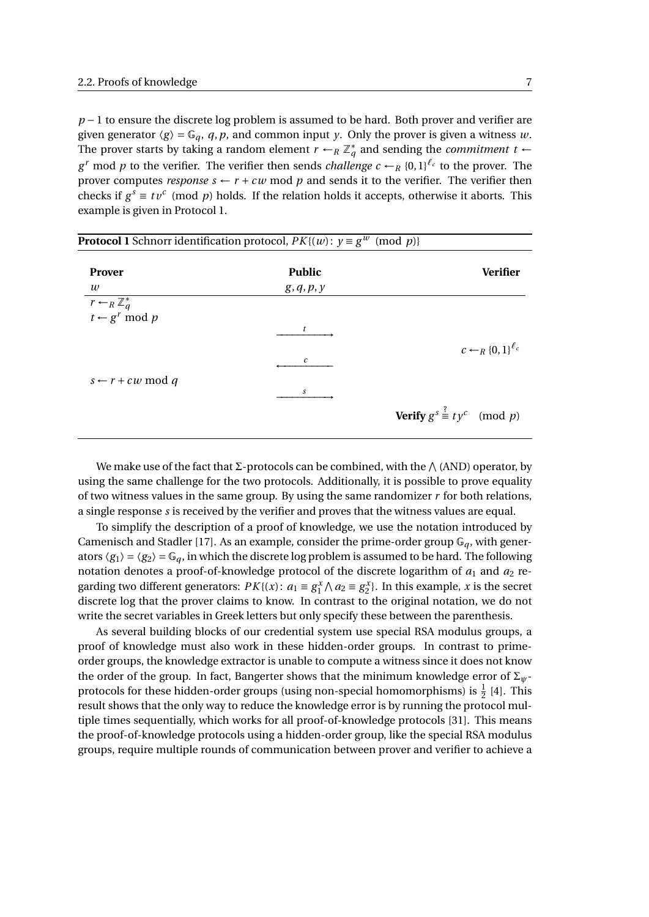$p-1$ to ensure the discrete log problem is assumed to be hard. Both prover and verifier are given generator $\langle g \rangle = \mathbb{G}_q$, $q, p$, and common input $y$. Only the prover is given a witness $w$. The prover starts by taking a random element $r \leftarrow_R \mathbb{Z}_q^*$ and sending the *commitment* $t \leftarrow g^r \bmod p$ to the verifier. The verifier then sends *challenge* $c \leftarrow_R \{0,1\}^{\ell_c}$ to the prover. The prover computes *response* $s \leftarrow r + cw \bmod p$ and sends it to the verifier. The verifier then checks if $g^s \equiv tv^c \pmod{p}$ holds. If the relation holds it accepts, otherwise it aborts. This example is given in Protocol 1.

**Protocol 1** Schnorr identification protocol, $PK\{(w)\colon y \equiv g^w \pmod{p}\}$

| **Prover** | **Public** | **Verifier** |
|---|---|---|
| $w$ | $g, q, p, y$ | |
| $r \leftarrow_R \mathbb{Z}_q^*$ | | |
| $t \leftarrow g^r \bmod p$ | | |
| | $\xrightarrow{\quad t \quad}$ | |
| | | $c \leftarrow_R \{0,1\}^{\ell_c}$ |
| | $\xleftarrow{\quad c \quad}$ | |
| $s \leftarrow r + cw \bmod q$ | | |
| | $\xrightarrow{\quad s \quad}$ | |
| | | **Verify** $g^s \stackrel{?}{\equiv} ty^c \pmod{p}$ |

We make use of the fact that Σ-protocols can be combined, with the $\bigwedge$ (AND) operator, by using the same challenge for the two protocols. Additionally, it is possible to prove equality of two witness values in the same group. By using the same randomizer $r$ for both relations, a single response $s$ is received by the verifier and proves that the witness values are equal.

To simplify the description of a proof of knowledge, we use the notation introduced by Camenisch and Stadler [17]. As an example, consider the prime-order group $\mathbb{G}_q$, with generators $\langle g_1 \rangle = \langle g_2 \rangle = \mathbb{G}_q$, in which the discrete log problem is assumed to be hard. The following notation denotes a proof-of-knowledge protocol of the discrete logarithm of $a_1$ and $a_2$ regarding two different generators: $PK\{(x)\colon a_1 \equiv g_1^x \bigwedge a_2 \equiv g_2^x\}$. In this example, $x$ is the secret discrete log that the prover claims to know. In contrast to the original notation, we do not write the secret variables in Greek letters but only specify these between the parenthesis.

As several building blocks of our credential system use special RSA modulus groups, a proof of knowledge must also work in these hidden-order groups. In contrast to prime-order groups, the knowledge extractor is unable to compute a witness since it does not know the order of the group. In fact, Bangerter shows that the minimum knowledge error of $\Sigma_\psi$-protocols for these hidden-order groups (using non-special homomorphisms) is $\frac{1}{2}$ [4]. This result shows that the only way to reduce the knowledge error is by running the protocol multiple times sequentially, which works for all proof-of-knowledge protocols [31]. This means the proof-of-knowledge protocols using a hidden-order group, like the special RSA modulus groups, require multiple rounds of communication between prover and verifier to achieve a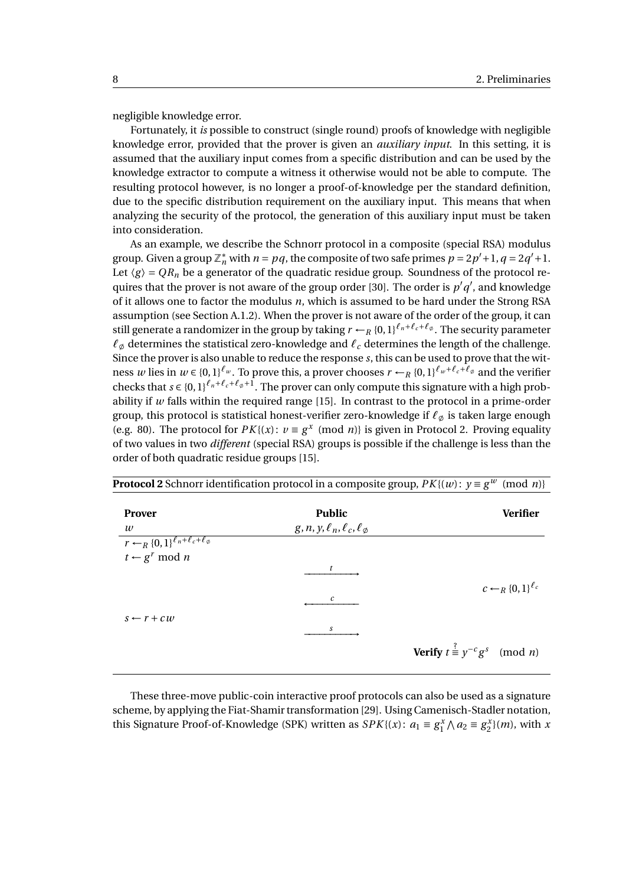negligible knowledge error.

Fortunately, it *is* possible to construct (single round) proofs of knowledge with negligible knowledge error, provided that the prover is given an *auxiliary input*. In this setting, it is assumed that the auxiliary input comes from a specific distribution and can be used by the knowledge extractor to compute a witness it otherwise would not be able to compute. The resulting protocol however, is no longer a proof-of-knowledge per the standard definition, due to the specific distribution requirement on the auxiliary input. This means that when analyzing the security of the protocol, the generation of this auxiliary input must be taken into consideration.

As an example, we describe the Schnorr protocol in a composite (special RSA) modulus group. Given a group $\mathbb{Z}_n^*$ with $n = pq$, the composite of two safe primes $p = 2p'+1, q = 2q'+1$. Let $\langle g \rangle = QR_n$ be a generator of the quadratic residue group. Soundness of the protocol requires that the prover is not aware of the group order [30]. The order is $p'q'$, and knowledge of it allows one to factor the modulus $n$, which is assumed to be hard under the Strong RSA assumption (see Section A.1.2). When the prover is not aware of the order of the group, it can still generate a randomizer in the group by taking $r \leftarrow_R \{0,1\}^{\ell_n+\ell_c+\ell_\varnothing}$. The security parameter $\ell_\varnothing$ determines the statistical zero-knowledge and $\ell_c$ determines the length of the challenge. Since the prover is also unable to reduce the response $s$, this can be used to prove that the witness $w$ lies in $w \in \{0,1\}^{\ell_w}$. To prove this, a prover chooses $r \leftarrow_R \{0,1\}^{\ell_w+\ell_c+\ell_\varnothing}$ and the verifier checks that $s \in \{0,1\}^{\ell_n+\ell_c+\ell_\varnothing+1}$. The prover can only compute this signature with a high probability if $w$ falls within the required range [15]. In contrast to the protocol in a prime-order group, this protocol is statistical honest-verifier zero-knowledge if $\ell_\varnothing$ is taken large enough (e.g. 80). The protocol for $PK\{(x) \colon v \equiv g^x \pmod{n}\}$ is given in Protocol 2. Proving equality of two values in two *different* (special RSA) groups is possible if the challenge is less than the order of both quadratic residue groups [15].

**Protocol 2** Schnorr identification protocol in a composite group, $PK\{(w) \colon y \equiv g^w \pmod{n}\}$

| **Prover** | **Public** | **Verifier** |
|---|---|---|
| $w$ | $g, n, y, \ell_n, \ell_c, \ell_\varnothing$ | |
| $r \leftarrow_R \{0,1\}^{\ell_n+\ell_c+\ell_\varnothing}$ | | |
| $t \leftarrow g^r \bmod n$ | | |
| | $\xrightarrow{t}$ | |
| | | $c \leftarrow_R \{0,1\}^{\ell_c}$ |
| | $\xleftarrow{c}$ | |
| $s \leftarrow r + cw$ | | |
| | $\xrightarrow{s}$ | |
| | | **Verify** $t \stackrel{?}{\equiv} y^{-c} g^s \pmod{n}$ |

These three-move public-coin interactive proof protocols can also be used as a signature scheme, by applying the Fiat-Shamir transformation [29]. Using Camenisch-Stadler notation, this Signature Proof-of-Knowledge (SPK) written as $SPK\{(x) \colon a_1 \equiv g_1^x \wedge a_2 \equiv g_2^x\}(m)$, with $x$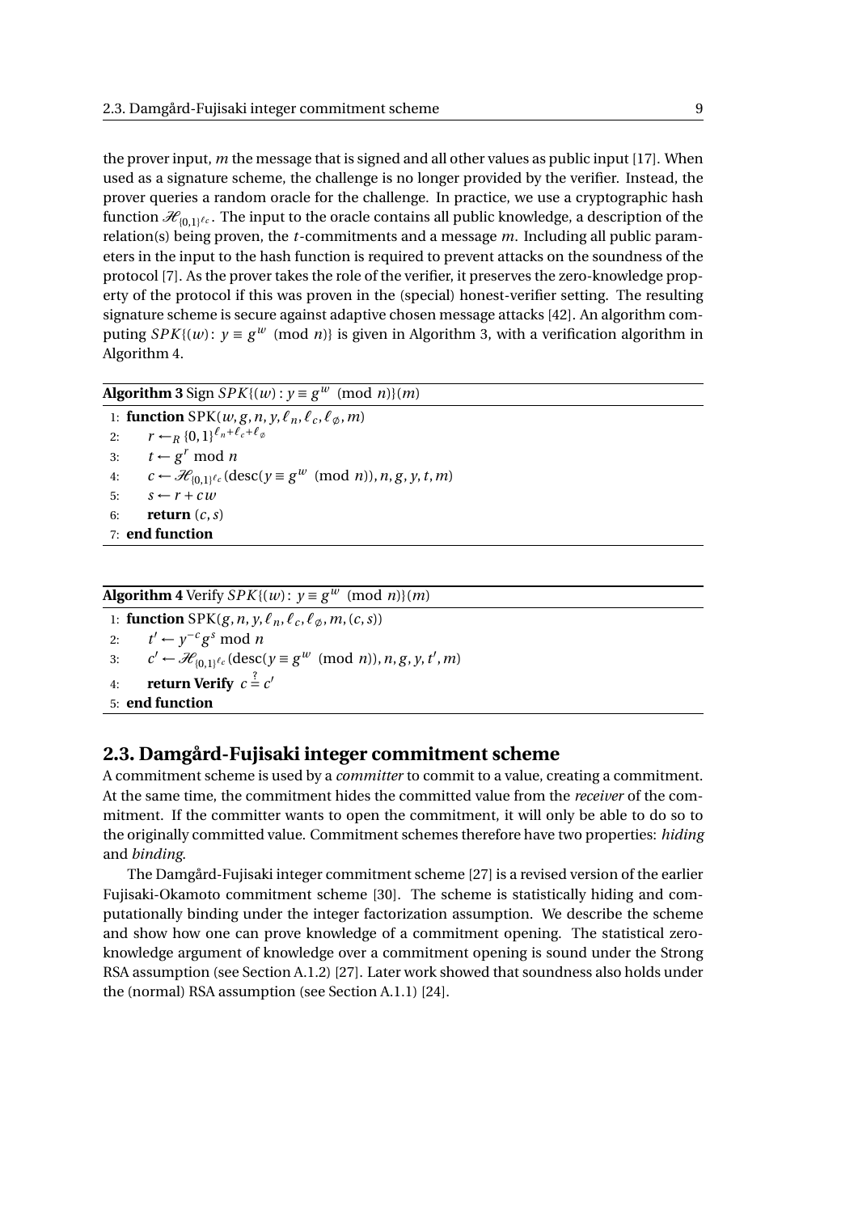the prover input, $m$ the message that is signed and all other values as public input [17]. When used as a signature scheme, the challenge is no longer provided by the verifier. Instead, the prover queries a random oracle for the challenge. In practice, we use a cryptographic hash function $\mathscr{H}_{\{0,1\}^{\ell_c}}$. The input to the oracle contains all public knowledge, a description of the relation(s) being proven, the $t$-commitments and a message $m$. Including all public parameters in the input to the hash function is required to prevent attacks on the soundness of the protocol [7]. As the prover takes the role of the verifier, it preserves the zero-knowledge property of the protocol if this was proven in the (special) honest-verifier setting. The resulting signature scheme is secure against adaptive chosen message attacks [42]. An algorithm computing $SPK\{(w)\colon y \equiv g^w \pmod{n}\}$ is given in Algorithm 3, with a verification algorithm in Algorithm 4.

**Algorithm 3** Sign $SPK\{(w): y \equiv g^w \pmod{n}\}(m)$

```
1: function SPK(w, g, n, y, ℓ_n, ℓ_c, ℓ_∅, m)
2:     r ←_R {0,1}^(ℓ_n+ℓ_c+ℓ_∅)
3:     t ← g^r mod n
4:     c ← H_{0,1}^ℓ_c(desc(y ≡ g^w (mod n)), n, g, y, t, m)
5:     s ← r + cw
6:     return (c, s)
7: end function
```

**Algorithm 4** Verify $SPK\{(w)\colon y \equiv g^w \pmod{n}\}(m)$

```
1: function SPK(g, n, y, ℓ_n, ℓ_c, ℓ_∅, m, (c, s))
2:     t' ← y^(-c) g^s mod n
3:     c' ← H_{0,1}^ℓ_c(desc(y ≡ g^w (mod n)), n, g, y, t', m)
4:     return Verify c ?= c'
5: end function
```

## 2.3. Damgård-Fujisaki integer commitment scheme

A commitment scheme is used by a *committer* to commit to a value, creating a commitment. At the same time, the commitment hides the committed value from the *receiver* of the commitment. If the committer wants to open the commitment, it will only be able to do so to the originally committed value. Commitment schemes therefore have two properties: *hiding* and *binding*.

The Damgård-Fujisaki integer commitment scheme [27] is a revised version of the earlier Fujisaki-Okamoto commitment scheme [30]. The scheme is statistically hiding and computationally binding under the integer factorization assumption. We describe the scheme and show how one can prove knowledge of a commitment opening. The statistical zero-knowledge argument of knowledge over a commitment opening is sound under the Strong RSA assumption (see Section A.1.2) [27]. Later work showed that soundness also holds under the (normal) RSA assumption (see Section A.1.1) [24].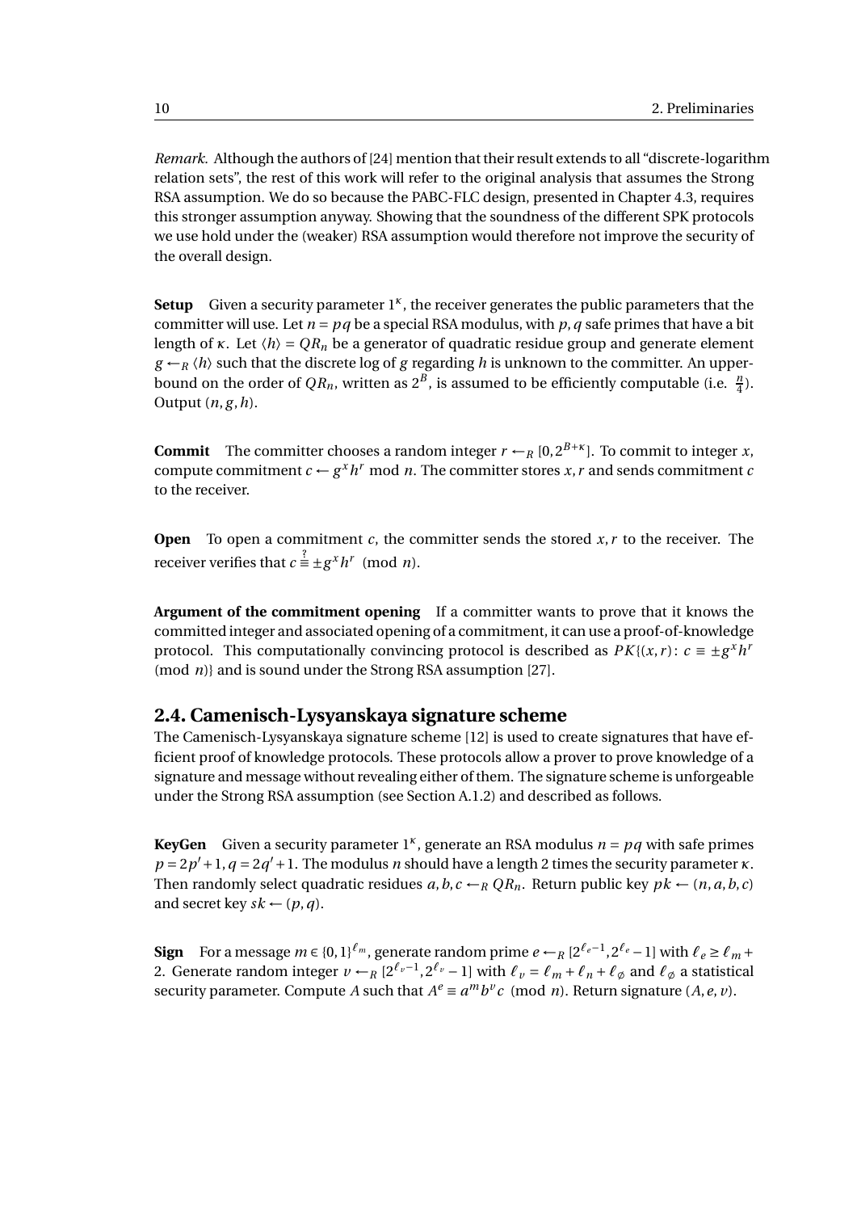*Remark.* Although the authors of [24] mention that their result extends to all "discrete-logarithm relation sets", the rest of this work will refer to the original analysis that assumes the Strong RSA assumption. We do so because the PABC-FLC design, presented in Chapter 4.3, requires this stronger assumption anyway. Showing that the soundness of the different SPK protocols we use hold under the (weaker) RSA assumption would therefore not improve the security of the overall design.

**Setup** Given a security parameter $1^\kappa$, the receiver generates the public parameters that the committer will use. Let $n = pq$ be a special RSA modulus, with $p, q$ safe primes that have a bit length of $\kappa$. Let $\langle h \rangle = QR_n$ be a generator of quadratic residue group and generate element $g \leftarrow_R \langle h \rangle$ such that the discrete log of $g$ regarding $h$ is unknown to the committer. An upper-bound on the order of $QR_n$, written as $2^B$, is assumed to be efficiently computable (i.e. $\frac{n}{4}$). Output $(n, g, h)$.

**Commit** The committer chooses a random integer $r \leftarrow_R [0, 2^{B+\kappa}]$. To commit to integer $x$, compute commitment $c \leftarrow g^x h^r \bmod n$. The committer stores $x, r$ and sends commitment $c$ to the receiver.

**Open** To open a commitment $c$, the committer sends the stored $x, r$ to the receiver. The receiver verifies that $c \stackrel{?}{\equiv} \pm g^x h^r \pmod{n}$.

**Argument of the commitment opening** If a committer wants to prove that it knows the committed integer and associated opening of a commitment, it can use a proof-of-knowledge protocol. This computationally convincing protocol is described as $PK\{(x, r) \colon c \equiv \pm g^x h^r \pmod{n}\}$ and is sound under the Strong RSA assumption [27].

## 2.4. Camenisch-Lysyanskaya signature scheme

The Camenisch-Lysyanskaya signature scheme [12] is used to create signatures that have efficient proof of knowledge protocols. These protocols allow a prover to prove knowledge of a signature and message without revealing either of them. The signature scheme is unforgeable under the Strong RSA assumption (see Section A.1.2) and described as follows.

**KeyGen** Given a security parameter $1^\kappa$, generate an RSA modulus $n = pq$ with safe primes $p = 2p' + 1, q = 2q' + 1$. The modulus $n$ should have a length 2 times the security parameter $\kappa$. Then randomly select quadratic residues $a, b, c \leftarrow_R QR_n$. Return public key $pk \leftarrow (n, a, b, c)$ and secret key $sk \leftarrow (p, q)$.

**Sign** For a message $m \in \{0,1\}^{\ell_m}$, generate random prime $e \leftarrow_R [2^{\ell_e - 1}, 2^{\ell_e} - 1]$ with $\ell_e \geq \ell_m + 2$. Generate random integer $v \leftarrow_R [2^{\ell_v - 1}, 2^{\ell_v} - 1]$ with $\ell_v = \ell_m + \ell_n + \ell_\varnothing$ and $\ell_\varnothing$ a statistical security parameter. Compute $A$ such that $A^e \equiv a^m b^v c \pmod{n}$. Return signature $(A, e, v)$.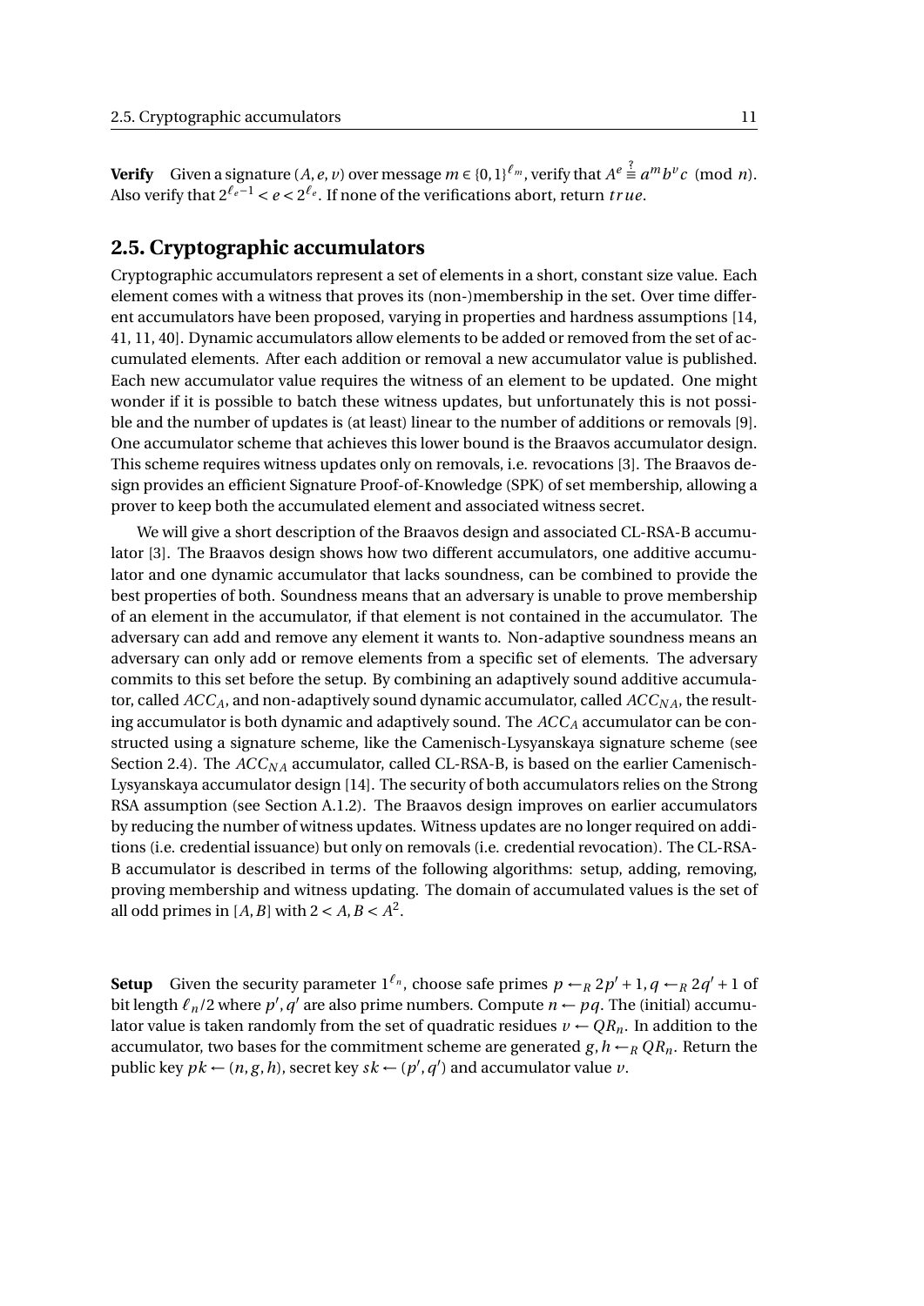**Verify** Given a signature $(A, e, v)$ over message $m \in \{0,1\}^{\ell_m}$, verify that $A^e \stackrel{?}{\equiv} a^m b^v c \pmod{n}$. Also verify that $2^{\ell_e - 1} < e < 2^{\ell_e}$. If none of the verifications abort, return $true$.

## 2.5. Cryptographic accumulators

Cryptographic accumulators represent a set of elements in a short, constant size value. Each element comes with a witness that proves its (non-)membership in the set. Over time different accumulators have been proposed, varying in properties and hardness assumptions [14, 41, 11, 40]. Dynamic accumulators allow elements to be added or removed from the set of accumulated elements. After each addition or removal a new accumulator value is published. Each new accumulator value requires the witness of an element to be updated. One might wonder if it is possible to batch these witness updates, but unfortunately this is not possible and the number of updates is (at least) linear to the number of additions or removals [9]. One accumulator scheme that achieves this lower bound is the Braavos accumulator design. This scheme requires witness updates only on removals, i.e. revocations [3]. The Braavos design provides an efficient Signature Proof-of-Knowledge (SPK) of set membership, allowing a prover to keep both the accumulated element and associated witness secret.

We will give a short description of the Braavos design and associated CL-RSA-B accumulator [3]. The Braavos design shows how two different accumulators, one additive accumulator and one dynamic accumulator that lacks soundness, can be combined to provide the best properties of both. Soundness means that an adversary is unable to prove membership of an element in the accumulator, if that element is not contained in the accumulator. The adversary can add and remove any element it wants to. Non-adaptive soundness means an adversary can only add or remove elements from a specific set of elements. The adversary commits to this set before the setup. By combining an adaptively sound additive accumulator, called $ACC_A$, and non-adaptively sound dynamic accumulator, called $ACC_{NA}$, the resulting accumulator is both dynamic and adaptively sound. The $ACC_A$ accumulator can be constructed using a signature scheme, like the Camenisch-Lysyanskaya signature scheme (see Section 2.4). The $ACC_{NA}$ accumulator, called CL-RSA-B, is based on the earlier Camenisch-Lysyanskaya accumulator design [14]. The security of both accumulators relies on the Strong RSA assumption (see Section A.1.2). The Braavos design improves on earlier accumulators by reducing the number of witness updates. Witness updates are no longer required on additions (i.e. credential issuance) but only on removals (i.e. credential revocation). The CL-RSA-B accumulator is described in terms of the following algorithms: setup, adding, removing, proving membership and witness updating. The domain of accumulated values is the set of all odd primes in $[A, B]$ with $2 < A, B < A^2$.

**Setup** Given the security parameter $1^{\ell_n}$, choose safe primes $p \leftarrow_R 2p' + 1, q \leftarrow_R 2q' + 1$ of bit length $\ell_n/2$ where $p', q'$ are also prime numbers. Compute $n \leftarrow pq$. The (initial) accumulator value is taken randomly from the set of quadratic residues $v \leftarrow QR_n$. In addition to the accumulator, two bases for the commitment scheme are generated $g, h \leftarrow_R QR_n$. Return the public key $pk \leftarrow (n, g, h)$, secret key $sk \leftarrow (p', q')$ and accumulator value $v$.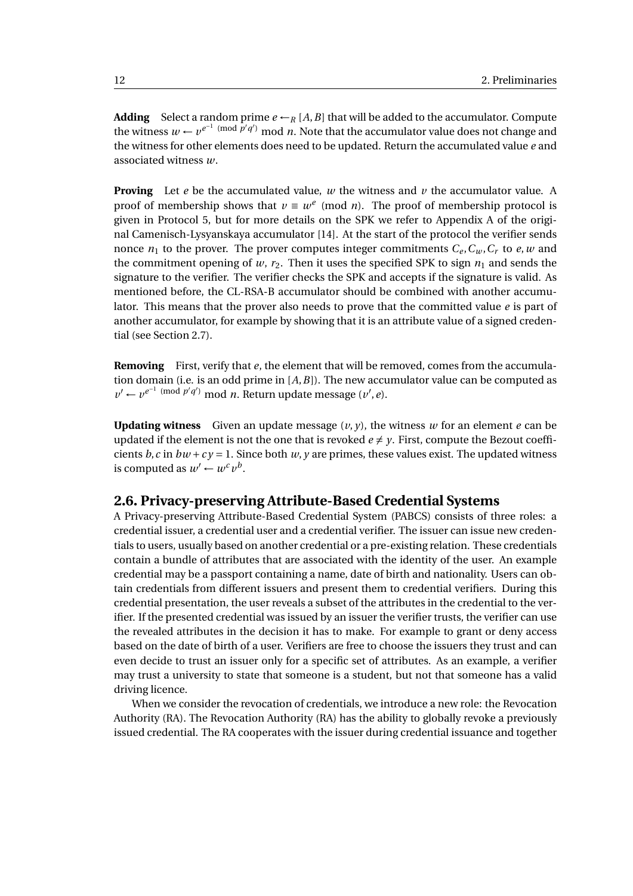**Adding** Select a random prime $e \leftarrow_R [A, B]$ that will be added to the accumulator. Compute the witness $w \leftarrow v^{e^{-1} \pmod{p'q'}} \bmod n$. Note that the accumulator value does not change and the witness for other elements does need to be updated. Return the accumulated value $e$ and associated witness $w$.

**Proving** Let $e$ be the accumulated value, $w$ the witness and $v$ the accumulator value. A proof of membership shows that $v \equiv w^e \pmod{n}$. The proof of membership protocol is given in Protocol 5, but for more details on the SPK we refer to Appendix A of the original Camenisch-Lysyanskaya accumulator [14]. At the start of the protocol the verifier sends nonce $n_1$ to the prover. The prover computes integer commitments $C_e, C_w, C_r$ to $e, w$ and the commitment opening of $w$, $r_2$. Then it uses the specified SPK to sign $n_1$ and sends the signature to the verifier. The verifier checks the SPK and accepts if the signature is valid. As mentioned before, the CL-RSA-B accumulator should be combined with another accumulator. This means that the prover also needs to prove that the committed value $e$ is part of another accumulator, for example by showing that it is an attribute value of a signed credential (see Section 2.7).

**Removing** First, verify that $e$, the element that will be removed, comes from the accumulation domain (i.e. is an odd prime in $[A, B]$). The new accumulator value can be computed as $v' \leftarrow v^{e^{-1} \pmod{p'q'}} \bmod n$. Return update message $(v', e)$.

**Updating witness** Given an update message $(v, y)$, the witness $w$ for an element $e$ can be updated if the element is not the one that is revoked $e \neq y$. First, compute the Bezout coefficients $b, c$ in $bw + cy = 1$. Since both $w, y$ are primes, these values exist. The updated witness is computed as $w' \leftarrow w^c v^b$.

## 2.6. Privacy-preserving Attribute-Based Credential Systems

A Privacy-preserving Attribute-Based Credential System (PABCS) consists of three roles: a credential issuer, a credential user and a credential verifier. The issuer can issue new credentials to users, usually based on another credential or a pre-existing relation. These credentials contain a bundle of attributes that are associated with the identity of the user. An example credential may be a passport containing a name, date of birth and nationality. Users can obtain credentials from different issuers and present them to credential verifiers. During this credential presentation, the user reveals a subset of the attributes in the credential to the verifier. If the presented credential was issued by an issuer the verifier trusts, the verifier can use the revealed attributes in the decision it has to make. For example to grant or deny access based on the date of birth of a user. Verifiers are free to choose the issuers they trust and can even decide to trust an issuer only for a specific set of attributes. As an example, a verifier may trust a university to state that someone is a student, but not that someone has a valid driving licence.

When we consider the revocation of credentials, we introduce a new role: the Revocation Authority (RA). The Revocation Authority (RA) has the ability to globally revoke a previously issued credential. The RA cooperates with the issuer during credential issuance and together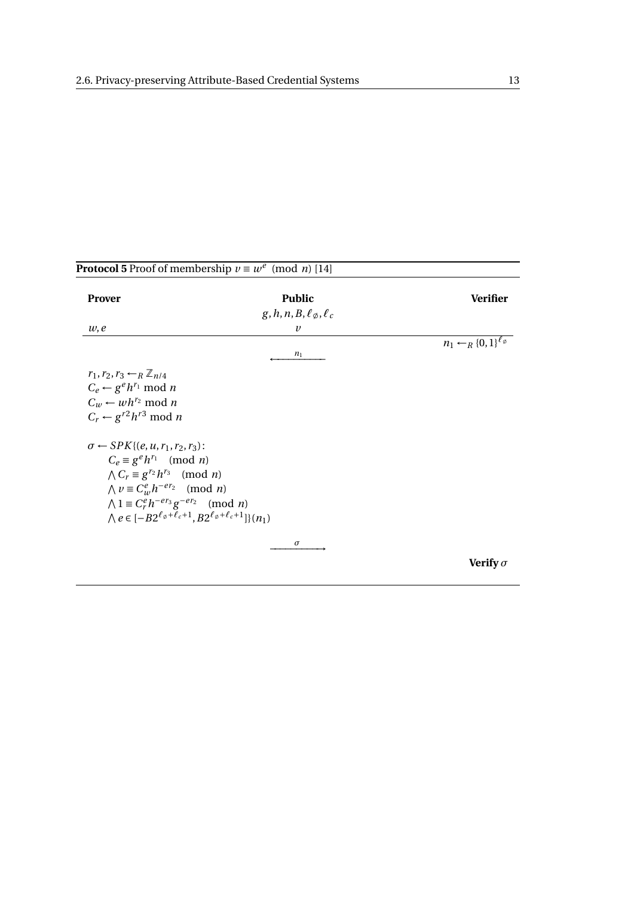**Protocol 5** Proof of membership $v \equiv w^e \pmod{n}$ [14]

| **Prover** | **Public** | **Verifier** |
|---|---|---|
| | $g, h, n, B, \ell_\varnothing, \ell_c$ | |
| $w, e$ | $v$ | |
| | | $n_1 \leftarrow_R \{0,1\}^{\ell_\varnothing}$ |
| | $\xleftarrow{\quad n_1 \quad}$ | |

$r_1, r_2, r_3 \leftarrow_R \mathbb{Z}_{n/4}$

$C_e \leftarrow g^e h^{r_1} \bmod n$

$C_w \leftarrow w h^{r_2} \bmod n$

$C_r \leftarrow g^{r2} h^{r3} \bmod n$

$\sigma \leftarrow SPK\{(e, u, r_1, r_2, r_3):$

$\quad C_e \equiv g^e h^{r_1} \pmod{n}$

$\quad \bigwedge C_r \equiv g^{r_2} h^{r_3} \pmod{n}$

$\quad \bigwedge v \equiv C_w^e h^{-er_2} \pmod{n}$

$\quad \bigwedge 1 \equiv C_r^e h^{-er_3} g^{-er_2} \pmod{n}$

$\quad \bigwedge e \in [-B2^{\ell_\varnothing+\ell_c+1}, B2^{\ell_\varnothing+\ell_c+1}]\}(n_1)$

$$\xrightarrow{\quad \sigma \quad}$$

**Verify** $\sigma$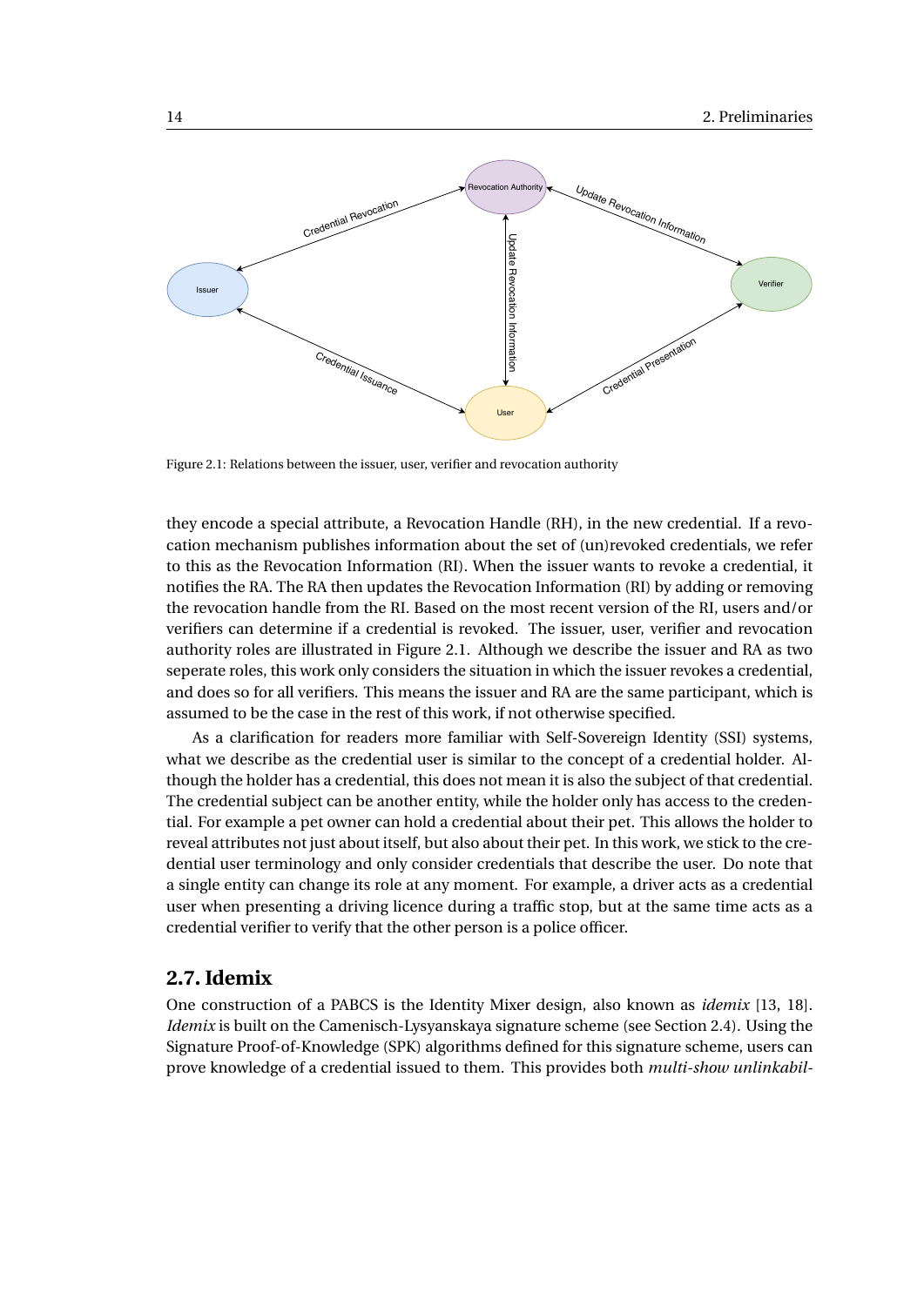Figure 2.1: Relations between the issuer, user, verifier and revocation authority

they encode a special attribute, a Revocation Handle (RH), in the new credential. If a revocation mechanism publishes information about the set of (un)revoked credentials, we refer to this as the Revocation Information (RI). When the issuer wants to revoke a credential, it notifies the RA. The RA then updates the Revocation Information (RI) by adding or removing the revocation handle from the RI. Based on the most recent version of the RI, users and/or verifiers can determine if a credential is revoked. The issuer, user, verifier and revocation authority roles are illustrated in Figure 2.1. Although we describe the issuer and RA as two seperate roles, this work only considers the situation in which the issuer revokes a credential, and does so for all verifiers. This means the issuer and RA are the same participant, which is assumed to be the case in the rest of this work, if not otherwise specified.

As a clarification for readers more familiar with Self-Sovereign Identity (SSI) systems, what we describe as the credential user is similar to the concept of a credential holder. Although the holder has a credential, this does not mean it is also the subject of that credential. The credential subject can be another entity, while the holder only has access to the credential. For example a pet owner can hold a credential about their pet. This allows the holder to reveal attributes not just about itself, but also about their pet. In this work, we stick to the credential user terminology and only consider credentials that describe the user. Do note that a single entity can change its role at any moment. For example, a driver acts as a credential user when presenting a driving licence during a traffic stop, but at the same time acts as a credential verifier to verify that the other person is a police officer.

## 2.7. Idemix

One construction of a PABCS is the Identity Mixer design, also known as *idemix* [13, 18]. *Idemix* is built on the Camenisch-Lysyanskaya signature scheme (see Section 2.4). Using the Signature Proof-of-Knowledge (SPK) algorithms defined for this signature scheme, users can prove knowledge of a credential issued to them. This provides both *multi-show unlinkabil-*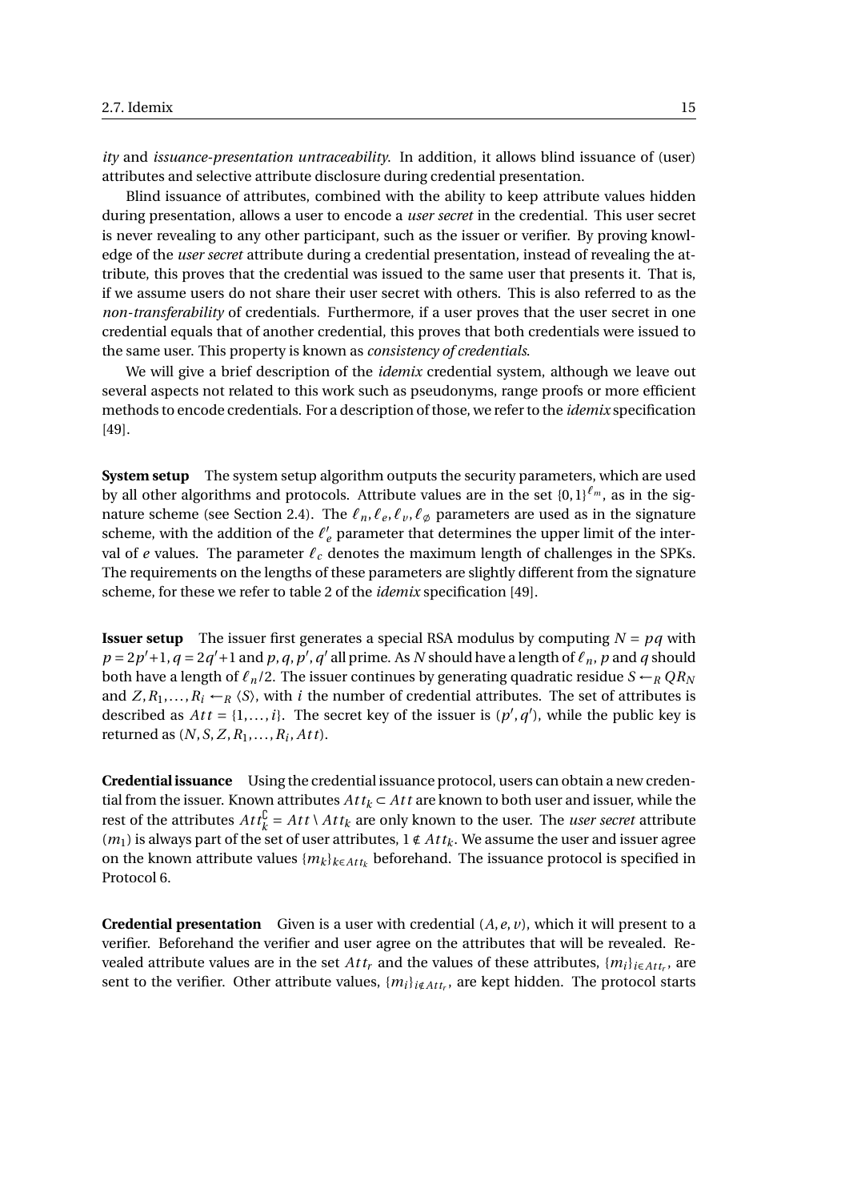*ity* and *issuance-presentation untraceability*. In addition, it allows blind issuance of (user) attributes and selective attribute disclosure during credential presentation.

Blind issuance of attributes, combined with the ability to keep attribute values hidden during presentation, allows a user to encode a *user secret* in the credential. This user secret is never revealing to any other participant, such as the issuer or verifier. By proving knowledge of the *user secret* attribute during a credential presentation, instead of revealing the attribute, this proves that the credential was issued to the same user that presents it. That is, if we assume users do not share their user secret with others. This is also referred to as the *non-transferability* of credentials. Furthermore, if a user proves that the user secret in one credential equals that of another credential, this proves that both credentials were issued to the same user. This property is known as *consistency of credentials*.

We will give a brief description of the *idemix* credential system, although we leave out several aspects not related to this work such as pseudonyms, range proofs or more efficient methods to encode credentials. For a description of those, we refer to the *idemix* specification [49].

**System setup** The system setup algorithm outputs the security parameters, which are used by all other algorithms and protocols. Attribute values are in the set $\{0,1\}^{\ell_m}$, as in the signature scheme (see Section 2.4). The $\ell_n, \ell_e, \ell_v, \ell_\varnothing$ parameters are used as in the signature scheme, with the addition of the $\ell'_e$ parameter that determines the upper limit of the interval of $e$ values. The parameter $\ell_c$ denotes the maximum length of challenges in the SPKs. The requirements on the lengths of these parameters are slightly different from the signature scheme, for these we refer to table 2 of the *idemix* specification [49].

**Issuer setup** The issuer first generates a special RSA modulus by computing $N = pq$ with $p = 2p'+1, q = 2q'+1$ and $p, q, p', q'$ all prime. As $N$ should have a length of $\ell_n$, $p$ and $q$ should both have a length of $\ell_n/2$. The issuer continues by generating quadratic residue $S \leftarrow_R QR_N$ and $Z, R_1, \ldots, R_i \leftarrow_R \langle S \rangle$, with $i$ the number of credential attributes. The set of attributes is described as $Att = \{1,\ldots,i\}$. The secret key of the issuer is $(p', q')$, while the public key is returned as $(N, S, Z, R_1, \ldots, R_i, Att)$.

**Credential issuance** Using the credential issuance protocol, users can obtain a new credential from the issuer. Known attributes $Att_k \subset Att$ are known to both user and issuer, while the rest of the attributes $Att_k^{\complement} = Att \setminus Att_k$ are only known to the user. The *user secret* attribute $(m_1)$ is always part of the set of user attributes, $1 \notin Att_k$. We assume the user and issuer agree on the known attribute values $\{m_k\}_{k \in Att_k}$ beforehand. The issuance protocol is specified in Protocol 6.

**Credential presentation** Given is a user with credential $(A, e, v)$, which it will present to a verifier. Beforehand the verifier and user agree on the attributes that will be revealed. Revealed attribute values are in the set $Att_r$ and the values of these attributes, $\{m_i\}_{i \in Att_r}$, are sent to the verifier. Other attribute values, $\{m_i\}_{i \notin Att_r}$, are kept hidden. The protocol starts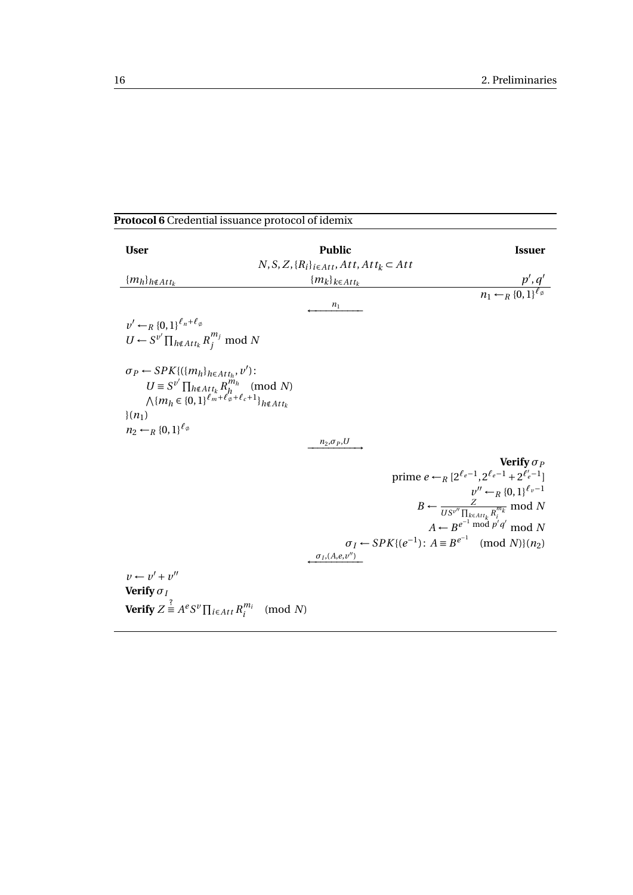**Protocol 6** Credential issuance protocol of idemix

| **User** | **Public** | **Issuer** |
|---|---|---|
| | $N, S, Z, \{R_i\}_{i \in Att}, Att, Att_k \subset Att$ | |
| $\{m_h\}_{h \notin Att_k}$ | $\{m_k\}_{k \in Att_k}$ | $p', q'$ |
| | | $n_1 \leftarrow_R \{0,1\}^{\ell_\varnothing}$ |
| | $\xleftarrow{n_1}$ | |
| $v' \leftarrow_R \{0,1\}^{\ell_n + \ell_\varnothing}$ <br> $U \leftarrow S^{v'} \prod_{h \notin Att_k} R_j^{m_j} \bmod N$ | | |
| $\sigma_P \leftarrow SPK\{(\{m_h\}_{h \in Att_h}, v'):$ <br> $U \equiv S^{v'} \prod_{h \notin Att_k} R_h^{m_h} \pmod N$ <br> $\bigwedge \{m_h \in \{0,1\}^{\ell_m + \ell_\varnothing + \ell_c + 1}\}_{h \notin Att_k}$ <br> $\}(n_1)$ <br> $n_2 \leftarrow_R \{0,1\}^{\ell_\varnothing}$ | | |
| | $\xrightarrow{n_2, \sigma_P, U}$ | |
| | | **Verify** $\sigma_P$ <br> prime $e \leftarrow_R [2^{\ell_e - 1}, 2^{\ell_e - 1} + 2^{\ell'_e - 1}]$ <br> $v'' \leftarrow_R \{0,1\}^{\ell_v - 1}$ <br> $B \leftarrow \frac{Z}{U S^{v''} \prod_{k \in Att_k} R_i^{m_k}} \bmod N$ <br> $A \leftarrow B^{e^{-1} \bmod p'q'} \bmod N$ <br> $\sigma_I \leftarrow SPK\{(e^{-1}) \colon A \equiv B^{e^{-1}} \pmod N\}(n_2)$ |
| | $\xleftarrow{\sigma_I, (A, e, v'')}$ | |
| $v \leftarrow v' + v''$ <br> **Verify** $\sigma_I$ <br> **Verify** $Z \stackrel{?}{\equiv} A^e S^v \prod_{i \in Att} R_i^{m_i} \pmod N$ | | |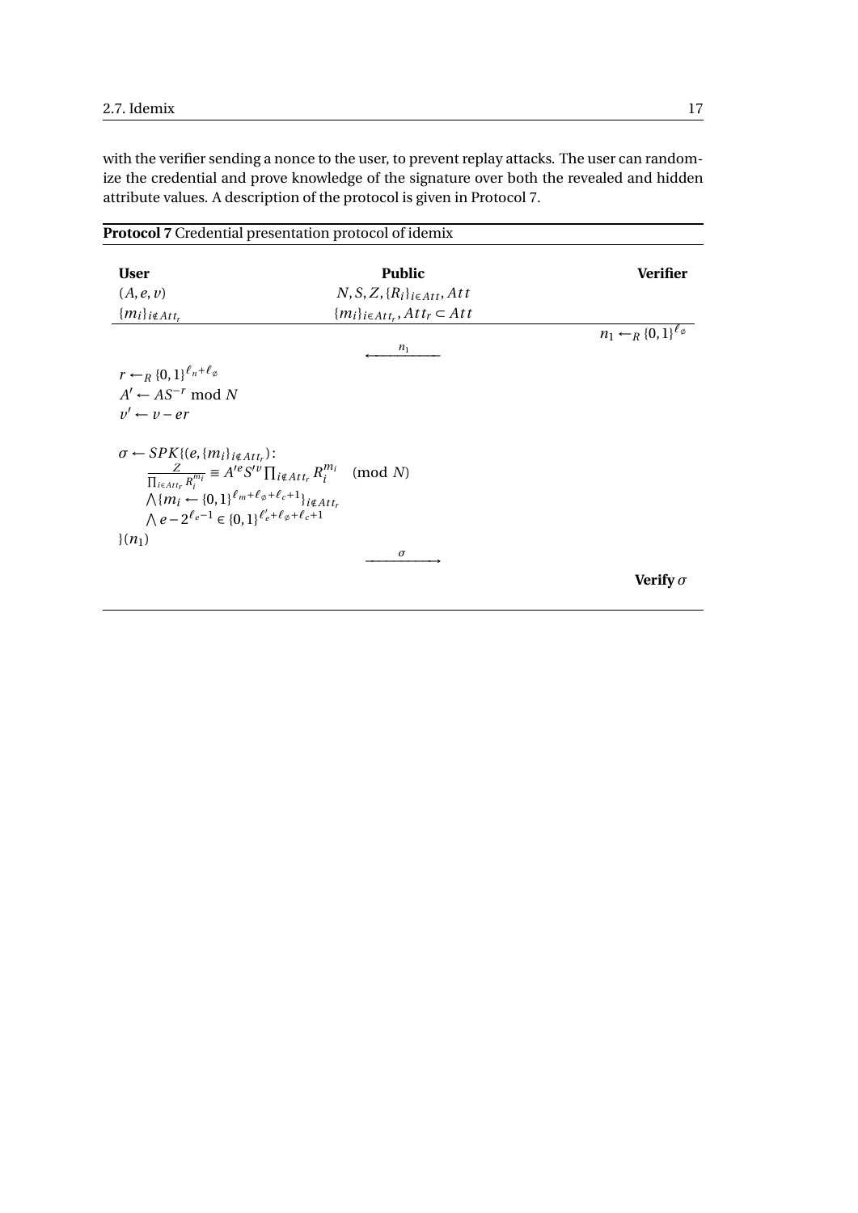with the verifier sending a nonce to the user, to prevent replay attacks. The user can randomize the credential and prove knowledge of the signature over both the revealed and hidden attribute values. A description of the protocol is given in Protocol 7.

**Protocol 7** Credential presentation protocol of idemix

| **User** | **Public** | **Verifier** |
|---|---|---|
| $(A, e, v)$ | $N, S, Z, \{R_i\}_{i \in Att}, Att$ | |
| $\{m_i\}_{i \notin Att_r}$ | $\{m_i\}_{i \in Att_r}, Att_r \subset Att$ | |
| | | $n_1 \leftarrow_R \{0,1\}^{\ell_\emptyset}$ |
| | $\xleftarrow{\quad n_1 \quad}$ | |
| $r \leftarrow_R \{0,1\}^{\ell_n + \ell_\emptyset}$ | | |
| $A' \leftarrow AS^{-r} \bmod N$ | | |
| $v' \leftarrow v - er$ | | |
| $\sigma \leftarrow SPK\{(e, \{m_i\}_{i \notin Att_r}):$ $\frac{Z}{\prod_{i \in Att_r} R_i^{m_i}} \equiv A'^e S'^v \prod_{i \notin Att_r} R_i^{m_i} \pmod N$ $\bigwedge \{m_i \leftarrow \{0,1\}^{\ell_m + \ell_\emptyset + \ell_c + 1}\}_{i \notin Att_r}$ $\bigwedge e - 2^{\ell_e - 1} \in \{0,1\}^{\ell'_e + \ell_\emptyset + \ell_c + 1}$ $\}(n_1)$ | | |
| | $\xrightarrow{\quad \sigma \quad}$ | |
| | | **Verify** $\sigma$ |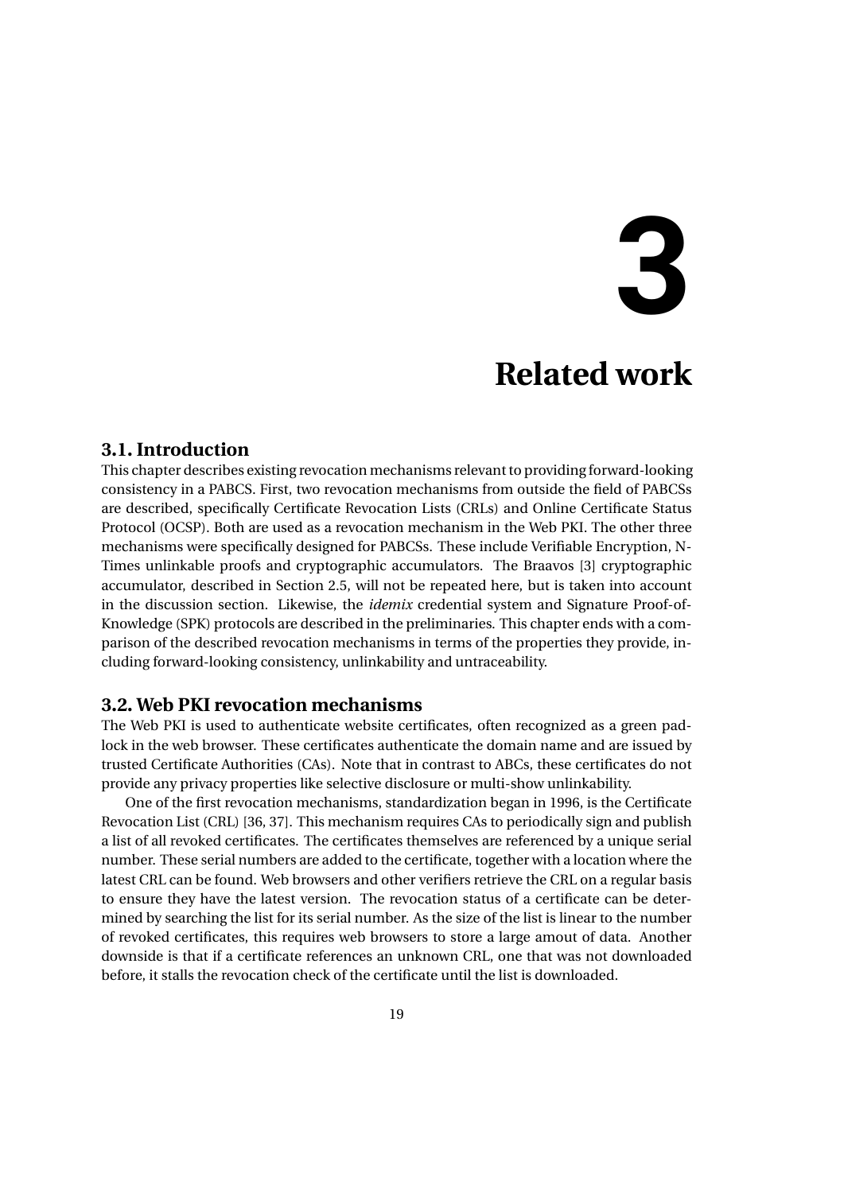# 3 Related work

## 3.1. Introduction

This chapter describes existing revocation mechanisms relevant to providing forward-looking consistency in a PABCS. First, two revocation mechanisms from outside the field of PABCSs are described, specifically Certificate Revocation Lists (CRLs) and Online Certificate Status Protocol (OCSP). Both are used as a revocation mechanism in the Web PKI. The other three mechanisms were specifically designed for PABCSs. These include Verifiable Encryption, N-Times unlinkable proofs and cryptographic accumulators. The Braavos [3] cryptographic accumulator, described in Section 2.5, will not be repeated here, but is taken into account in the discussion section. Likewise, the *idemix* credential system and Signature Proof-of-Knowledge (SPK) protocols are described in the preliminaries. This chapter ends with a comparison of the described revocation mechanisms in terms of the properties they provide, including forward-looking consistency, unlinkability and untraceability.

## 3.2. Web PKI revocation mechanisms

The Web PKI is used to authenticate website certificates, often recognized as a green padlock in the web browser. These certificates authenticate the domain name and are issued by trusted Certificate Authorities (CAs). Note that in contrast to ABCs, these certificates do not provide any privacy properties like selective disclosure or multi-show unlinkability.

One of the first revocation mechanisms, standardization began in 1996, is the Certificate Revocation List (CRL) [36, 37]. This mechanism requires CAs to periodically sign and publish a list of all revoked certificates. The certificates themselves are referenced by a unique serial number. These serial numbers are added to the certificate, together with a location where the latest CRL can be found. Web browsers and other verifiers retrieve the CRL on a regular basis to ensure they have the latest version. The revocation status of a certificate can be determined by searching the list for its serial number. As the size of the list is linear to the number of revoked certificates, this requires web browsers to store a large amout of data. Another downside is that if a certificate references an unknown CRL, one that was not downloaded before, it stalls the revocation check of the certificate until the list is downloaded.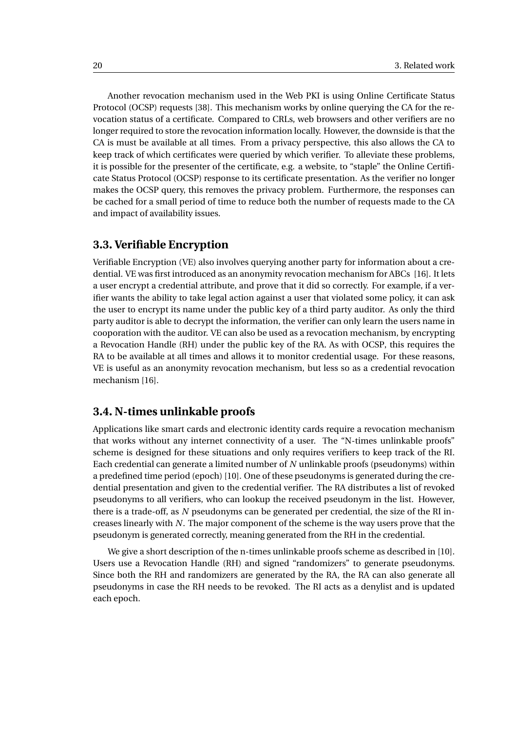Another revocation mechanism used in the Web PKI is using Online Certificate Status Protocol (OCSP) requests [38]. This mechanism works by online querying the CA for the revocation status of a certificate. Compared to CRLs, web browsers and other verifiers are no longer required to store the revocation information locally. However, the downside is that the CA is must be available at all times. From a privacy perspective, this also allows the CA to keep track of which certificates were queried by which verifier. To alleviate these problems, it is possible for the presenter of the certificate, e.g. a website, to "staple" the Online Certificate Status Protocol (OCSP) response to its certificate presentation. As the verifier no longer makes the OCSP query, this removes the privacy problem. Furthermore, the responses can be cached for a small period of time to reduce both the number of requests made to the CA and impact of availability issues.

## 3.3. Verifiable Encryption

Verifiable Encryption (VE) also involves querying another party for information about a credential. VE was first introduced as an anonymity revocation mechanism for ABCs [16]. It lets a user encrypt a credential attribute, and prove that it did so correctly. For example, if a verifier wants the ability to take legal action against a user that violated some policy, it can ask the user to encrypt its name under the public key of a third party auditor. As only the third party auditor is able to decrypt the information, the verifier can only learn the users name in cooperation with the auditor. VE can also be used as a revocation mechanism, by encrypting a Revocation Handle (RH) under the public key of the RA. As with OCSP, this requires the RA to be available at all times and allows it to monitor credential usage. For these reasons, VE is useful as an anonymity revocation mechanism, but less so as a credential revocation mechanism [16].

## 3.4. N-times unlinkable proofs

Applications like smart cards and electronic identity cards require a revocation mechanism that works without any internet connectivity of a user. The "N-times unlinkable proofs" scheme is designed for these situations and only requires verifiers to keep track of the RI. Each credential can generate a limited number of $N$ unlinkable proofs (pseudonyms) within a predefined time period (epoch) [10]. One of these pseudonyms is generated during the credential presentation and given to the credential verifier. The RA distributes a list of revoked pseudonyms to all verifiers, who can lookup the received pseudonym in the list. However, there is a trade-off, as $N$ pseudonyms can be generated per credential, the size of the RI increases linearly with $N$. The major component of the scheme is the way users prove that the pseudonym is generated correctly, meaning generated from the RH in the credential.

We give a short description of the n-times unlinkable proofs scheme as described in [10]. Users use a Revocation Handle (RH) and signed "randomizers" to generate pseudonyms. Since both the RH and randomizers are generated by the RA, the RA can also generate all pseudonyms in case the RH needs to be revoked. The RI acts as a denylist and is updated each epoch.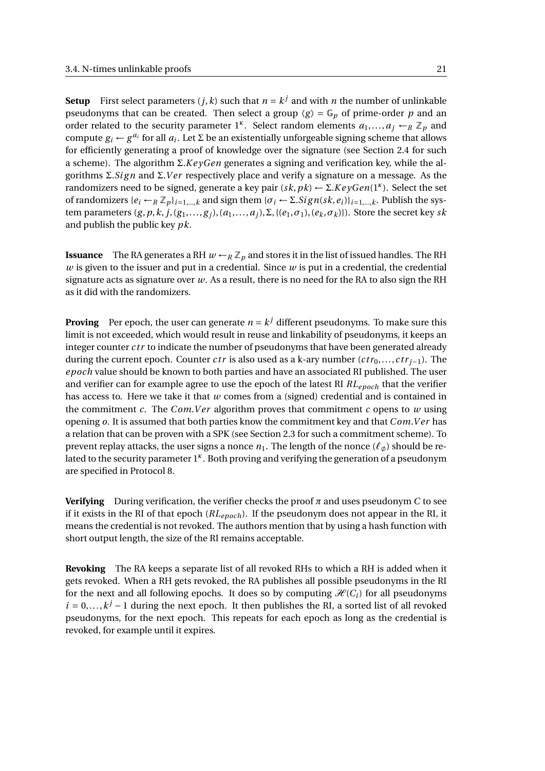**Setup** First select parameters $(j, k)$ such that $n = k^j$ and with $n$ the number of unlinkable pseudonyms that can be created. Then select a group $\langle g \rangle = \mathbb{G}_p$ of prime-order $p$ and an order related to the security parameter $1^\kappa$. Select random elements $a_1, \ldots, a_j \leftarrow_R \mathbb{Z}_p$ and compute $g_i \leftarrow g^{a_i}$ for all $a_i$. Let $\Sigma$ be an existentially unforgeable signing scheme that allows for efficiently generating a proof of knowledge over the signature (see Section 2.4 for such a scheme). The algorithm $\Sigma.KeyGen$ generates a signing and verification key, while the algorithms $\Sigma.Sign$ and $\Sigma.Ver$ respectively place and verify a signature on a message. As the randomizers need to be signed, generate a key pair $(sk, pk) \leftarrow \Sigma.KeyGen(1^\kappa)$. Select the set of randomizers $\{e_i \leftarrow_R \mathbb{Z}_p\}_{i=1,\ldots,k}$ and sign them $\{\sigma_i \leftarrow \Sigma.Sign(sk, e_i)\}_{i=1,\ldots,k}$. Publish the system parameters $(g, p, k, j, (g_1, \ldots, g_j), (a_1, \ldots, a_j), \Sigma, \{(e_1, \sigma_1), (e_k, \sigma_k)\})$. Store the secret key $sk$ and publish the public key $pk$.

**Issuance** The RA generates a RH $w \leftarrow_R \mathbb{Z}_p$ and stores it in the list of issued handles. The RH $w$ is given to the issuer and put in a credential. Since $w$ is put in a credential, the credential signature acts as signature over $w$. As a result, there is no need for the RA to also sign the RH as it did with the randomizers.

**Proving** Per epoch, the user can generate $n = k^j$ different pseudonyms. To make sure this limit is not exceeded, which would result in reuse and linkability of pseudonyms, it keeps an integer counter $ctr$ to indicate the number of pseudonyms that have been generated already during the current epoch. Counter $ctr$ is also used as a k-ary number $(ctr_0, \ldots, ctr_{j-1})$. The $epoch$ value should be known to both parties and have an associated RI published. The user and verifier can for example agree to use the epoch of the latest RI $RL_{epoch}$ that the verifier has access to. Here we take it that $w$ comes from a (signed) credential and is contained in the commitment $c$. The $Com.Ver$ algorithm proves that commitment $c$ opens to $w$ using opening $o$. It is assumed that both parties know the commitment key and that $Com.Ver$ has a relation that can be proven with a SPK (see Section 2.3 for such a commitment scheme). To prevent replay attacks, the user signs a nonce $n_1$. The length of the nonce ($\ell_\varnothing$) should be related to the security parameter $1^\kappa$. Both proving and verifying the generation of a pseudonym are specified in Protocol 8.

**Verifying** During verification, the verifier checks the proof $\pi$ and uses pseudonym $C$ to see if it exists in the RI of that epoch ($RL_{epoch}$). If the pseudonym does not appear in the RI, it means the credential is not revoked. The authors mention that by using a hash function with short output length, the size of the RI remains acceptable.

**Revoking** The RA keeps a separate list of all revoked RHs to which a RH is added when it gets revoked. When a RH gets revoked, the RA publishes all possible pseudonyms in the RI for the next and all following epochs. It does so by computing $\mathcal{H}(C_i)$ for all pseudonyms $i = 0, \ldots, k^j - 1$ during the next epoch. It then publishes the RI, a sorted list of all revoked pseudonyms, for the next epoch. This repeats for each epoch as long as the credential is revoked, for example until it expires.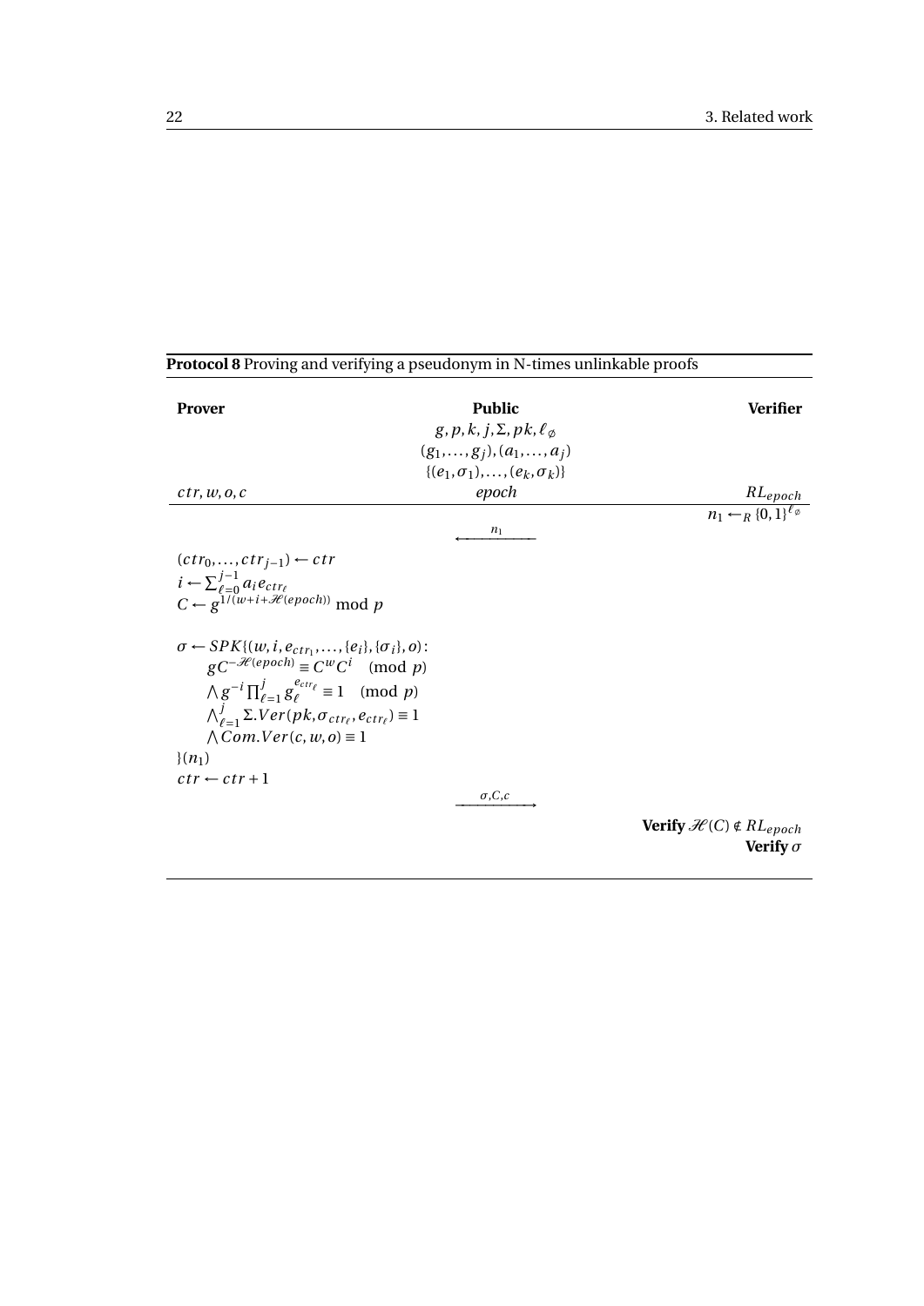**Protocol 8** Proving and verifying a pseudonym in N-times unlinkable proofs

| **Prover** | **Public** | **Verifier** |
|---|---|---|
| | $g, p, k, j, \Sigma, pk, \ell_\varnothing$ | |
| | $(g_1, \dots, g_j), (a_1, \dots, a_j)$ | |
| | $\{(e_1, \sigma_1), \dots, (e_k, \sigma_k)\}$ | |
| $ctr, w, o, c$ | $epoch$ | $RL_{epoch}$ |
| | | $n_1 \leftarrow_R \{0,1\}^{\ell_\varnothing}$ |
| | $\xleftarrow{\quad n_1 \quad}$ | |
| $(ctr_0, \dots, ctr_{j-1}) \leftarrow ctr$ | | |
| $i \leftarrow \sum_{\ell=0}^{j-1} a_i e_{ctr_\ell}$ | | |
| $C \leftarrow g^{1/(w+i+\mathcal{H}(epoch))} \bmod p$ | | |
| $\sigma \leftarrow SPK\{(w, i, e_{ctr_1}, \dots, \{e_i\}, \{\sigma_i\}, o):$ | | |
| $\quad gC^{-\mathcal{H}(epoch)} \equiv C^w C^i \pmod{p}$ | | |
| $\quad \bigwedge g^{-i} \prod_{\ell=1}^{j} g_\ell^{e_{ctr_\ell}} \equiv 1 \pmod{p}$ | | |
| $\quad \bigwedge_{\ell=1}^{j} \Sigma.Ver(pk, \sigma_{ctr_\ell}, e_{ctr_\ell}) \equiv 1$ | | |
| $\quad \bigwedge Com.Ver(c, w, o) \equiv 1$ | | |
| $\}(n_1)$ | | |
| $ctr \leftarrow ctr + 1$ | | |
| | $\xrightarrow{\quad \sigma, C, c \quad}$ | |
| | | **Verify** $\mathcal{H}(C) \notin RL_{epoch}$ |
| | | **Verify** $\sigma$ |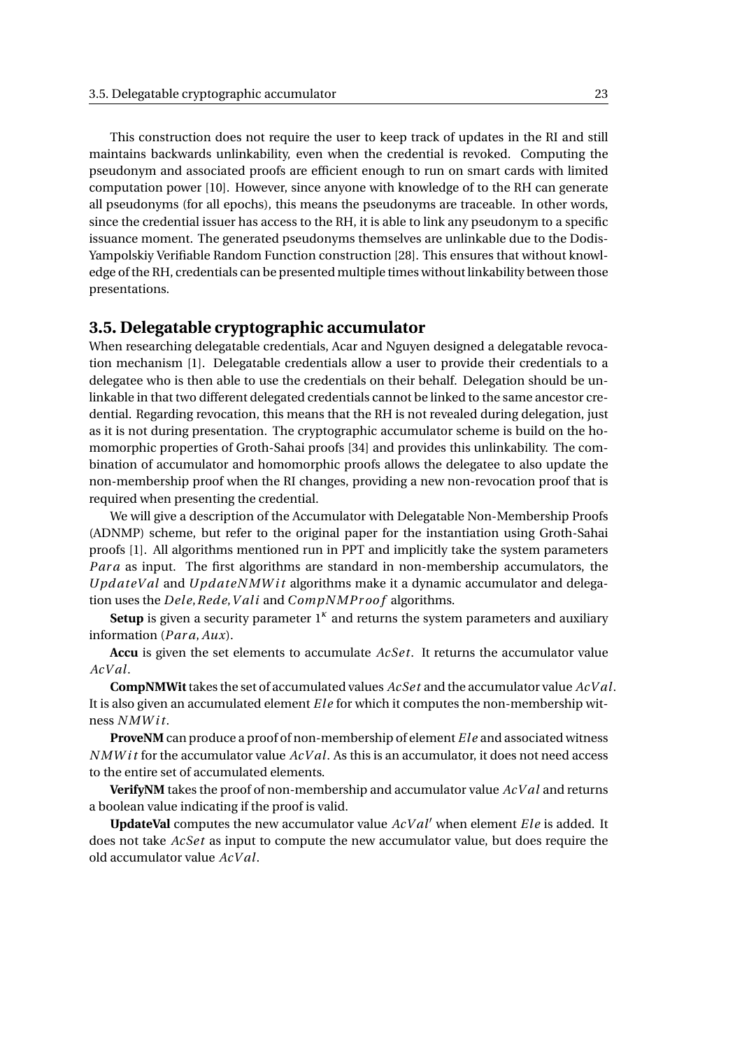This construction does not require the user to keep track of updates in the RI and still maintains backwards unlinkability, even when the credential is revoked. Computing the pseudonym and associated proofs are efficient enough to run on smart cards with limited computation power [10]. However, since anyone with knowledge of to the RH can generate all pseudonyms (for all epochs), this means the pseudonyms are traceable. In other words, since the credential issuer has access to the RH, it is able to link any pseudonym to a specific issuance moment. The generated pseudonyms themselves are unlinkable due to the Dodis-Yampolskiy Verifiable Random Function construction [28]. This ensures that without knowledge of the RH, credentials can be presented multiple times without linkability between those presentations.

## 3.5. Delegatable cryptographic accumulator

When researching delegatable credentials, Acar and Nguyen designed a delegatable revocation mechanism [1]. Delegatable credentials allow a user to provide their credentials to a delegatee who is then able to use the credentials on their behalf. Delegation should be unlinkable in that two different delegated credentials cannot be linked to the same ancestor credential. Regarding revocation, this means that the RH is not revealed during delegation, just as it is not during presentation. The cryptographic accumulator scheme is build on the homomorphic properties of Groth-Sahai proofs [34] and provides this unlinkability. The combination of accumulator and homomorphic proofs allows the delegatee to also update the non-membership proof when the RI changes, providing a new non-revocation proof that is required when presenting the credential.

We will give a description of the Accumulator with Delegatable Non-Membership Proofs (ADNMP) scheme, but refer to the original paper for the instantiation using Groth-Sahai proofs [1]. All algorithms mentioned run in PPT and implicitly take the system parameters $Para$ as input. The first algorithms are standard in non-membership accumulators, the $UpdateVal$ and $UpdateNMWit$ algorithms make it a dynamic accumulator and delegation uses the $Dele, Rede, Vali$ and $CompNMProof$ algorithms.

**Setup** is given a security parameter $1^\kappa$ and returns the system parameters and auxiliary information ($Para, Aux$).

**Accu** is given the set elements to accumulate $AcSet$. It returns the accumulator value $AcVal$.

**CompNMWit** takes the set of accumulated values $AcSet$ and the accumulator value $AcVal$. It is also given an accumulated element $Ele$ for which it computes the non-membership witness $NMWit$.

**ProveNM** can produce a proof of non-membership of element $Ele$ and associated witness $NMWit$ for the accumulator value $AcVal$. As this is an accumulator, it does not need access to the entire set of accumulated elements.

**VerifyNM** takes the proof of non-membership and accumulator value $AcVal$ and returns a boolean value indicating if the proof is valid.

**UpdateVal** computes the new accumulator value $AcVal'$ when element $Ele$ is added. It does not take $AcSet$ as input to compute the new accumulator value, but does require the old accumulator value $AcVal$.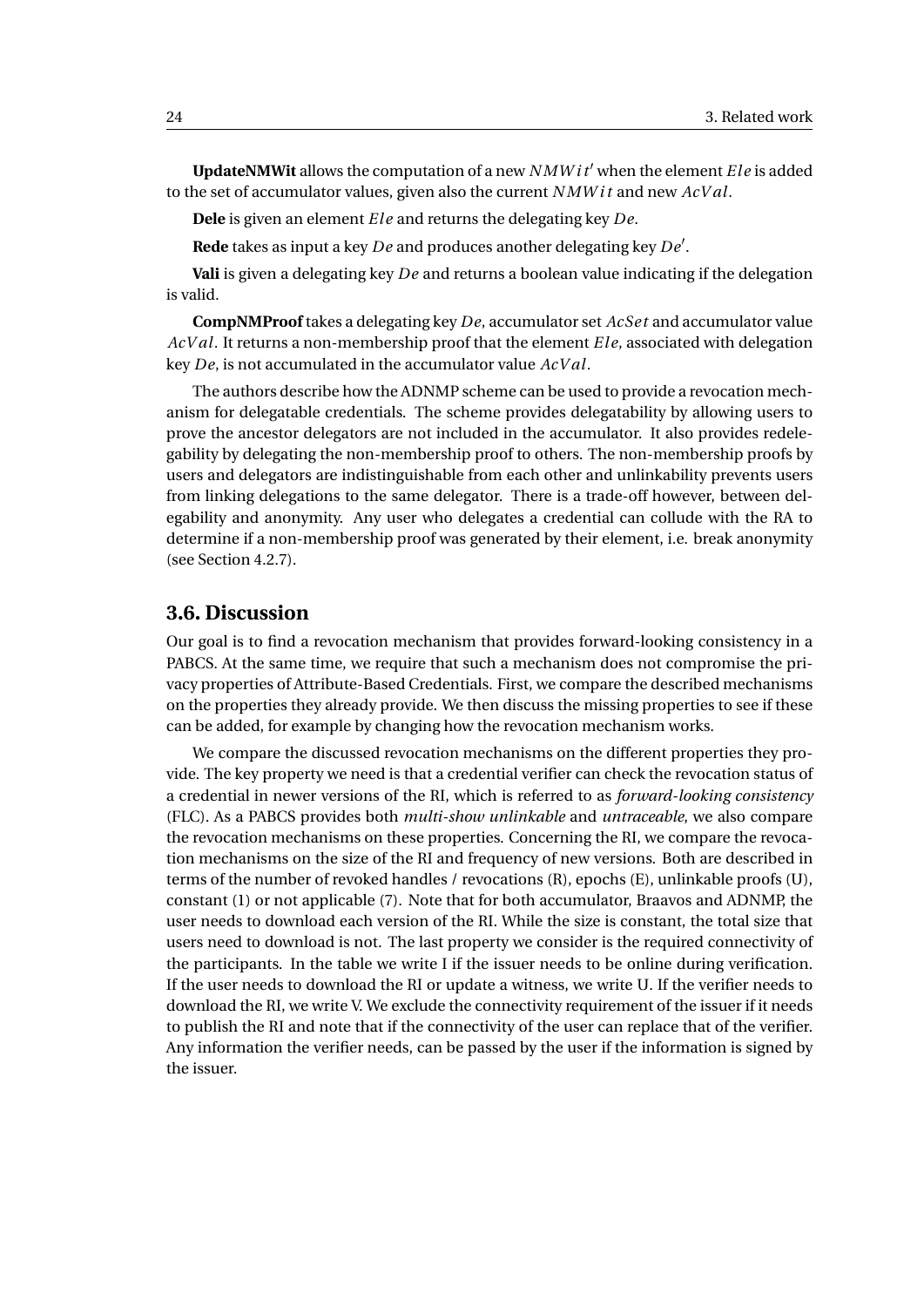**UpdateNMWit** allows the computation of a new $NMWit'$ when the element $Ele$ is added to the set of accumulator values, given also the current $NMWit$ and new $AcVal$.

**Dele** is given an element $Ele$ and returns the delegating key $De$.

**Rede** takes as input a key $De$ and produces another delegating key $De'$.

**Vali** is given a delegating key $De$ and returns a boolean value indicating if the delegation is valid.

**CompNMProof** takes a delegating key $De$, accumulator set $AcSet$ and accumulator value $AcVal$. It returns a non-membership proof that the element $Ele$, associated with delegation key $De$, is not accumulated in the accumulator value $AcVal$.

The authors describe how the ADNMP scheme can be used to provide a revocation mechanism for delegatable credentials. The scheme provides delegatability by allowing users to prove the ancestor delegators are not included in the accumulator. It also provides redelegability by delegating the non-membership proof to others. The non-membership proofs by users and delegators are indistinguishable from each other and unlinkability prevents users from linking delegations to the same delegator. There is a trade-off however, between delegability and anonymity. Any user who delegates a credential can collude with the RA to determine if a non-membership proof was generated by their element, i.e. break anonymity (see Section 4.2.7).

## 3.6. Discussion

Our goal is to find a revocation mechanism that provides forward-looking consistency in a PABCS. At the same time, we require that such a mechanism does not compromise the privacy properties of Attribute-Based Credentials. First, we compare the described mechanisms on the properties they already provide. We then discuss the missing properties to see if these can be added, for example by changing how the revocation mechanism works.

We compare the discussed revocation mechanisms on the different properties they provide. The key property we need is that a credential verifier can check the revocation status of a credential in newer versions of the RI, which is referred to as *forward-looking consistency* (FLC). As a PABCS provides both *multi-show unlinkable* and *untraceable*, we also compare the revocation mechanisms on these properties. Concerning the RI, we compare the revocation mechanisms on the size of the RI and frequency of new versions. Both are described in terms of the number of revoked handles / revocations (R), epochs (E), unlinkable proofs (U), constant (1) or not applicable (7). Note that for both accumulator, Braavos and ADNMP, the user needs to download each version of the RI. While the size is constant, the total size that users need to download is not. The last property we consider is the required connectivity of the participants. In the table we write I if the issuer needs to be online during verification. If the user needs to download the RI or update a witness, we write U. If the verifier needs to download the RI, we write V. We exclude the connectivity requirement of the issuer if it needs to publish the RI and note that if the connectivity of the user can replace that of the verifier. Any information the verifier needs, can be passed by the user if the information is signed by the issuer.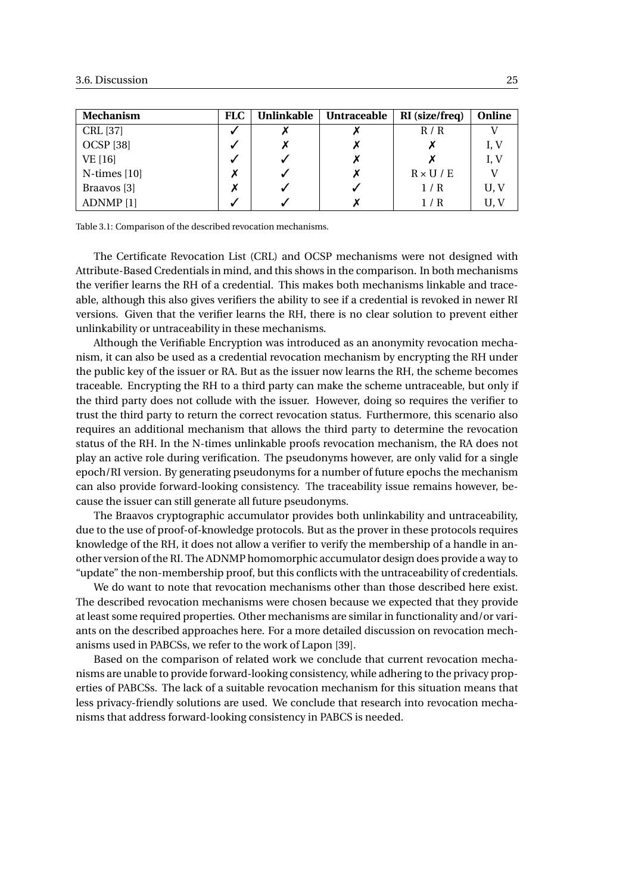| Mechanism | FLC | Unlinkable | Untraceable | RI (size/freq) | Online |
|---|---|---|---|---|---|
| CRL [37] | ✓ | ✗ | ✗ | R / R | V |
| OCSP [38] | ✓ | ✗ | ✗ | ✗ | I, V |
| VE [16] | ✓ | ✓ | ✗ | ✗ | I, V |
| N-times [10] | ✗ | ✓ | ✗ | R × U / E | V |
| Braavos [3] | ✗ | ✓ | ✓ | 1 / R | U, V |
| ADNMP [1] | ✓ | ✓ | ✗ | 1 / R | U, V |

Table 3.1: Comparison of the described revocation mechanisms.

The Certificate Revocation List (CRL) and OCSP mechanisms were not designed with Attribute-Based Credentials in mind, and this shows in the comparison. In both mechanisms the verifier learns the RH of a credential. This makes both mechanisms linkable and traceable, although this also gives verifiers the ability to see if a credential is revoked in newer RI versions. Given that the verifier learns the RH, there is no clear solution to prevent either unlinkability or untraceability in these mechanisms.

Although the Verifiable Encryption was introduced as an anonymity revocation mechanism, it can also be used as a credential revocation mechanism by encrypting the RH under the public key of the issuer or RA. But as the issuer now learns the RH, the scheme becomes traceable. Encrypting the RH to a third party can make the scheme untraceable, but only if the third party does not collude with the issuer. However, doing so requires the verifier to trust the third party to return the correct revocation status. Furthermore, this scenario also requires an additional mechanism that allows the third party to determine the revocation status of the RH. In the N-times unlinkable proofs revocation mechanism, the RA does not play an active role during verification. The pseudonyms however, are only valid for a single epoch/RI version. By generating pseudonyms for a number of future epochs the mechanism can also provide forward-looking consistency. The traceability issue remains however, because the issuer can still generate all future pseudonyms.

The Braavos cryptographic accumulator provides both unlinkability and untraceability, due to the use of proof-of-knowledge protocols. But as the prover in these protocols requires knowledge of the RH, it does not allow a verifier to verify the membership of a handle in another version of the RI. The ADNMP homomorphic accumulator design does provide a way to “update” the non-membership proof, but this conflicts with the untraceability of credentials.

We do want to note that revocation mechanisms other than those described here exist. The described revocation mechanisms were chosen because we expected that they provide at least some required properties. Other mechanisms are similar in functionality and/or variants on the described approaches here. For a more detailed discussion on revocation mechanisms used in PABCSs, we refer to the work of Lapon [39].

Based on the comparison of related work we conclude that current revocation mechanisms are unable to provide forward-looking consistency, while adhering to the privacy properties of PABCSs. The lack of a suitable revocation mechanism for this situation means that less privacy-friendly solutions are used. We conclude that research into revocation mechanisms that address forward-looking consistency in PABCS is needed.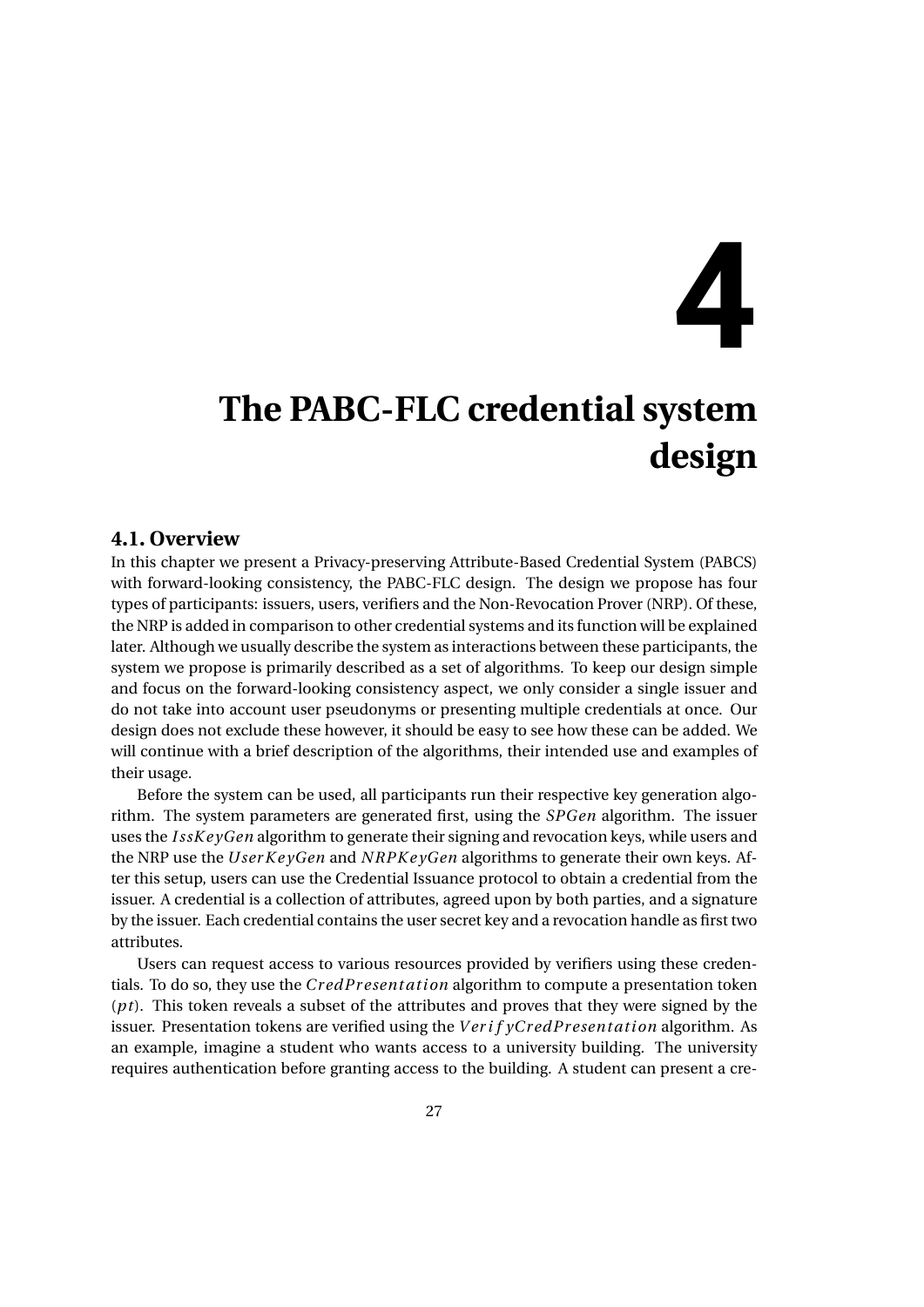# 4

# The PABC-FLC credential system design

## 4.1. Overview

In this chapter we present a Privacy-preserving Attribute-Based Credential System (PABCS) with forward-looking consistency, the PABC-FLC design. The design we propose has four types of participants: issuers, users, verifiers and the Non-Revocation Prover (NRP). Of these, the NRP is added in comparison to other credential systems and its function will be explained later. Although we usually describe the system as interactions between these participants, the system we propose is primarily described as a set of algorithms. To keep our design simple and focus on the forward-looking consistency aspect, we only consider a single issuer and do not take into account user pseudonyms or presenting multiple credentials at once. Our design does not exclude these however, it should be easy to see how these can be added. We will continue with a brief description of the algorithms, their intended use and examples of their usage.

Before the system can be used, all participants run their respective key generation algorithm. The system parameters are generated first, using the *SPGen* algorithm. The issuer uses the $IssKeyGen$ algorithm to generate their signing and revocation keys, while users and the NRP use the $UserKeyGen$ and $NRPKeyGen$ algorithms to generate their own keys. After this setup, users can use the Credential Issuance protocol to obtain a credential from the issuer. A credential is a collection of attributes, agreed upon by both parties, and a signature by the issuer. Each credential contains the user secret key and a revocation handle as first two attributes.

Users can request access to various resources provided by verifiers using these credentials. To do so, they use the $CredPresentation$ algorithm to compute a presentation token ($pt$). This token reveals a subset of the attributes and proves that they were signed by the issuer. Presentation tokens are verified using the $VerifyCredPresentation$ algorithm. As an example, imagine a student who wants access to a university building. The university requires authentication before granting access to the building. A student can present a cre-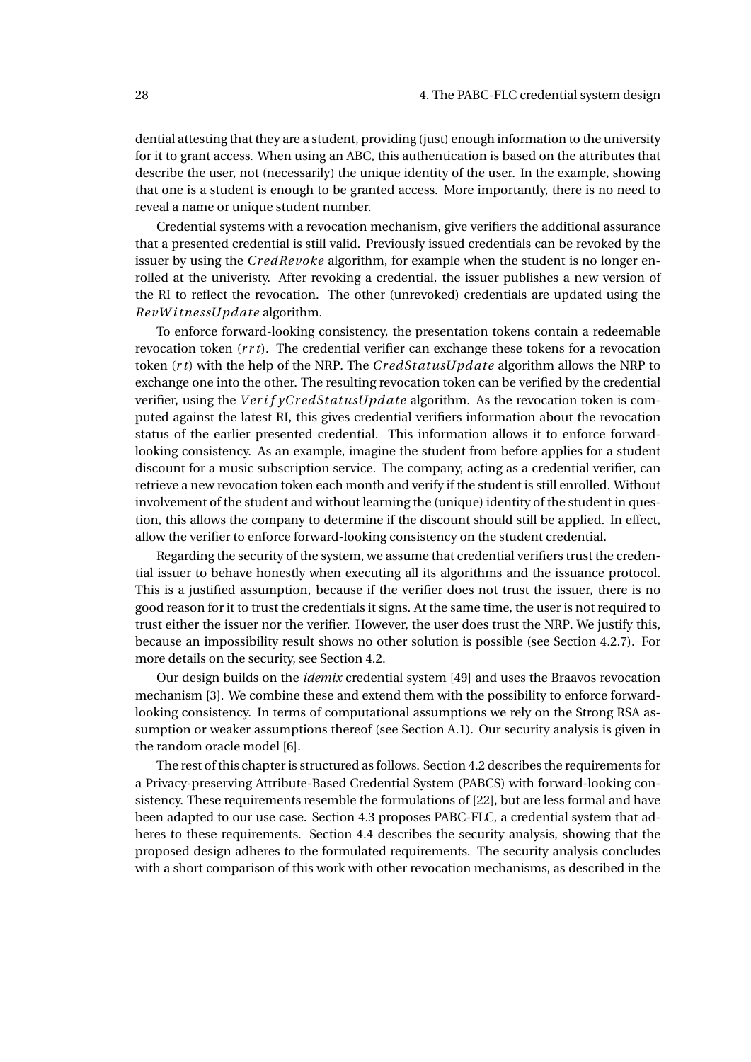dential attesting that they are a student, providing (just) enough information to the university for it to grant access. When using an ABC, this authentication is based on the attributes that describe the user, not (necessarily) the unique identity of the user. In the example, showing that one is a student is enough to be granted access. More importantly, there is no need to reveal a name or unique student number.

Credential systems with a revocation mechanism, give verifiers the additional assurance that a presented credential is still valid. Previously issued credentials can be revoked by the issuer by using the $CredRevoke$ algorithm, for example when the student is no longer enrolled at the univeristy. After revoking a credential, the issuer publishes a new version of the RI to reflect the revocation. The other (unrevoked) credentials are updated using the $RevWitnessUpdate$ algorithm.

To enforce forward-looking consistency, the presentation tokens contain a redeemable revocation token ($rrt$). The credential verifier can exchange these tokens for a revocation token ($rt$) with the help of the NRP. The $CredStatusUpdate$ algorithm allows the NRP to exchange one into the other. The resulting revocation token can be verified by the credential verifier, using the $VerifyCredStatusUpdate$ algorithm. As the revocation token is computed against the latest RI, this gives credential verifiers information about the revocation status of the earlier presented credential. This information allows it to enforce forward-looking consistency. As an example, imagine the student from before applies for a student discount for a music subscription service. The company, acting as a credential verifier, can retrieve a new revocation token each month and verify if the student is still enrolled. Without involvement of the student and without learning the (unique) identity of the student in question, this allows the company to determine if the discount should still be applied. In effect, allow the verifier to enforce forward-looking consistency on the student credential.

Regarding the security of the system, we assume that credential verifiers trust the credential issuer to behave honestly when executing all its algorithms and the issuance protocol. This is a justified assumption, because if the verifier does not trust the issuer, there is no good reason for it to trust the credentials it signs. At the same time, the user is not required to trust either the issuer nor the verifier. However, the user does trust the NRP. We justify this, because an impossibility result shows no other solution is possible (see Section 4.2.7). For more details on the security, see Section 4.2.

Our design builds on the *idemix* credential system [49] and uses the Braavos revocation mechanism [3]. We combine these and extend them with the possibility to enforce forward-looking consistency. In terms of computational assumptions we rely on the Strong RSA assumption or weaker assumptions thereof (see Section A.1). Our security analysis is given in the random oracle model [6].

The rest of this chapter is structured as follows. Section 4.2 describes the requirements for a Privacy-preserving Attribute-Based Credential System (PABCS) with forward-looking consistency. These requirements resemble the formulations of [22], but are less formal and have been adapted to our use case. Section 4.3 proposes PABC-FLC, a credential system that adheres to these requirements. Section 4.4 describes the security analysis, showing that the proposed design adheres to the formulated requirements. The security analysis concludes with a short comparison of this work with other revocation mechanisms, as described in the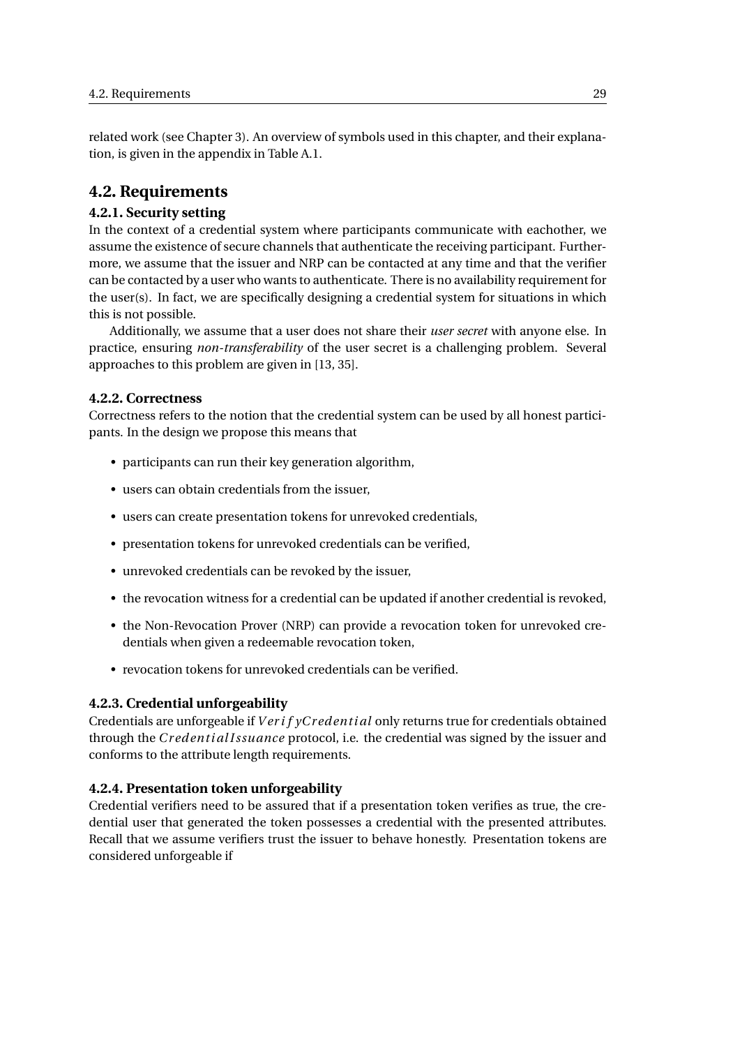related work (see Chapter 3). An overview of symbols used in this chapter, and their explanation, is given in the appendix in Table A.1.

## 4.2. Requirements

### 4.2.1. Security setting

In the context of a credential system where participants communicate with eachother, we assume the existence of secure channels that authenticate the receiving participant. Furthermore, we assume that the issuer and NRP can be contacted at any time and that the verifier can be contacted by a user who wants to authenticate. There is no availability requirement for the user(s). In fact, we are specifically designing a credential system for situations in which this is not possible.

Additionally, we assume that a user does not share their *user secret* with anyone else. In practice, ensuring *non-transferability* of the user secret is a challenging problem. Several approaches to this problem are given in [13, 35].

### 4.2.2. Correctness

Correctness refers to the notion that the credential system can be used by all honest participants. In the design we propose this means that

- participants can run their key generation algorithm,
- users can obtain credentials from the issuer,
- users can create presentation tokens for unrevoked credentials,
- presentation tokens for unrevoked credentials can be verified,
- unrevoked credentials can be revoked by the issuer,
- the revocation witness for a credential can be updated if another credential is revoked,
- the Non-Revocation Prover (NRP) can provide a revocation token for unrevoked credentials when given a redeemable revocation token,
- revocation tokens for unrevoked credentials can be verified.

### 4.2.3. Credential unforgeability

Credentials are unforgeable if $VerifyCredential$ only returns true for credentials obtained through the $CredentialIssuance$ protocol, i.e. the credential was signed by the issuer and conforms to the attribute length requirements.

### 4.2.4. Presentation token unforgeability

Credential verifiers need to be assured that if a presentation token verifies as true, the credential user that generated the token possesses a credential with the presented attributes. Recall that we assume verifiers trust the issuer to behave honestly. Presentation tokens are considered unforgeable if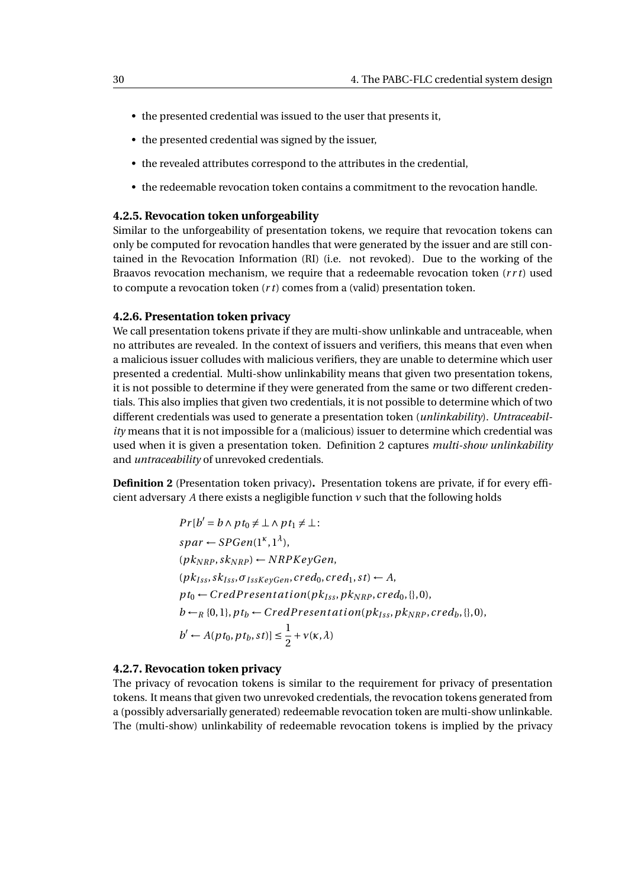- the presented credential was issued to the user that presents it,
- the presented credential was signed by the issuer,
- the revealed attributes correspond to the attributes in the credential,
- the redeemable revocation token contains a commitment to the revocation handle.

### 4.2.5. Revocation token unforgeability

Similar to the unforgeability of presentation tokens, we require that revocation tokens can only be computed for revocation handles that were generated by the issuer and are still contained in the Revocation Information (RI) (i.e. not revoked). Due to the working of the Braavos revocation mechanism, we require that a redeemable revocation token ($rrt$) used to compute a revocation token ($rt$) comes from a (valid) presentation token.

### 4.2.6. Presentation token privacy

We call presentation tokens private if they are multi-show unlinkable and untraceable, when no attributes are revealed. In the context of issuers and verifiers, this means that even when a malicious issuer colludes with malicious verifiers, they are unable to determine which user presented a credential. Multi-show unlinkability means that given two presentation tokens, it is not possible to determine if they were generated from the same or two different credentials. This also implies that given two credentials, it is not possible to determine which of two different credentials was used to generate a presentation token (*unlinkability*). *Untraceability* means that it is not impossible for a (malicious) issuer to determine which credential was used when it is given a presentation token. Definition 2 captures *multi-show unlinkability* and *untraceability* of unrevoked credentials.

**Definition 2** (Presentation token privacy)**.** Presentation tokens are private, if for every efficient adversary $A$ there exists a negligible function $\nu$ such that the following holds

$$
\begin{aligned}
&Pr[b' = b \wedge pt_0 \neq \bot \wedge pt_1 \neq \bot : \\
&spar \leftarrow SPGen(1^{\kappa}, 1^{\lambda}), \\
&(pk_{NRP}, sk_{NRP}) \leftarrow NRPKeyGen, \\
&(pk_{Iss}, sk_{Iss}, \sigma_{IssKeyGen}, cred_0, cred_1, st) \leftarrow A, \\
&pt_0 \leftarrow CredPresentation(pk_{Iss}, pk_{NRP}, cred_0, \{\}, 0), \\
&b \leftarrow_R \{0,1\}, pt_b \leftarrow CredPresentation(pk_{Iss}, pk_{NRP}, cred_b, \{\}, 0), \\
&b' \leftarrow A(pt_0, pt_b, st)] \leq \frac{1}{2} + \nu(\kappa, \lambda)
\end{aligned}
$$

### 4.2.7. Revocation token privacy

The privacy of revocation tokens is similar to the requirement for privacy of presentation tokens. It means that given two unrevoked credentials, the revocation tokens generated from a (possibly adversarially generated) redeemable revocation token are multi-show unlinkable. The (multi-show) unlinkability of redeemable revocation tokens is implied by the privacy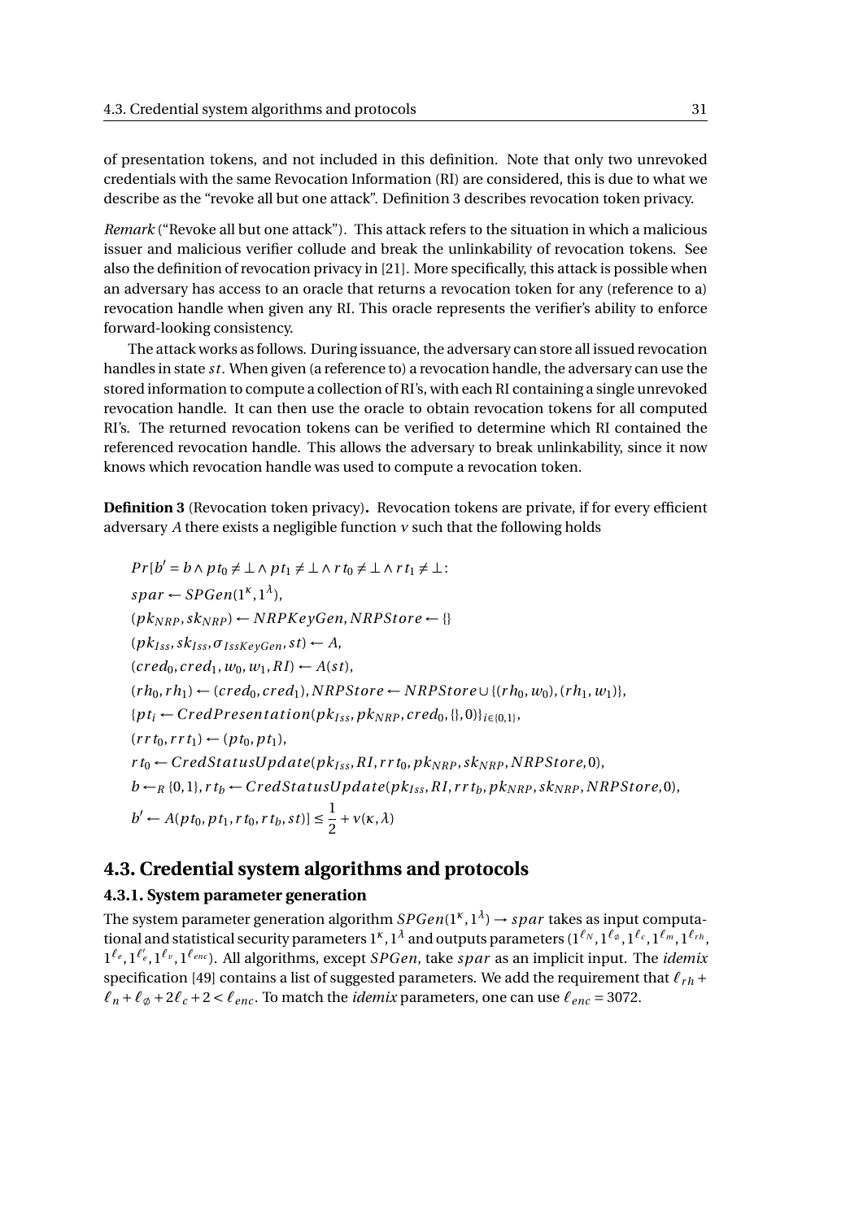of presentation tokens, and not included in this definition. Note that only two unrevoked credentials with the same Revocation Information (RI) are considered, this is due to what we describe as the "revoke all but one attack". Definition 3 describes revocation token privacy.

*Remark* ("Revoke all but one attack"). This attack refers to the situation in which a malicious issuer and malicious verifier collude and break the unlinkability of revocation tokens. See also the definition of revocation privacy in [21]. More specifically, this attack is possible when an adversary has access to an oracle that returns a revocation token for any (reference to a) revocation handle when given any RI. This oracle represents the verifier's ability to enforce forward-looking consistency.

The attack works as follows. During issuance, the adversary can store all issued revocation handles in state $st$. When given (a reference to) a revocation handle, the adversary can use the stored information to compute a collection of RI's, with each RI containing a single unrevoked revocation handle. It can then use the oracle to obtain revocation tokens for all computed RI's. The returned revocation tokens can be verified to determine which RI contained the referenced revocation handle. This allows the adversary to break unlinkability, since it now knows which revocation handle was used to compute a revocation token.

**Definition 3** (Revocation token privacy)**.** Revocation tokens are private, if for every efficient adversary $A$ there exists a negligible function $\nu$ such that the following holds

$$
\begin{aligned}
&Pr[b' = b \wedge pt_0 \neq \bot \wedge pt_1 \neq \bot \wedge rt_0 \neq \bot \wedge rt_1 \neq \bot : \\
&spar \leftarrow SPGen(1^{\kappa}, 1^{\lambda}), \\
&(pk_{NRP}, sk_{NRP}) \leftarrow NRPKeyGen, NRPStore \leftarrow \{\} \\
&(pk_{Iss}, sk_{Iss}, \sigma_{IssKeyGen}, st) \leftarrow A, \\
&(cred_0, cred_1, w_0, w_1, RI) \leftarrow A(st), \\
&(rh_0, rh_1) \leftarrow (cred_0, cred_1), NRPStore \leftarrow NRPStore \cup \{(rh_0, w_0), (rh_1, w_1)\}, \\
&\{pt_i \leftarrow CredPresentation(pk_{Iss}, pk_{NRP}, cred_0, \{\}, 0)\}_{i \in \{0,1\}}, \\
&(rrt_0, rrt_1) \leftarrow (pt_0, pt_1), \\
&rt_0 \leftarrow CredStatusUpdate(pk_{Iss}, RI, rrt_0, pk_{NRP}, sk_{NRP}, NRPStore, 0), \\
&b \leftarrow_R \{0,1\}, rt_b \leftarrow CredStatusUpdate(pk_{Iss}, RI, rrt_b, pk_{NRP}, sk_{NRP}, NRPStore, 0), \\
&b' \leftarrow A(pt_0, pt_1, rt_0, rt_b, st)] \leq \frac{1}{2} + \nu(\kappa, \lambda)
\end{aligned}
$$

## 4.3. Credential system algorithms and protocols

### 4.3.1. System parameter generation

The system parameter generation algorithm $SPGen(1^{\kappa}, 1^{\lambda}) \rightarrow spar$ takes as input computational and statistical security parameters $1^{\kappa}, 1^{\lambda}$ and outputs parameters ($1^{\ell_N}, 1^{\ell_\varnothing}, 1^{\ell_c}, 1^{\ell_m}, 1^{\ell_{rh}}, 1^{\ell_e}, 1^{\ell'_e}, 1^{\ell_v}, 1^{\ell_{enc}}$). All algorithms, except $SPGen$, take $spar$ as an implicit input. The *idemix* specification [49] contains a list of suggested parameters. We add the requirement that $\ell_{rh} + \ell_n + \ell_\varnothing + 2\ell_c + 2 < \ell_{enc}$. To match the *idemix* parameters, one can use $\ell_{enc} = 3072$.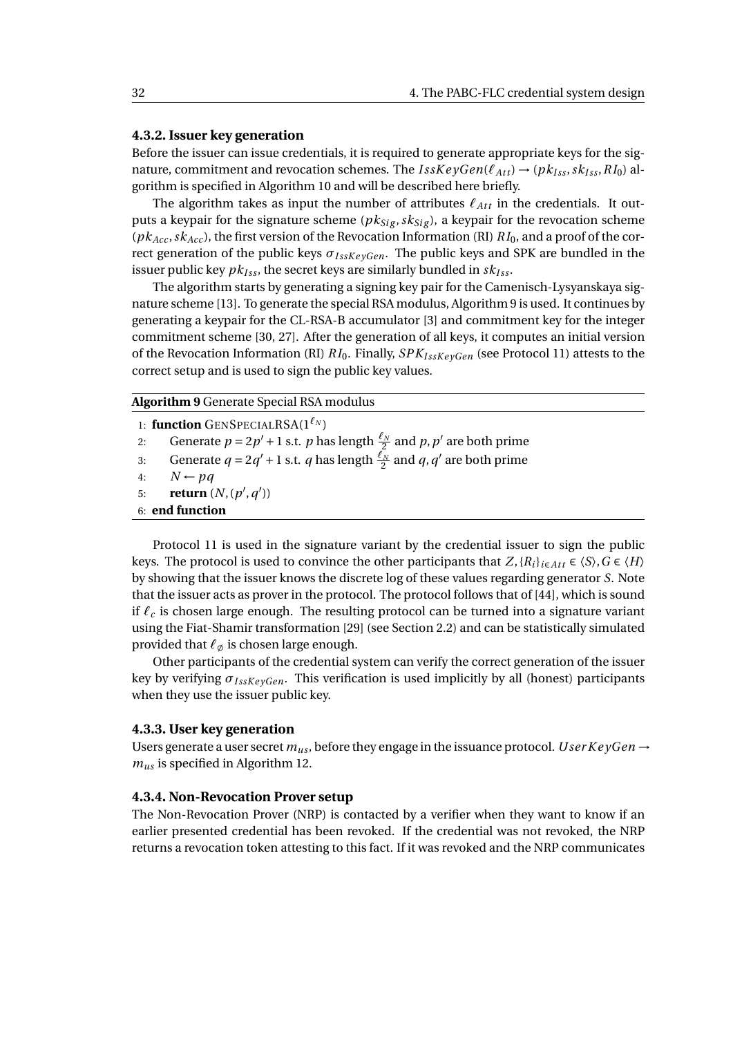### 4.3.2. Issuer key generation

Before the issuer can issue credentials, it is required to generate appropriate keys for the signature, commitment and revocation schemes. The $IssKeyGen(\ell_{Att}) \rightarrow (pk_{Iss}, sk_{Iss}, RI_0)$ algorithm is specified in Algorithm 10 and will be described here briefly.

The algorithm takes as input the number of attributes $\ell_{Att}$ in the credentials. It outputs a keypair for the signature scheme $(pk_{Sig}, sk_{Sig})$, a keypair for the revocation scheme $(pk_{Acc}, sk_{Acc})$, the first version of the Revocation Information (RI) $RI_0$, and a proof of the correct generation of the public keys $\sigma_{IssKeyGen}$. The public keys and SPK are bundled in the issuer public key $pk_{Iss}$, the secret keys are similarly bundled in $sk_{Iss}$.

The algorithm starts by generating a signing key pair for the Camenisch-Lysyanskaya signature scheme [13]. To generate the special RSA modulus, Algorithm 9 is used. It continues by generating a keypair for the CL-RSA-B accumulator [3] and commitment key for the integer commitment scheme [30, 27]. After the generation of all keys, it computes an initial version of the Revocation Information (RI) $RI_0$. Finally, $SPK_{IssKeyGen}$ (see Protocol 11) attests to the correct setup and is used to sign the public key values.

**Algorithm 9** Generate Special RSA modulus

```
1: function GENSPECIALRSA(1^{ℓ_N})
2:     Generate p = 2p' + 1 s.t. p has length ℓ_N/2 and p, p' are both prime
3:     Generate q = 2q' + 1 s.t. q has length ℓ_N/2 and q, q' are both prime
4:     N ← pq
5:     return (N, (p', q'))
6: end function
```

Protocol 11 is used in the signature variant by the credential issuer to sign the public keys. The protocol is used to convince the other participants that $Z, \{R_i\}_{i \in Att} \in \langle S \rangle, G \in \langle H \rangle$ by showing that the issuer knows the discrete log of these values regarding generator $S$. Note that the issuer acts as prover in the protocol. The protocol follows that of [44], which is sound if $\ell_c$ is chosen large enough. The resulting protocol can be turned into a signature variant using the Fiat-Shamir transformation [29] (see Section 2.2) and can be statistically simulated provided that $\ell_\emptyset$ is chosen large enough.

Other participants of the credential system can verify the correct generation of the issuer key by verifying $\sigma_{IssKeyGen}$. This verification is used implicitly by all (honest) participants when they use the issuer public key.

### 4.3.3. User key generation

Users generate a user secret $m_{us}$, before they engage in the issuance protocol. $UserKeyGen \rightarrow m_{us}$ is specified in Algorithm 12.

### 4.3.4. Non-Revocation Prover setup

The Non-Revocation Prover (NRP) is contacted by a verifier when they want to know if an earlier presented credential has been revoked. If the credential was not revoked, the NRP returns a revocation token attesting to this fact. If it was revoked and the NRP communicates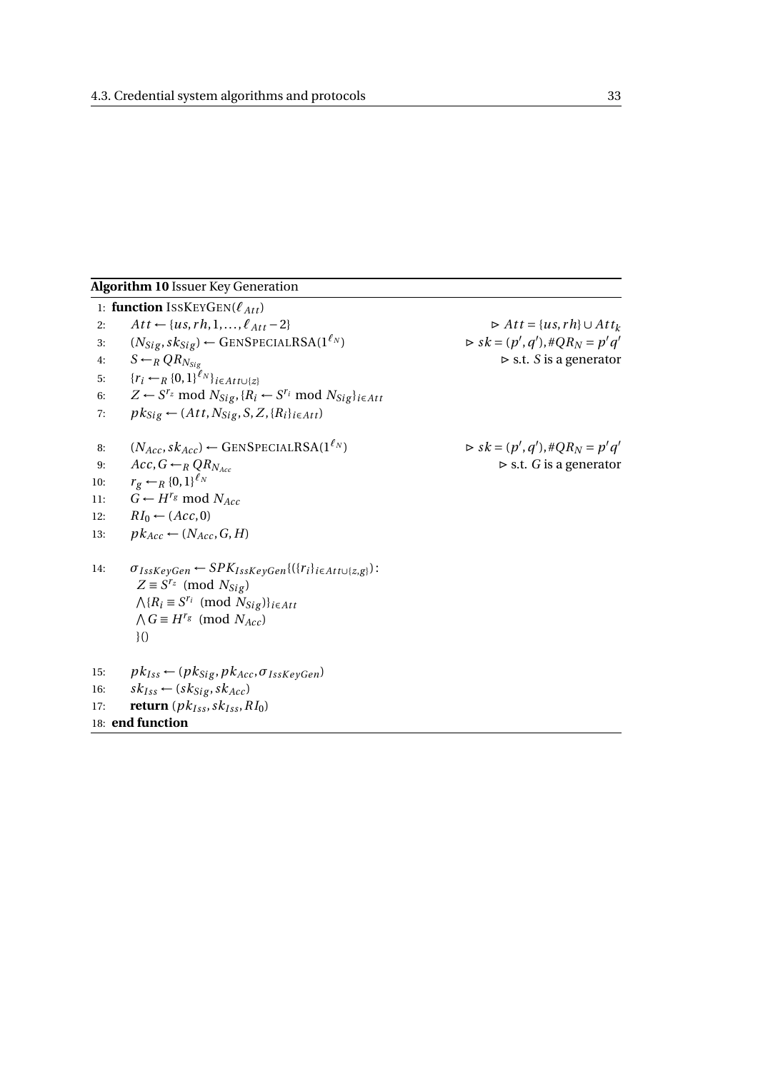**Algorithm 10** Issuer Key Generation

```
1: function IssKeyGen(ℓ_Att)
2:     Att ← {us, rh, 1, ..., ℓ_Att − 2}                      ▷ Att = {us, rh} ∪ Att_k
3:     (N_Sig, sk_Sig) ← GenSpecialRSA(1^ℓ_N)                 ▷ sk = (p', q'), #QR_N = p'q'
4:     S ←_R QR_{N_Sig}                                       ▷ s.t. S is a generator
5:     {r_i ←_R {0,1}^ℓ_N}_{i ∈ Att ∪ {z}}
6:     Z ← S^{r_z} mod N_Sig, {R_i ← S^{r_i} mod N_Sig}_{i ∈ Att}
7:     pk_Sig ← (Att, N_Sig, S, Z, {R_i}_{i ∈ Att})

8:     (N_Acc, sk_Acc) ← GenSpecialRSA(1^ℓ_N)                 ▷ sk = (p', q'), #QR_N = p'q'
9:     Acc, G ←_R QR_{N_Acc}                                  ▷ s.t. G is a generator
10:    r_g ←_R {0,1}^ℓ_N
11:    G ← H^{r_g} mod N_Acc
12:    RI_0 ← (Acc, 0)
13:    pk_Acc ← (N_Acc, G, H)

14:    σ_IssKeyGen ← SPK_IssKeyGen{({r_i}_{i ∈ Att ∪ {z,g}}) :
           Z ≡ S^{r_z} (mod N_Sig)
           ∧{R_i ≡ S^{r_i} (mod N_Sig)}_{i ∈ Att}
           ∧ G ≡ H^{r_g} (mod N_Acc)
           }()

15:    pk_Iss ← (pk_Sig, pk_Acc, σ_IssKeyGen)
16:    sk_Iss ← (sk_Sig, sk_Acc)
17:    return (pk_Iss, sk_Iss, RI_0)
18: end function
```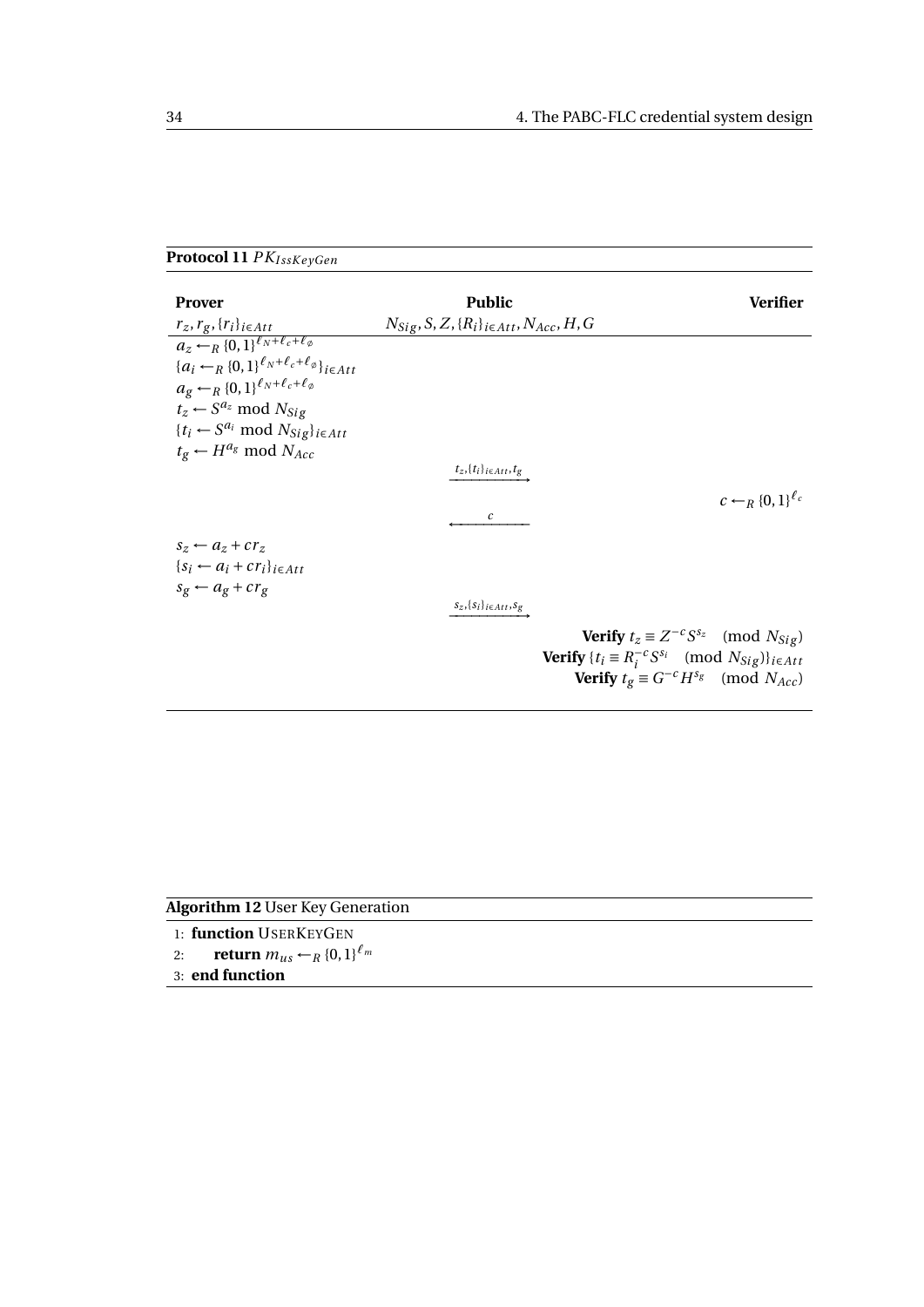**Protocol 11** $PK_{IssKeyGen}$

| **Prover** | **Public** | **Verifier** |
|---|---|---|
| $r_z, r_g, \{r_i\}_{i \in Att}$ | $N_{Sig}, S, Z, \{R_i\}_{i \in Att}, N_{Acc}, H, G$ | |
| $a_z \leftarrow_R \{0,1\}^{\ell_N + \ell_c + \ell_\varnothing}$ | | |
| $\{a_i \leftarrow_R \{0,1\}^{\ell_N + \ell_c + \ell_\varnothing}\}_{i \in Att}$ | | |
| $a_g \leftarrow_R \{0,1\}^{\ell_N + \ell_c + \ell_\varnothing}$ | | |
| $t_z \leftarrow S^{a_z} \bmod N_{Sig}$ | | |
| $\{t_i \leftarrow S^{a_i} \bmod N_{Sig}\}_{i \in Att}$ | | |
| $t_g \leftarrow H^{a_g} \bmod N_{Acc}$ | | |
| | $\xrightarrow{t_z, \{t_i\}_{i \in Att}, t_g}$ | |
| | | $c \leftarrow_R \{0,1\}^{\ell_c}$ |
| | $\xleftarrow{c}$ | |
| $s_z \leftarrow a_z + c r_z$ | | |
| $\{s_i \leftarrow a_i + c r_i\}_{i \in Att}$ | | |
| $s_g \leftarrow a_g + c r_g$ | | |
| | $\xrightarrow{s_z, \{s_i\}_{i \in Att}, s_g}$ | |
| | | **Verify** $t_z \equiv Z^{-c} S^{s_z} \pmod{N_{Sig}}$ |
| | | **Verify** $\{t_i \equiv R_i^{-c} S^{s_i} \pmod{N_{Sig}}\}_{i \in Att}$ |
| | | **Verify** $t_g \equiv G^{-c} H^{s_g} \pmod{N_{Acc}}$ |

**Algorithm 12** User Key Generation

```
1: function USERKEYGEN
2:     return m_us ←_R {0,1}^{ℓ_m}
3: end function
```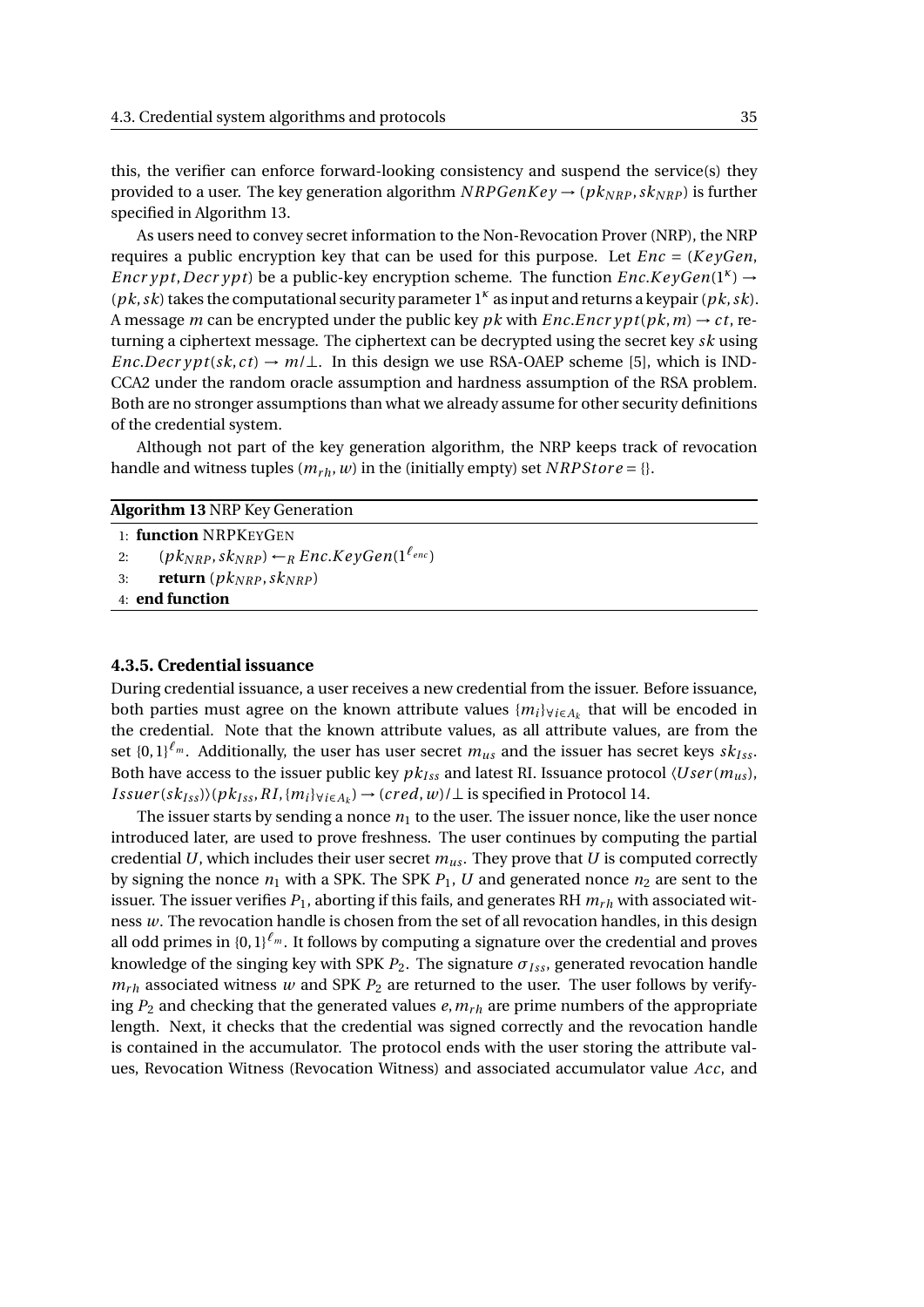this, the verifier can enforce forward-looking consistency and suspend the service(s) they provided to a user. The key generation algorithm $NRPGenKey \rightarrow (pk_{NRP}, sk_{NRP})$ is further specified in Algorithm 13.

As users need to convey secret information to the Non-Revocation Prover (NRP), the NRP requires a public encryption key that can be used for this purpose. Let $Enc = (KeyGen, Encrypt, Decrypt)$ be a public-key encryption scheme. The function $Enc.KeyGen(1^{\kappa}) \rightarrow (pk, sk)$ takes the computational security parameter $1^{\kappa}$ as input and returns a keypair $(pk, sk)$. A message $m$ can be encrypted under the public key $pk$ with $Enc.Encrypt(pk, m) \rightarrow ct$, returning a ciphertext message. The ciphertext can be decrypted using the secret key $sk$ using $Enc.Decrypt(sk, ct) \rightarrow m/\bot$. In this design we use RSA-OAEP scheme [5], which is IND-CCA2 under the random oracle assumption and hardness assumption of the RSA problem. Both are no stronger assumptions than what we already assume for other security definitions of the credential system.

Although not part of the key generation algorithm, the NRP keeps track of revocation handle and witness tuples $(m_{rh}, w)$ in the (initially empty) set $NRPStore = \{\}$.

**Algorithm 13** NRP Key Generation

```
1: function NRPKeyGen
2:     (pk_NRP, sk_NRP) ←_R Enc.KeyGen(1^{ℓ_enc})
3:     return (pk_NRP, sk_NRP)
4: end function
```

### 4.3.5. Credential issuance

During credential issuance, a user receives a new credential from the issuer. Before issuance, both parties must agree on the known attribute values $\{m_i\}_{\forall i \in A_k}$ that will be encoded in the credential. Note that the known attribute values, as all attribute values, are from the set $\{0,1\}^{\ell_m}$. Additionally, the user has user secret $m_{us}$ and the issuer has secret keys $sk_{Iss}$. Both have access to the issuer public key $pk_{Iss}$ and latest RI. Issuance protocol $\langle User(m_{us}), Issuer(sk_{Iss})\rangle(pk_{Iss}, RI, \{m_i\}_{\forall i \in A_k}) \rightarrow (cred, w)/\bot$ is specified in Protocol 14.

The issuer starts by sending a nonce $n_1$ to the user. The issuer nonce, like the user nonce introduced later, are used to prove freshness. The user continues by computing the partial credential $U$, which includes their user secret $m_{us}$. They prove that $U$ is computed correctly by signing the nonce $n_1$ with a SPK. The SPK $P_1$, $U$ and generated nonce $n_2$ are sent to the issuer. The issuer verifies $P_1$, aborting if this fails, and generates RH $m_{rh}$ with associated witness $w$. The revocation handle is chosen from the set of all revocation handles, in this design all odd primes in $\{0,1\}^{\ell_m}$. It follows by computing a signature over the credential and proves knowledge of the singing key with SPK $P_2$. The signature $\sigma_{Iss}$, generated revocation handle $m_{rh}$ associated witness $w$ and SPK $P_2$ are returned to the user. The user follows by verifying $P_2$ and checking that the generated values $e, m_{rh}$ are prime numbers of the appropriate length. Next, it checks that the credential was signed correctly and the revocation handle is contained in the accumulator. The protocol ends with the user storing the attribute values, Revocation Witness (Revocation Witness) and associated accumulator value $Acc$, and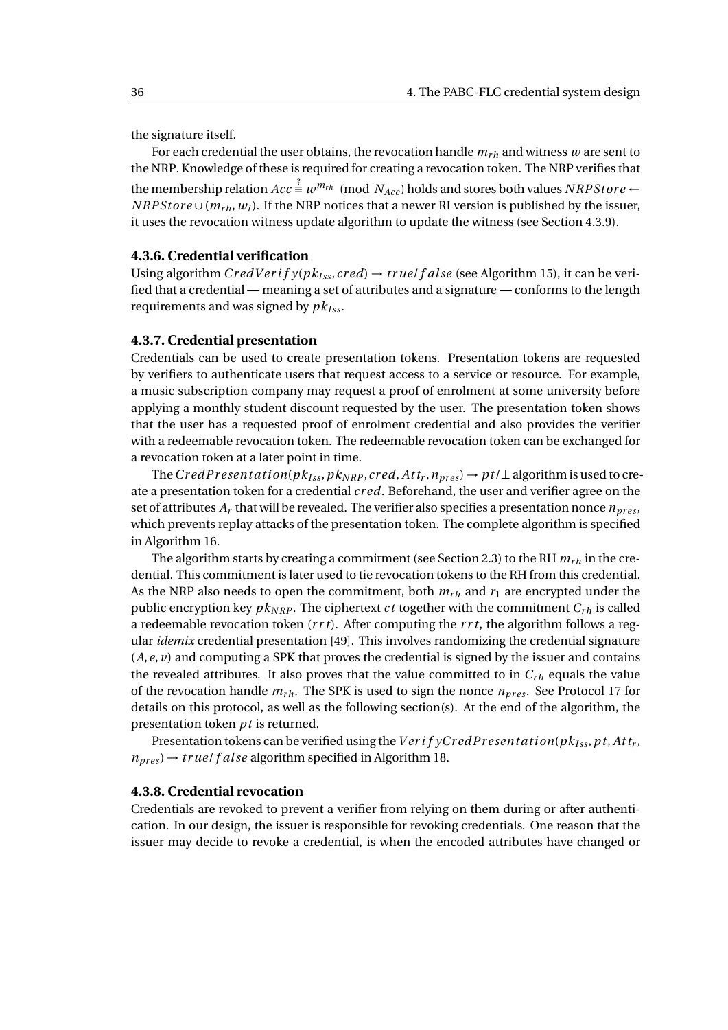the signature itself.

For each credential the user obtains, the revocation handle $m_{rh}$ and witness $w$ are sent to the NRP. Knowledge of these is required for creating a revocation token. The NRP verifies that the membership relation $Acc \stackrel{?}{\equiv} w^{m_{rh}} \pmod{N_{Acc}}$ holds and stores both values $NRPStore \leftarrow NRPStore \cup (m_{rh}, w_i)$. If the NRP notices that a newer RI version is published by the issuer, it uses the revocation witness update algorithm to update the witness (see Section 4.3.9).

### 4.3.6. Credential verification

Using algorithm $CredVerify(pk_{Iss}, cred) \rightarrow true/false$ (see Algorithm 15), it can be verified that a credential — meaning a set of attributes and a signature — conforms to the length requirements and was signed by $pk_{Iss}$.

### 4.3.7. Credential presentation

Credentials can be used to create presentation tokens. Presentation tokens are requested by verifiers to authenticate users that request access to a service or resource. For example, a music subscription company may request a proof of enrolment at some university before applying a monthly student discount requested by the user. The presentation token shows that the user has a requested proof of enrolment credential and also provides the verifier with a redeemable revocation token. The redeemable revocation token can be exchanged for a revocation token at a later point in time.

The $CredPresentation(pk_{Iss}, pk_{NRP}, cred, Att_r, n_{pres}) \rightarrow pt/\bot$ algorithm is used to create a presentation token for a credential $cred$. Beforehand, the user and verifier agree on the set of attributes $A_r$ that will be revealed. The verifier also specifies a presentation nonce $n_{pres}$, which prevents replay attacks of the presentation token. The complete algorithm is specified in Algorithm 16.

The algorithm starts by creating a commitment (see Section 2.3) to the RH $m_{rh}$ in the credential. This commitment is later used to tie revocation tokens to the RH from this credential. As the NRP also needs to open the commitment, both $m_{rh}$ and $r_1$ are encrypted under the public encryption key $pk_{NRP}$. The ciphertext $ct$ together with the commitment $C_{rh}$ is called a redeemable revocation token ($rrt$). After computing the $rrt$, the algorithm follows a regular *idemix* credential presentation [49]. This involves randomizing the credential signature $(A, e, v)$ and computing a SPK that proves the credential is signed by the issuer and contains the revealed attributes. It also proves that the value committed to in $C_{rh}$ equals the value of the revocation handle $m_{rh}$. The SPK is used to sign the nonce $n_{pres}$. See Protocol 17 for details on this protocol, as well as the following section(s). At the end of the algorithm, the presentation token $pt$ is returned.

Presentation tokens can be verified using the $VerifyCredPresentation(pk_{Iss}, pt, Att_r, n_{pres}) \rightarrow true/false$ algorithm specified in Algorithm 18.

### 4.3.8. Credential revocation

Credentials are revoked to prevent a verifier from relying on them during or after authentication. In our design, the issuer is responsible for revoking credentials. One reason that the issuer may decide to revoke a credential, is when the encoded attributes have changed or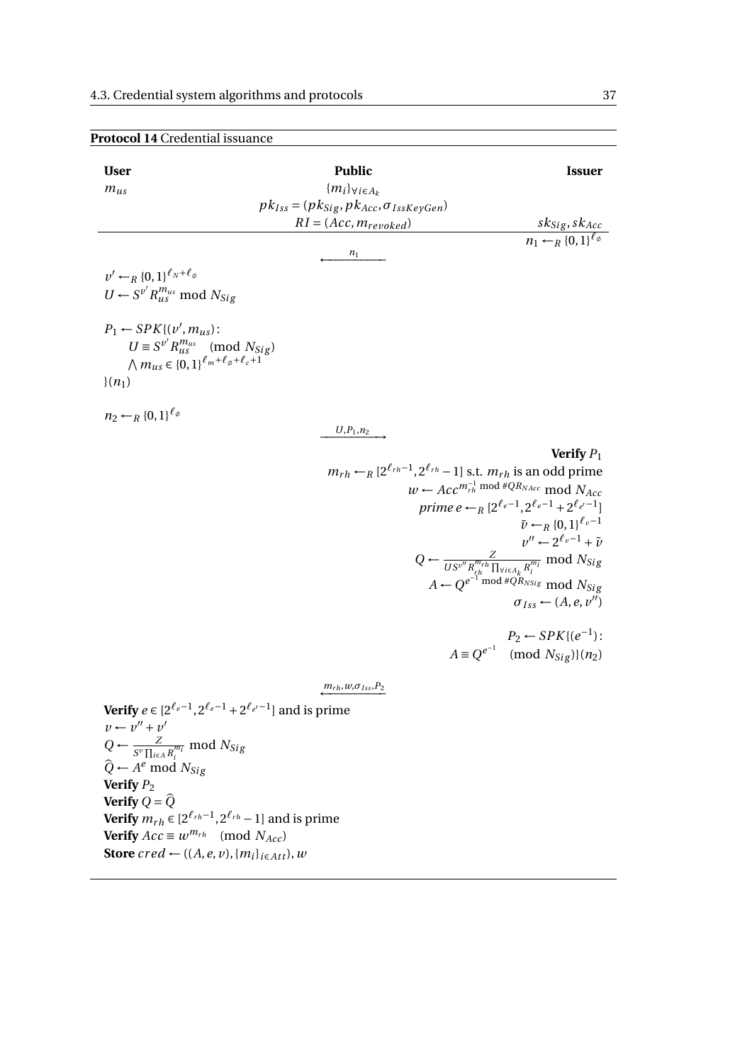**Protocol 14** Credential issuance

| **User** | **Public** | **Issuer** |
|---|---|---|
| $m_{us}$ | $\{m_i\}_{\forall i \in A_k}$ | |
| | $pk_{Iss} = (pk_{Sig}, pk_{Acc}, \sigma_{IssKeyGen})$ | |
| | $RI = (Acc, m_{revoked})$ | $sk_{Sig}, sk_{Acc}$ |

**Issuer:** $n_1 \leftarrow_R \{0,1\}^{\ell_\varnothing}$

$\xleftarrow{\quad n_1 \quad}$

**User:**

$v' \leftarrow_R \{0,1\}^{\ell_N + \ell_\varnothing}$

$U \leftarrow S^{v'} R_{us}^{m_{us}} \bmod N_{Sig}$

$P_1 \leftarrow SPK\{(v', m_{us}):$
$\quad U \equiv S^{v'} R_{us}^{m_{us}} \pmod{N_{Sig}}$
$\quad \bigwedge m_{us} \in \{0,1\}^{\ell_m + \ell_\varnothing + \ell_c + 1}$
$\}(n_1)$

$n_2 \leftarrow_R \{0,1\}^{\ell_\varnothing}$

$\xrightarrow{\quad U, P_1, n_2 \quad}$

**Issuer:**

**Verify** $P_1$

$m_{rh} \leftarrow_R [2^{\ell_{rh}-1}, 2^{\ell_{rh}} - 1]$ s.t. $m_{rh}$ is an odd prime

$w \leftarrow Acc^{m_{rh}^{-1} \bmod \#QR_{N_{Acc}}} \bmod N_{Acc}$

*prime* $e \leftarrow_R [2^{\ell_e - 1}, 2^{\ell_e - 1} + 2^{\ell_{e'} - 1}]$

$\tilde{v} \leftarrow_R \{0,1\}^{\ell_v - 1}$

$v'' \leftarrow 2^{\ell_v - 1} + \tilde{v}$

$Q \leftarrow \frac{Z}{U S^{v''} R_{rh}^{m_{rh}} \prod_{\forall i \in A_k} R_i^{m_i}} \bmod N_{Sig}$

$A \leftarrow Q^{e^{-1} \bmod \#QR_{NSig}} \bmod N_{Sig}$

$\sigma_{Iss} \leftarrow (A, e, v'')$

$P_2 \leftarrow SPK\{(e^{-1}):$
$A \equiv Q^{e^{-1}} \pmod{N_{Sig}}\}(n_2)$

$\xleftarrow{\quad m_{rh}, w, \sigma_{Iss}, P_2 \quad}$

**User:**

**Verify** $e \in [2^{\ell_e - 1}, 2^{\ell_e - 1} + 2^{\ell_{e'} - 1}]$ and is prime

$v \leftarrow v'' + v'$

$Q \leftarrow \frac{Z}{S^v \prod_{i \in A} R_i^{m_i}} \bmod N_{Sig}$

$\widehat{Q} \leftarrow A^e \bmod N_{Sig}$

**Verify** $P_2$

**Verify** $Q = \widehat{Q}$

**Verify** $m_{rh} \in [2^{\ell_{rh}-1}, 2^{\ell_{rh}} - 1]$ and is prime

**Verify** $Acc \equiv w^{m_{rh}} \pmod{N_{Acc}}$

**Store** $cred \leftarrow ((A, e, v), \{m_i\}_{i \in Att}), w$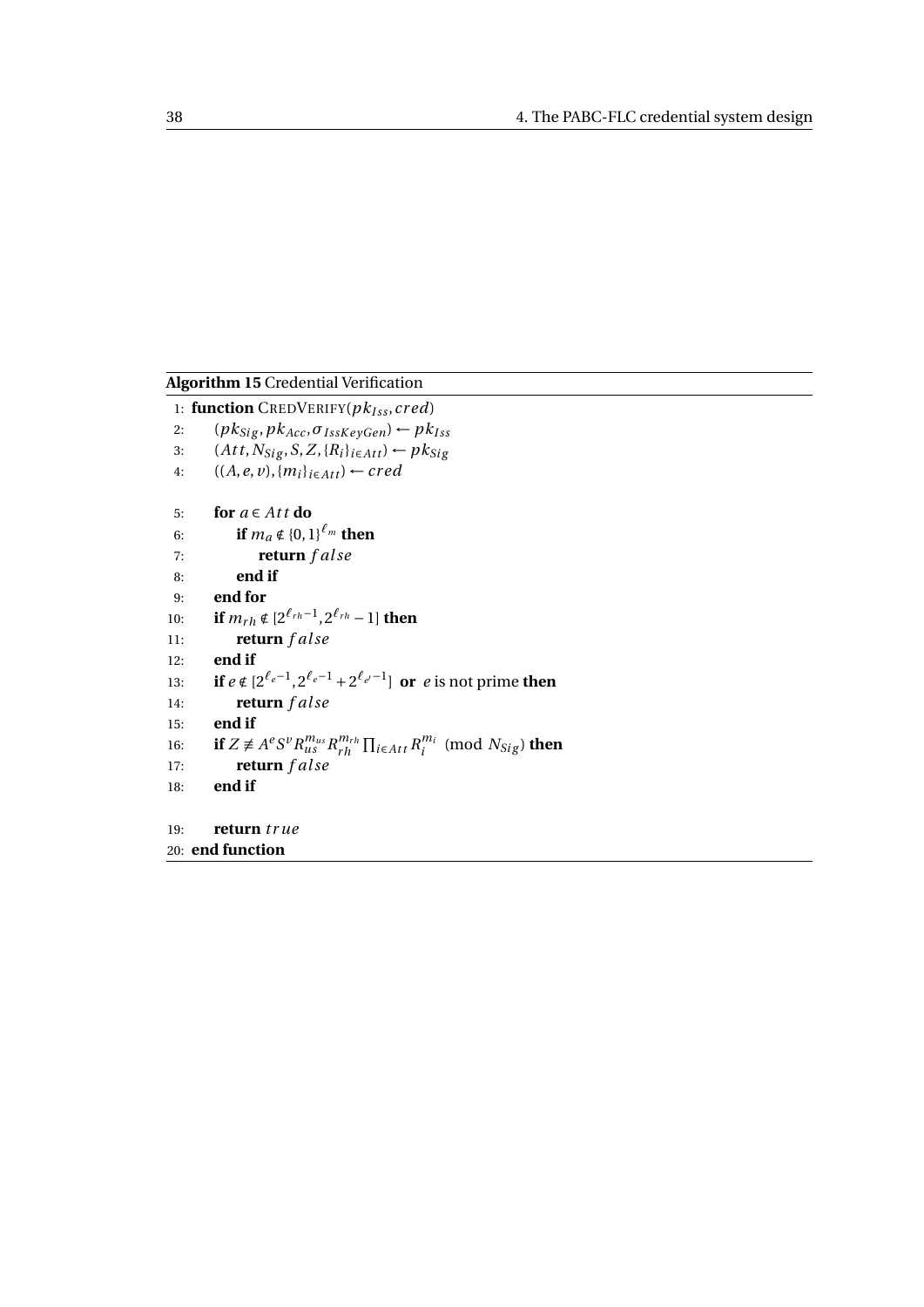**Algorithm 15** Credential Verification

```
 1: function CREDVERIFY(pk_Iss, cred)
 2:     (pk_Sig, pk_Acc, σ_IssKeyGen) ← pk_Iss
 3:     (Att, N_Sig, S, Z, {R_i}_{i∈Att}) ← pk_Sig
 4:     ((A, e, v), {m_i}_{i∈Att}) ← cred

 5:     for a ∈ Att do
 6:         if m_a ∉ {0,1}^{ℓ_m} then
 7:             return false
 8:         end if
 9:     end for
10:     if m_rh ∉ [2^{ℓ_rh − 1}, 2^{ℓ_rh} − 1] then
11:         return false
12:     end if
13:     if e ∉ [2^{ℓ_e − 1}, 2^{ℓ_e − 1} + 2^{ℓ_e' − 1}] or e is not prime then
14:         return false
15:     end if
16:     if Z ≢ A^e S^v R_us^{m_us} R_rh^{m_rh} ∏_{i∈Att} R_i^{m_i} (mod N_Sig) then
17:         return false
18:     end if

19:     return true
20: end function
```

1: **function** CredVerify($pk_{Iss}, cred$)

2: $(pk_{Sig}, pk_{Acc}, \sigma_{IssKeyGen}) \leftarrow pk_{Iss}$

3: $(Att, N_{Sig}, S, Z, \{R_i\}_{i \in Att}) \leftarrow pk_{Sig}$

4: $((A, e, v), \{m_i\}_{i \in Att}) \leftarrow cred$

5: **for** $a \in Att$ **do**

6: **if** $m_a \notin \{0,1\}^{\ell_m}$ **then**

7: **return** $false$

8: **end if**

9: **end for**

10: **if** $m_{rh} \notin [2^{\ell_{rh}-1}, 2^{\ell_{rh}} - 1]$ **then**

11: **return** $false$

12: **end if**

13: **if** $e \notin [2^{\ell_e - 1}, 2^{\ell_e - 1} + 2^{\ell_{e'} - 1}]$ **or** $e$ is not prime **then**

14: **return** $false$

15: **end if**

16: **if** $Z \not\equiv A^e S^v R_{us}^{m_{us}} R_{rh}^{m_{rh}} \prod_{i \in Att} R_i^{m_i} \pmod{N_{Sig}}$ **then**

17: **return** $false$

18: **end if**

19: **return** $true$

20: **end function**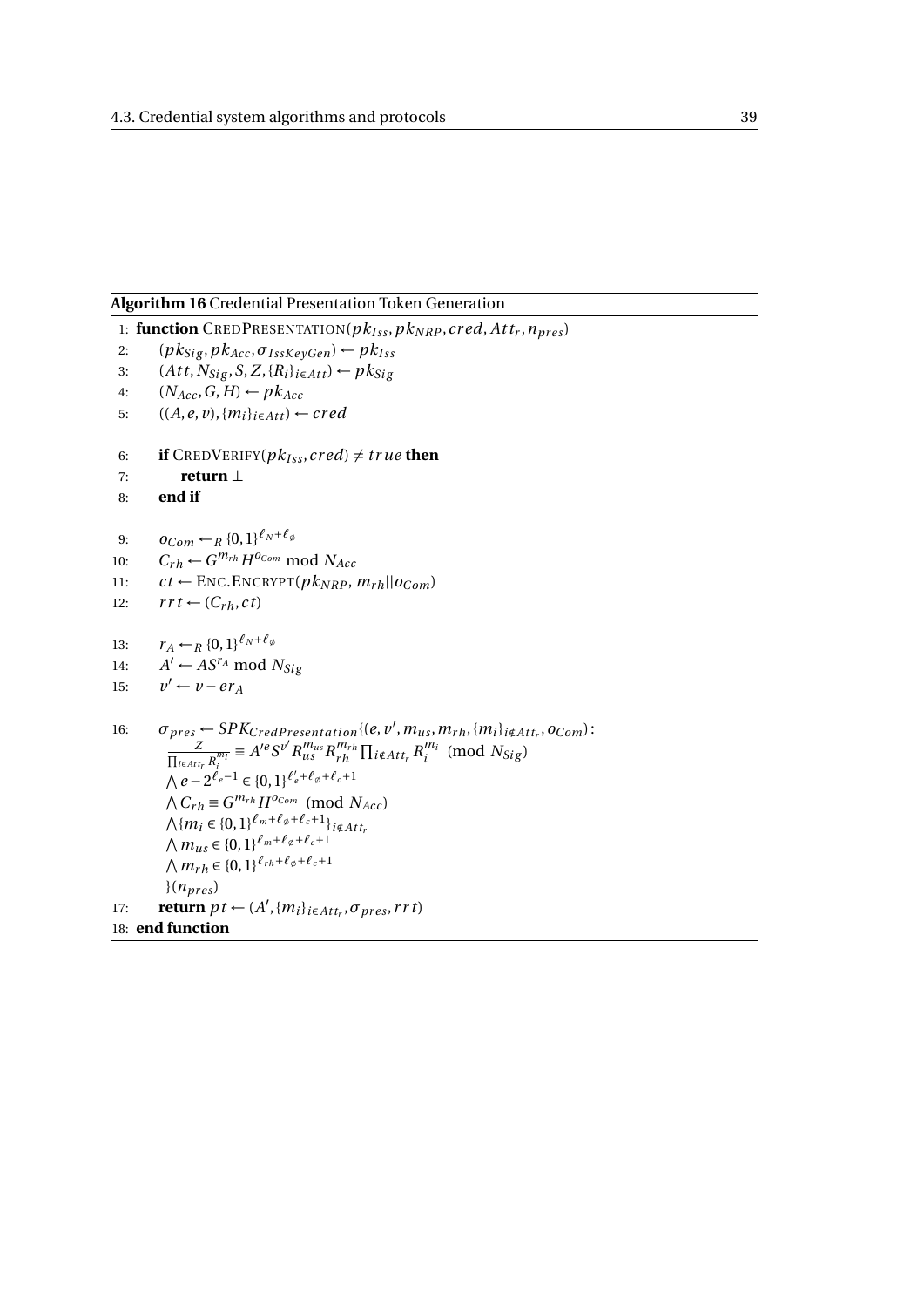**Algorithm 16** Credential Presentation Token Generation

```
1: function CredPresentation(pk_Iss, pk_NRP, cred, Att_r, n_pres)
2:     (pk_Sig, pk_Acc, σ_IssKeyGen) ← pk_Iss
3:     (Att, N_Sig, S, Z, {R_i}_{i∈Att}) ← pk_Sig
4:     (N_Acc, G, H) ← pk_Acc
5:     ((A, e, v), {m_i}_{i∈Att}) ← cred

6:     if CredVerify(pk_Iss, cred) ≠ true then
7:         return ⊥
8:     end if

9:     o_Com ←_R {0,1}^{ℓ_N + ℓ_∅}
10:    C_rh ← G^{m_rh} H^{o_Com} mod N_Acc
11:    ct ← Enc.Encrypt(pk_NRP, m_rh || o_Com)
12:    rrt ← (C_rh, ct)

13:    r_A ←_R {0,1}^{ℓ_N + ℓ_∅}
14:    A' ← A S^{r_A} mod N_Sig
15:    v' ← v − e r_A

16:    σ_pres ← SPK_CredPresentation{(e, v', m_us, m_rh, {m_i}_{i∉Att_r}, o_Com) :
```

$$\frac{Z}{\prod_{i\in Att_r} R_i^{m_i}} \equiv A'^e S^{v'} R_{us}^{m_{us}} R_{rh}^{m_{rh}} \prod_{i\notin Att_r} R_i^{m_i} \pmod{N_{Sig}}$$

$$\bigwedge e - 2^{\ell_e - 1} \in \{0,1\}^{\ell'_e + \ell_\varnothing + \ell_c + 1}$$

$$\bigwedge C_{rh} \equiv G^{m_{rh}} H^{o_{Com}} \pmod{N_{Acc}}$$

$$\bigwedge \{m_i \in \{0,1\}^{\ell_m + \ell_\varnothing + \ell_c + 1}\}_{i\notin Att_r}$$

$$\bigwedge m_{us} \in \{0,1\}^{\ell_m + \ell_\varnothing + \ell_c + 1}$$

$$\bigwedge m_{rh} \in \{0,1\}^{\ell_{rh} + \ell_\varnothing + \ell_c + 1}$$

$$\}(n_{pres})$$

```
17:    return pt ← (A', {m_i}_{i∈Att_r}, σ_pres, rrt)
18: end function
```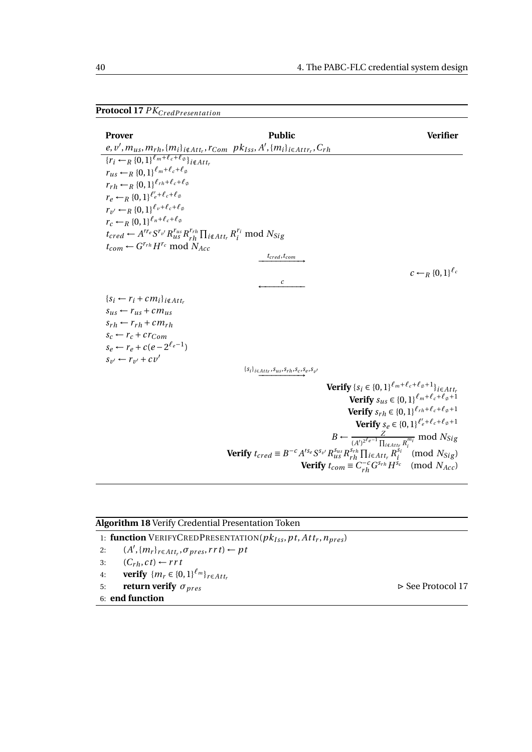**Protocol 17** $PK_{CredPresentation}$

**Prover** | **Public** | **Verifier**

Prover: $e, v', m_{us}, m_{rh}, \{m_i\}_{i \notin Att_r}, r_{Com}$

Public: $pk_{Iss}, A', \{m_i\}_{i \in Attr_r}, C_{rh}$

---

Prover:

$\{r_i \leftarrow_R \{0,1\}^{\ell_m + \ell_c + \ell_\emptyset}\}_{i \notin Att_r}$

$r_{us} \leftarrow_R \{0,1\}^{\ell_m + \ell_c + \ell_\emptyset}$

$r_{rh} \leftarrow_R \{0,1\}^{\ell_{rh} + \ell_c + \ell_\emptyset}$

$r_e \leftarrow_R \{0,1\}^{\ell'_e + \ell_c + \ell_\emptyset}$

$r_{v'} \leftarrow_R \{0,1\}^{\ell_v + \ell_c + \ell_\emptyset}$

$r_c \leftarrow_R \{0,1\}^{\ell_n + \ell_c + \ell_\emptyset}$

$t_{cred} \leftarrow A'^{r_e} S^{r_{v'}} R_{us}^{r_{us}} R_{rh}^{r_{rh}} \prod_{i \notin Att_r} R_i^{r_i} \bmod N_{Sig}$

$t_{com} \leftarrow G^{r_{rh}} H^{r_c} \bmod N_{Acc}$

Prover → Verifier: $t_{cred}, t_{com}$

Verifier: $c \leftarrow_R \{0,1\}^{\ell_c}$

Verifier → Prover: $c$

Prover:

$\{s_i \leftarrow r_i + cm_i\}_{i \notin Att_r}$

$s_{us} \leftarrow r_{us} + cm_{us}$

$s_{rh} \leftarrow r_{rh} + cm_{rh}$

$s_c \leftarrow r_c + cr_{Com}$

$s_e \leftarrow r_e + c(e - 2^{\ell_e - 1})$

$s_{v'} \leftarrow r_{v'} + cv'$

Prover → Verifier: $\{s_i\}_{i \in Attr_r}, s_{us}, s_{rh}, s_c, s_e, s_{v'}$

Verifier:

**Verify** $\{s_i \in \{0,1\}^{\ell_m + \ell_c + \ell_\emptyset + 1}\}_{i \in Att_r}$

**Verify** $s_{us} \in \{0,1\}^{\ell_m + \ell_c + \ell_\emptyset + 1}$

**Verify** $s_{rh} \in \{0,1\}^{\ell_{rh} + \ell_c + \ell_\emptyset + 1}$

**Verify** $s_e \in \{0,1\}^{\ell'_e + \ell_c + \ell_\emptyset + 1}$

$B \leftarrow \frac{Z}{(A')^{2^{\ell_e - 1}} \prod_{i \notin Att_r} R_i^{m_i}} \bmod N_{Sig}$

**Verify** $t_{cred} \equiv B^{-c} A'^{s_e} S^{s_{v'}} R_{us}^{s_{us}} R_{rh}^{s_{rh}} \prod_{i \in Att_r} R_i^{s_i} \pmod{N_{Sig}}$

**Verify** $t_{com} \equiv C_{rh}^{-c} G^{s_{rh}} H^{s_c} \pmod{N_{Acc}}$

---

**Algorithm 18** Verify Credential Presentation Token

```
1: function VerifyCredPresentation(pk_Iss, pt, Att_r, n_pres)
2:     (A', {m_r}_{r∈Att_r}, σ_pres, rrt) ← pt
3:     (C_rh, ct) ← rrt
4:     verify {m_r ∈ {0,1}^{ℓ_m}}_{r∈Att_r}
5:     return verify σ_pres                                  ▷ See Protocol 17
6: end function
```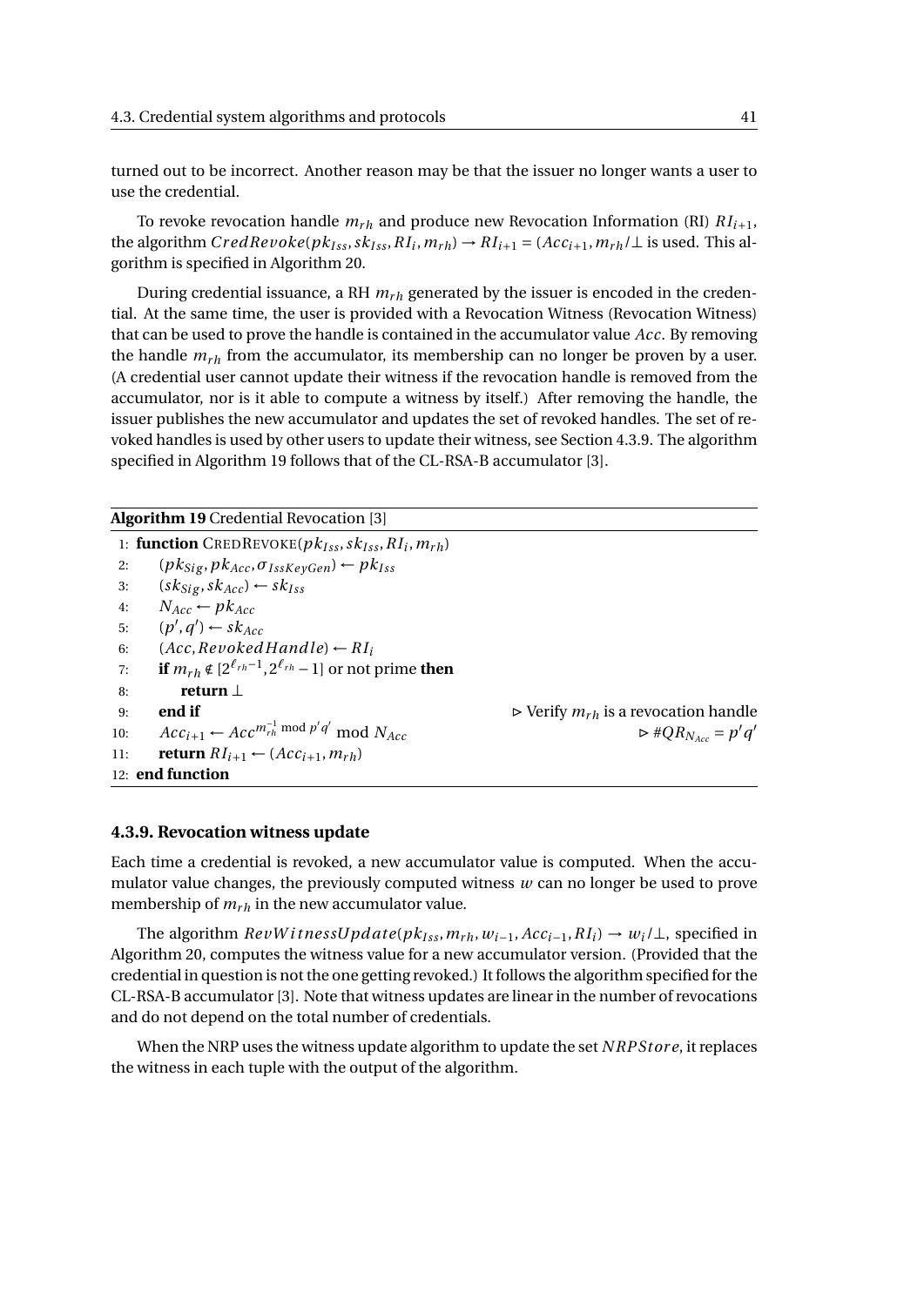turned out to be incorrect. Another reason may be that the issuer no longer wants a user to use the credential.

To revoke revocation handle $m_{rh}$ and produce new Revocation Information (RI) $RI_{i+1}$, the algorithm $CredRevoke(pk_{Iss}, sk_{Iss}, RI_i, m_{rh}) \rightarrow RI_{i+1} = (Acc_{i+1}, m_{rh}/\perp$ is used. This algorithm is specified in Algorithm 20.

During credential issuance, a RH $m_{rh}$ generated by the issuer is encoded in the credential. At the same time, the user is provided with a Revocation Witness (Revocation Witness) that can be used to prove the handle is contained in the accumulator value $Acc$. By removing the handle $m_{rh}$ from the accumulator, its membership can no longer be proven by a user. (A credential user cannot update their witness if the revocation handle is removed from the accumulator, nor is it able to compute a witness by itself.) After removing the handle, the issuer publishes the new accumulator and updates the set of revoked handles. The set of revoked handles is used by other users to update their witness, see Section 4.3.9. The algorithm specified in Algorithm 19 follows that of the CL-RSA-B accumulator [3].

**Algorithm 19** Credential Revocation [3]

```
1:  function CredRevoke(pk_Iss, sk_Iss, RI_i, m_rh)
2:      (pk_Sig, pk_Acc, σ_IssKeyGen) ← pk_Iss
3:      (sk_Sig, sk_Acc) ← sk_Iss
4:      N_Acc ← pk_Acc
5:      (p', q') ← sk_Acc
6:      (Acc, RevokedHandle) ← RI_i
7:      if m_rh ∉ [2^(ℓ_rh − 1), 2^(ℓ_rh) − 1] or not prime then
8:          return ⊥
9:      end if                                          ▷ Verify m_rh is a revocation handle
10:     Acc_{i+1} ← Acc^(m_rh^{-1} mod p'q') mod N_Acc    ▷ #QR_{N_Acc} = p'q'
11:     return RI_{i+1} ← (Acc_{i+1}, m_rh)
12: end function
```

### 4.3.9. Revocation witness update

Each time a credential is revoked, a new accumulator value is computed. When the accumulator value changes, the previously computed witness $w$ can no longer be used to prove membership of $m_{rh}$ in the new accumulator value.

The algorithm $RevWitnessUpdate(pk_{Iss}, m_{rh}, w_{i-1}, Acc_{i-1}, RI_i) \rightarrow w_i/\perp$, specified in Algorithm 20, computes the witness value for a new accumulator version. (Provided that the credential in question is not the one getting revoked.) It follows the algorithm specified for the CL-RSA-B accumulator [3]. Note that witness updates are linear in the number of revocations and do not depend on the total number of credentials.

When the NRP uses the witness update algorithm to update the set $NRPStore$, it replaces the witness in each tuple with the output of the algorithm.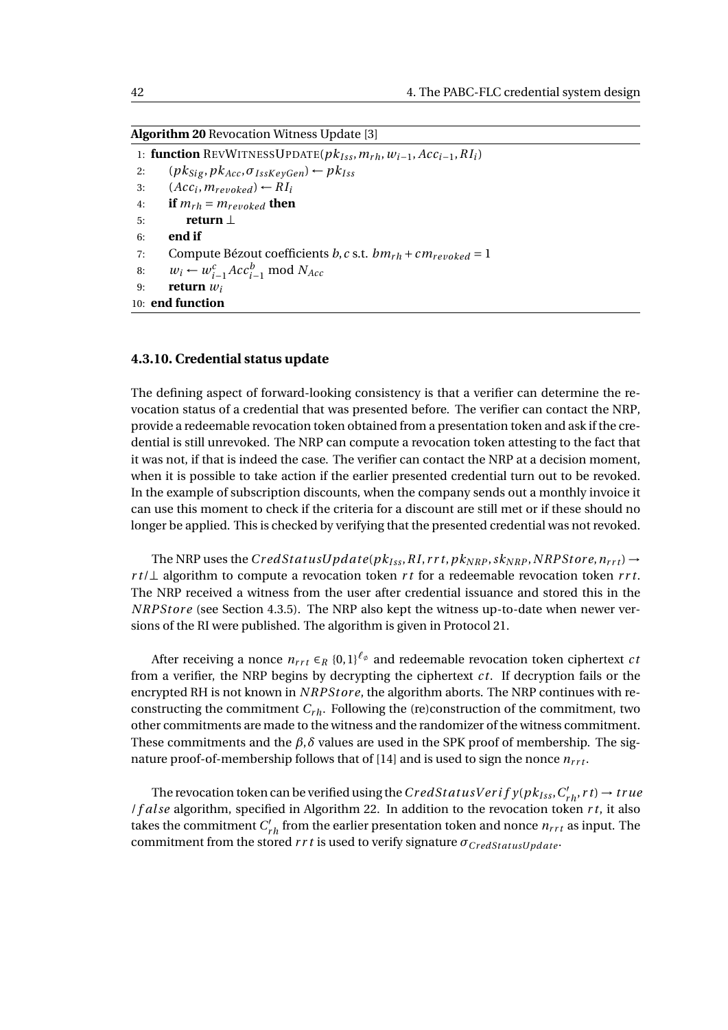**Algorithm 20** Revocation Witness Update [3]

```
1: function RevWitnessUpdate(pk_Iss, m_rh, w_{i-1}, Acc_{i-1}, RI_i)
2:     (pk_Sig, pk_Acc, σ_IssKeyGen) ← pk_Iss
3:     (Acc_i, m_revoked) ← RI_i
4:     if m_rh = m_revoked then
5:         return ⊥
6:     end if
7:     Compute Bézout coefficients b, c s.t. b·m_rh + c·m_revoked = 1
8:     w_i ← w_{i-1}^c · Acc_{i-1}^b mod N_Acc
9:     return w_i
10: end function
```

### 4.3.10. Credential status update

The defining aspect of forward-looking consistency is that a verifier can determine the revocation status of a credential that was presented before. The verifier can contact the NRP, provide a redeemable revocation token obtained from a presentation token and ask if the credential is still unrevoked. The NRP can compute a revocation token attesting to the fact that it was not, if that is indeed the case. The verifier can contact the NRP at a decision moment, when it is possible to take action if the earlier presented credential turn out to be revoked. In the example of subscription discounts, when the company sends out a monthly invoice it can use this moment to check if the criteria for a discount are still met or if these should no longer be applied. This is checked by verifying that the presented credential was not revoked.

The NRP uses the $CredStatusUpdate(pk_{Iss}, RI, rrt, pk_{NRP}, sk_{NRP}, NRPStore, n_{rrt}) \rightarrow rt/\bot$ algorithm to compute a revocation token $rt$ for a redeemable revocation token $rrt$. The NRP received a witness from the user after credential issuance and stored this in the $NRPStore$ (see Section 4.3.5). The NRP also kept the witness up-to-date when newer versions of the RI were published. The algorithm is given in Protocol 21.

After receiving a nonce $n_{rrt} \in_R \{0,1\}^{\ell_\varnothing}$ and redeemable revocation token ciphertext $ct$ from a verifier, the NRP begins by decrypting the ciphertext $ct$. If decryption fails or the encrypted RH is not known in $NRPStore$, the algorithm aborts. The NRP continues with reconstructing the commitment $C_{rh}$. Following the (re)construction of the commitment, two other commitments are made to the witness and the randomizer of the witness commitment. These commitments and the $\beta, \delta$ values are used in the SPK proof of membership. The signature proof-of-membership follows that of [14] and is used to sign the nonce $n_{rrt}$.

The revocation token can be verified using the $CredStatusVerify(pk_{Iss}, C'_{rh}, rt) \rightarrow true / false$ algorithm, specified in Algorithm 22. In addition to the revocation token $rt$, it also takes the commitment $C'_{rh}$ from the earlier presentation token and nonce $n_{rrt}$ as input. The commitment from the stored $rrt$ is used to verify signature $\sigma_{CredStatusUpdate}$.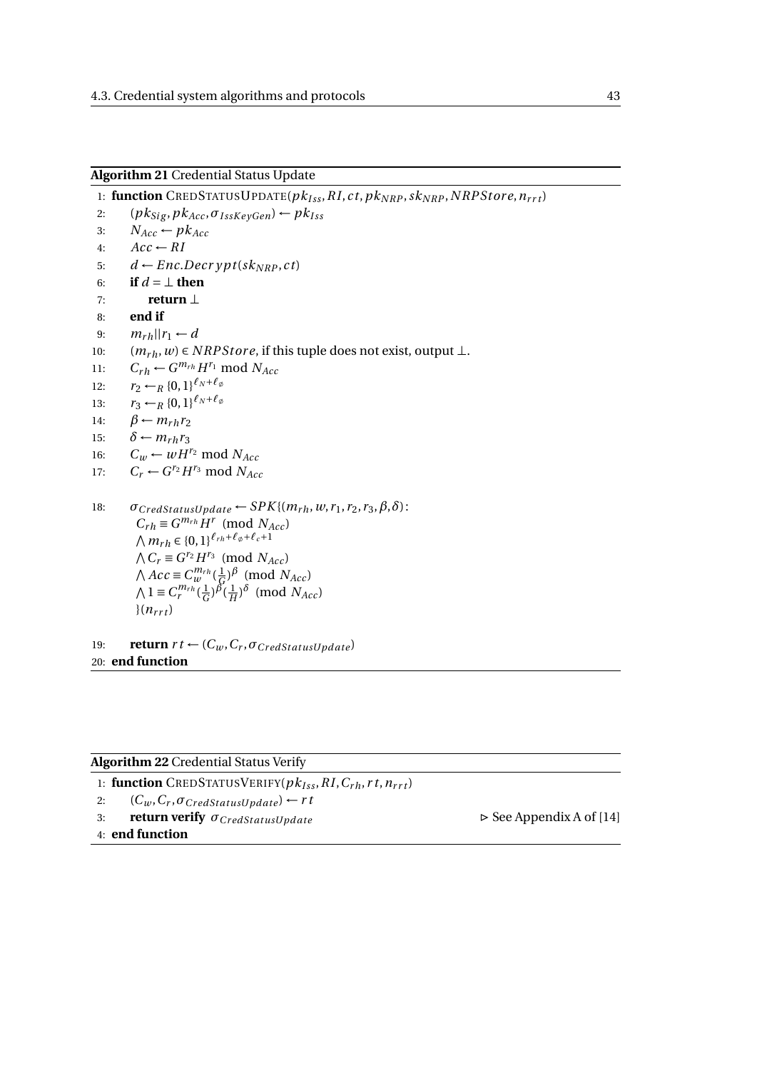**Algorithm 21** Credential Status Update

```
1: function CREDSTATUSUPDATE(pk_Iss, RI, ct, pk_NRP, sk_NRP, NRPStore, n_rrt)
2:     (pk_Sig, pk_Acc, σ_IssKeyGen) ← pk_Iss
3:     N_Acc ← pk_Acc
4:     Acc ← RI
5:     d ← Enc.Decrypt(sk_NRP, ct)
6:     if d = ⊥ then
7:         return ⊥
8:     end if
9:     m_rh || r_1 ← d
10:    (m_rh, w) ∈ NRPStore, if this tuple does not exist, output ⊥.
11:    C_rh ← G^{m_rh} H^{r_1} mod N_Acc
12:    r_2 ←_R {0,1}^{ℓ_N + ℓ_∅}
13:    r_3 ←_R {0,1}^{ℓ_N + ℓ_∅}
14:    β ← m_rh r_2
15:    δ ← m_rh r_3
16:    C_w ← w H^{r_2} mod N_Acc
17:    C_r ← G^{r_2} H^{r_3} mod N_Acc

18:    σ_CredStatusUpdate ← SPK{(m_rh, w, r_1, r_2, r_3, β, δ):
           C_rh ≡ G^{m_rh} H^r (mod N_Acc)
           ∧ m_rh ∈ {0,1}^{ℓ_rh + ℓ_∅ + ℓ_c + 1}
           ∧ C_r ≡ G^{r_2} H^{r_3} (mod N_Acc)
           ∧ Acc ≡ C_w^{m_rh} (1/G)^β (mod N_Acc)
           ∧ 1 ≡ C_r^{m_rh} (1/G)^β (1/H)^δ (mod N_Acc)
           }(n_rrt)

19:    return rt ← (C_w, C_r, σ_CredStatusUpdate)
20: end function
```

In LaTeX notation, the key steps are:

- Line 11: $C_{rh} \leftarrow G^{m_{rh}} H^{r_1} \bmod N_{Acc}$
- Line 12: $r_2 \leftarrow_R \{0,1\}^{\ell_N + \ell_\varnothing}$
- Line 13: $r_3 \leftarrow_R \{0,1\}^{\ell_N + \ell_\varnothing}$
- Line 16: $C_w \leftarrow w H^{r_2} \bmod N_{Acc}$
- Line 17: $C_r \leftarrow G^{r_2} H^{r_3} \bmod N_{Acc}$
- Line 18:

$$
\begin{aligned}
\sigma_{CredStatusUpdate} \leftarrow SPK\{(m_{rh}, w, r_1, r_2, r_3, \beta, \delta):\ & C_{rh} \equiv G^{m_{rh}} H^{r} \pmod{N_{Acc}} \\
& \wedge\ m_{rh} \in \{0,1\}^{\ell_{rh} + \ell_\varnothing + \ell_c + 1} \\
& \wedge\ C_r \equiv G^{r_2} H^{r_3} \pmod{N_{Acc}} \\
& \wedge\ Acc \equiv C_w^{m_{rh}} (\tfrac{1}{G})^{\beta} \pmod{N_{Acc}} \\
& \wedge\ 1 \equiv C_r^{m_{rh}} (\tfrac{1}{G})^{\beta} (\tfrac{1}{H})^{\delta} \pmod{N_{Acc}} \\
& \}(n_{rrt})
\end{aligned}
$$

**Algorithm 22** Credential Status Verify

```
1: function CREDSTATUSVERIFY(pk_Iss, RI, C_rh, rt, n_rrt)
2:     (C_w, C_r, σ_CredStatusUpdate) ← rt
3:     return verify σ_CredStatusUpdate          ▷ See Appendix A of [14]
4: end function
```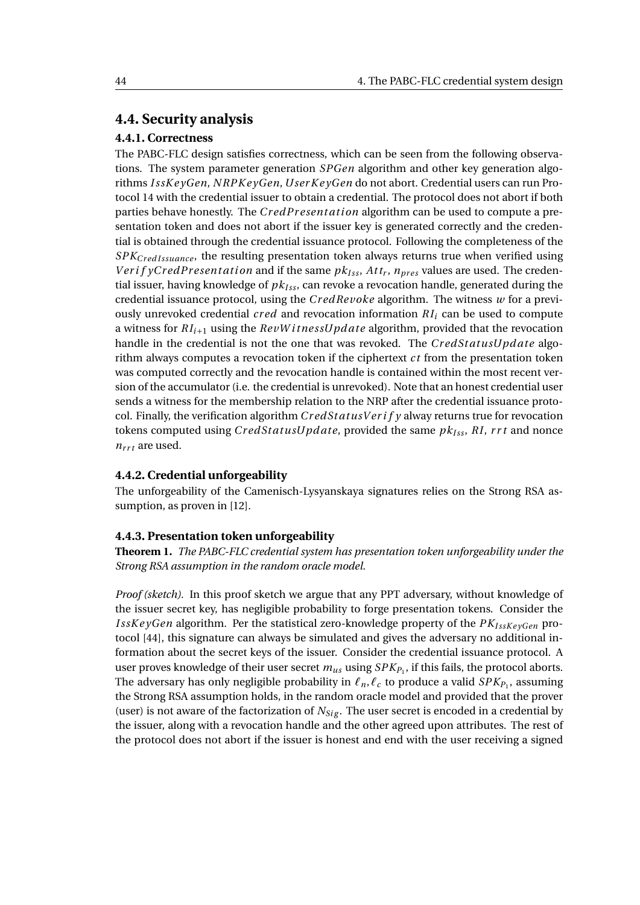## 4.4. Security analysis

### 4.4.1. Correctness

The PABC-FLC design satisfies correctness, which can be seen from the following observations. The system parameter generation $SPGen$ algorithm and other key generation algorithms $IssKeyGen$, $NRPKeyGen$, $UserKeyGen$ do not abort. Credential users can run Protocol 14 with the credential issuer to obtain a credential. The protocol does not abort if both parties behave honestly. The $CredPresentation$ algorithm can be used to compute a presentation token and does not abort if the issuer key is generated correctly and the credential is obtained through the credential issuance protocol. Following the completeness of the $SPK_{CredIssuance}$, the resulting presentation token always returns true when verified using $VerifyCredPresentation$ and if the same $pk_{Iss}$, $Att_r$, $n_{pres}$ values are used. The credential issuer, having knowledge of $pk_{Iss}$, can revoke a revocation handle, generated during the credential issuance protocol, using the $CredRevoke$ algorithm. The witness $w$ for a previously unrevoked credential $cred$ and revocation information $RI_i$ can be used to compute a witness for $RI_{i+1}$ using the $RevWitnessUpdate$ algorithm, provided that the revocation handle in the credential is not the one that was revoked. The $CredStatusUpdate$ algorithm always computes a revocation token if the ciphertext $ct$ from the presentation token was computed correctly and the revocation handle is contained within the most recent version of the accumulator (i.e. the credential is unrevoked). Note that an honest credential user sends a witness for the membership relation to the NRP after the credential issuance protocol. Finally, the verification algorithm $CredStatusVerify$ alway returns true for revocation tokens computed using $CredStatusUpdate$, provided the same $pk_{Iss}$, $RI$, $rrt$ and nonce $n_{rrt}$ are used.

### 4.4.2. Credential unforgeability

The unforgeability of the Camenisch-Lysyanskaya signatures relies on the Strong RSA assumption, as proven in [12].

### 4.4.3. Presentation token unforgeability

**Theorem 1.** *The PABC-FLC credential system has presentation token unforgeability under the Strong RSA assumption in the random oracle model.*

*Proof (sketch).* In this proof sketch we argue that any PPT adversary, without knowledge of the issuer secret key, has negligible probability to forge presentation tokens. Consider the $IssKeyGen$ algorithm. Per the statistical zero-knowledge property of the $PK_{IssKeyGen}$ protocol [44], this signature can always be simulated and gives the adversary no additional information about the secret keys of the issuer. Consider the credential issuance protocol. A user proves knowledge of their user secret $m_{us}$ using $SPK_{P_1}$, if this fails, the protocol aborts. The adversary has only negligible probability in $\ell_n, \ell_c$ to produce a valid $SPK_{P_1}$, assuming the Strong RSA assumption holds, in the random oracle model and provided that the prover (user) is not aware of the factorization of $N_{Sig}$. The user secret is encoded in a credential by the issuer, along with a revocation handle and the other agreed upon attributes. The rest of the protocol does not abort if the issuer is honest and end with the user receiving a signed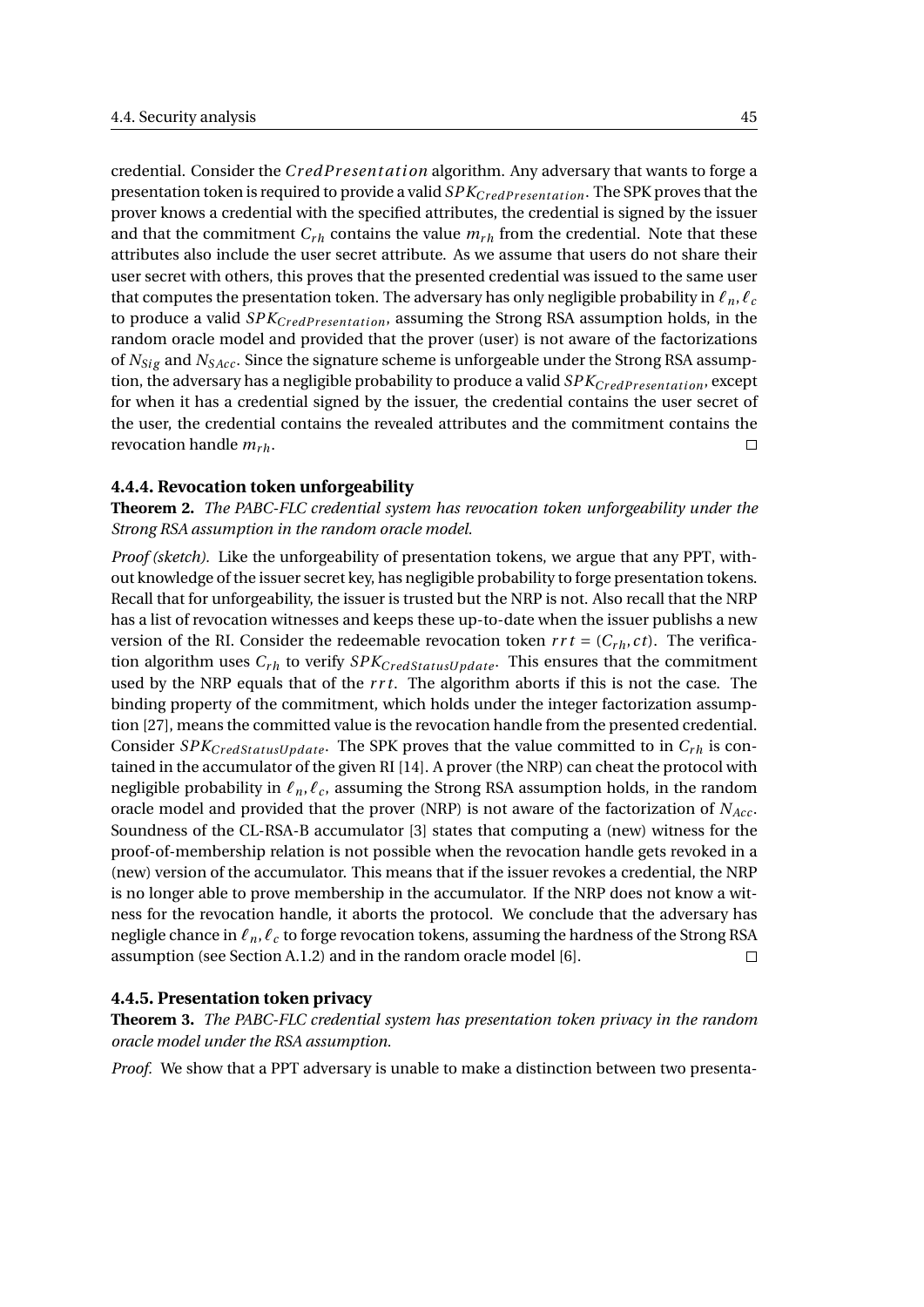credential. Consider the $CredPresentation$ algorithm. Any adversary that wants to forge a presentation token is required to provide a valid $SPK_{CredPresentation}$. The SPK proves that the prover knows a credential with the specified attributes, the credential is signed by the issuer and that the commitment $C_{rh}$ contains the value $m_{rh}$ from the credential. Note that these attributes also include the user secret attribute. As we assume that users do not share their user secret with others, this proves that the presented credential was issued to the same user that computes the presentation token. The adversary has only negligible probability in $\ell_n, \ell_c$ to produce a valid $SPK_{CredPresentation}$, assuming the Strong RSA assumption holds, in the random oracle model and provided that the prover (user) is not aware of the factorizations of $N_{Sig}$ and $N_{SAcc}$. Since the signature scheme is unforgeable under the Strong RSA assumption, the adversary has a negligible probability to produce a valid $SPK_{CredPresentation}$, except for when it has a credential signed by the issuer, the credential contains the user secret of the user, the credential contains the revealed attributes and the commitment contains the revocation handle $m_{rh}$. □

### 4.4.4. Revocation token unforgeability

**Theorem 2.** *The PABC-FLC credential system has revocation token unforgeability under the Strong RSA assumption in the random oracle model.*

*Proof (sketch).* Like the unforgeability of presentation tokens, we argue that any PPT, without knowledge of the issuer secret key, has negligible probability to forge presentation tokens. Recall that for unforgeability, the issuer is trusted but the NRP is not. Also recall that the NRP has a list of revocation witnesses and keeps these up-to-date when the issuer publishs a new version of the RI. Consider the redeemable revocation token $rrt = (C_{rh}, ct)$. The verification algorithm uses $C_{rh}$ to verify $SPK_{CredStatusUpdate}$. This ensures that the commitment used by the NRP equals that of the $rrt$. The algorithm aborts if this is not the case. The binding property of the commitment, which holds under the integer factorization assumption [27], means the committed value is the revocation handle from the presented credential. Consider $SPK_{CredStatusUpdate}$. The SPK proves that the value committed to in $C_{rh}$ is contained in the accumulator of the given RI [14]. A prover (the NRP) can cheat the protocol with negligible probability in $\ell_n, \ell_c$, assuming the Strong RSA assumption holds, in the random oracle model and provided that the prover (NRP) is not aware of the factorization of $N_{Acc}$. Soundness of the CL-RSA-B accumulator [3] states that computing a (new) witness for the proof-of-membership relation is not possible when the revocation handle gets revoked in a (new) version of the accumulator. This means that if the issuer revokes a credential, the NRP is no longer able to prove membership in the accumulator. If the NRP does not know a witness for the revocation handle, it aborts the protocol. We conclude that the adversary has neglige chance in $\ell_n, \ell_c$ to forge revocation tokens, assuming the hardness of the Strong RSA assumption (see Section A.1.2) and in the random oracle model [6]. □

### 4.4.5. Presentation token privacy

**Theorem 3.** *The PABC-FLC credential system has presentation token privacy in the random oracle model under the RSA assumption.*

*Proof.* We show that a PPT adversary is unable to make a distinction between two presenta-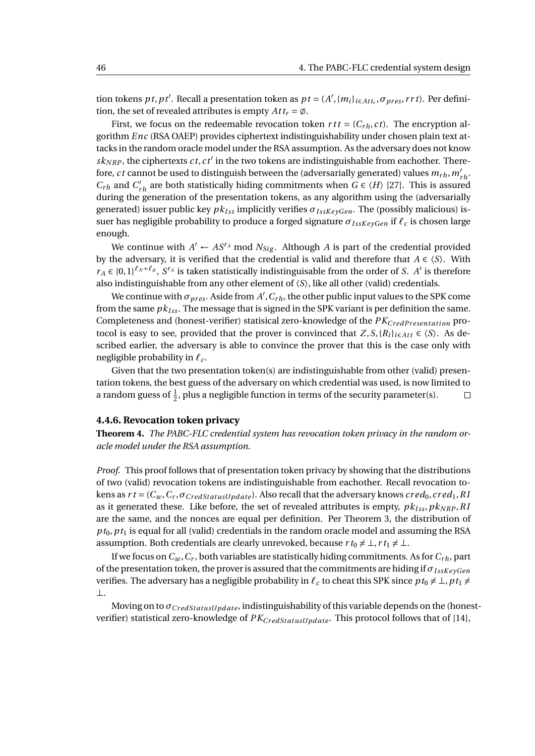tion tokens $pt, pt'$. Recall a presentation token as $pt = (A', \{m_i\}_{i \in Att_r}, \sigma_{pres}, rrt)$. Per definition, the set of revealed attributes is empty $Att_r = \emptyset$.

First, we focus on the redeemable revocation token $rtt = (C_{rh}, ct)$. The encryption algorithm $Enc$ (RSA OAEP) provides ciphertext indistinguishability under chosen plain text attacks in the random oracle model under the RSA assumption. As the adversary does not know $sk_{NRP}$, the ciphertexts $ct, ct'$ in the two tokens are indistinguishable from eachother. Therefore, $ct$ cannot be used to distinguish between the (adversarially generated) values $m_{rh}, m'_{rh}$. $C_{rh}$ and $C'_{rh}$ are both statistically hiding commitments when $G \in \langle H \rangle$ [27]. This is assured during the generation of the presentation tokens, as any algorithm using the (adversarially generated) issuer public key $pk_{Iss}$ implicitly verifies $\sigma_{IssKeyGen}$. The (possibly malicious) issuer has negligible probability to produce a forged signature $\sigma_{IssKeyGen}$ if $\ell_c$ is chosen large enough.

We continue with $A' \leftarrow AS^{r_A} \bmod N_{Sig}$. Although $A$ is part of the credential provided by the adversary, it is verified that the credential is valid and therefore that $A \in \langle S \rangle$. With $r_A \in \{0,1\}^{\ell_N + \ell_\emptyset}$, $S^{r_A}$ is taken statistically indistinguishable from the order of $S$. $A'$ is therefore also indistinguishable from any other element of $\langle S \rangle$, like all other (valid) credentials.

We continue with $\sigma_{pres}$. Aside from $A', C_{rh}$, the other public input values to the SPK come from the same $pk_{Iss}$. The message that is signed in the SPK variant is per definition the same. Completeness and (honest-verifier) statisical zero-knowledge of the $PK_{CredPresentation}$ protocol is easy to see, provided that the prover is convinced that $Z, S, \{R_i\}_{i \in Att} \in \langle S \rangle$. As described earlier, the adversary is able to convince the prover that this is the case only with negligible probability in $\ell_c$.

Given that the two presentation token(s) are indistinguishable from other (valid) presentation tokens, the best guess of the adversary on which credential was used, is now limited to a random guess of $\frac{1}{2}$, plus a negligible function in terms of the security parameter(s). □

### 4.4.6. Revocation token privacy

**Theorem 4.** *The PABC-FLC credential system has revocation token privacy in the random oracle model under the RSA assumption.*

*Proof.* This proof follows that of presentation token privacy by showing that the distributions of two (valid) revocation tokens are indistinguishable from eachother. Recall revocation tokens as $rt = (C_w, C_r, \sigma_{CredStatusUpdate})$. Also recall that the adversary knows $cred_0, cred_1, RI$ as it generated these. Like before, the set of revealed attributes is empty, $pk_{Iss}, pk_{NRP}, RI$ are the same, and the nonces are equal per definition. Per Theorem 3, the distribution of $pt_0, pt_1$ is equal for all (valid) credentials in the random oracle model and assuming the RSA assumption. Both credentials are clearly unrevoked, because $rt_0 \neq \bot, rt_1 \neq \bot$.

If we focus on $C_w, C_r$, both variables are statistically hiding commitments. As for $C_{rh}$, part of the presentation token, the prover is assured that the commitments are hiding if $\sigma_{IssKeyGen}$ verifies. The adversary has a negligible probability in $\ell_c$ to cheat this SPK since $pt_0 \neq \bot, pt_1 \neq \bot$.

Moving on to $\sigma_{CredStatusUpdate}$, indistinguishability of this variable depends on the (honest-verifier) statistical zero-knowledge of $PK_{CredStatusUpdate}$. This protocol follows that of [14],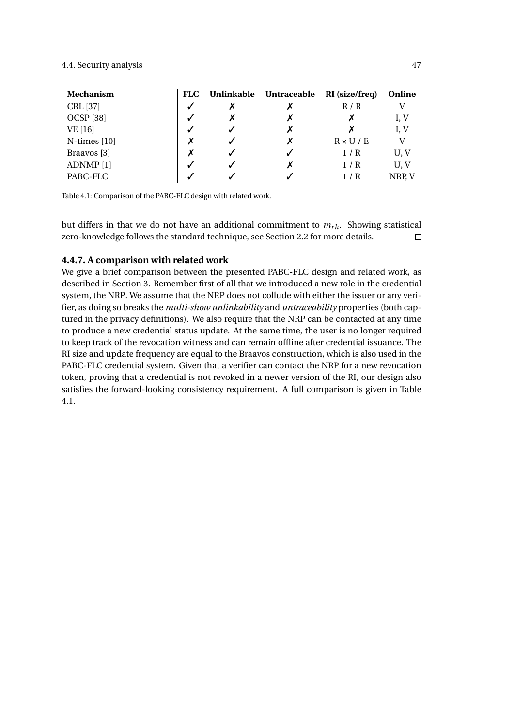| Mechanism | FLC | Unlinkable | Untraceable | RI (size/freq) | Online |
|---|---|---|---|---|---|
| CRL [37] | ✓ | ✗ | ✗ | R / R | V |
| OCSP [38] | ✓ | ✗ | ✗ | ✗ | I, V |
| VE [16] | ✓ | ✓ | ✗ | ✗ | I, V |
| N-times [10] | ✗ | ✓ | ✗ | R × U / E | V |
| Braavos [3] | ✗ | ✓ | ✓ | 1 / R | U, V |
| ADNMP [1] | ✓ | ✓ | ✗ | 1 / R | U, V |
| PABC-FLC | ✓ | ✓ | ✓ | 1 / R | NRP, V |

Table 4.1: Comparison of the PABC-FLC design with related work.

but differs in that we do not have an additional commitment to $m_{rh}$. Showing statistical zero-knowledge follows the standard technique, see Section 2.2 for more details. □

### 4.4.7. A comparison with related work

We give a brief comparison between the presented PABC-FLC design and related work, as described in Section 3. Remember first of all that we introduced a new role in the credential system, the NRP. We assume that the NRP does not collude with either the issuer or any verifier, as doing so breaks the *multi-show unlinkability* and *untraceability* properties (both captured in the privacy definitions). We also require that the NRP can be contacted at any time to produce a new credential status update. At the same time, the user is no longer required to keep track of the revocation witness and can remain offline after credential issuance. The RI size and update frequency are equal to the Braavos construction, which is also used in the PABC-FLC credential system. Given that a verifier can contact the NRP for a new revocation token, proving that a credential is not revoked in a newer version of the RI, our design also satisfies the forward-looking consistency requirement. A full comparison is given in Table 4.1.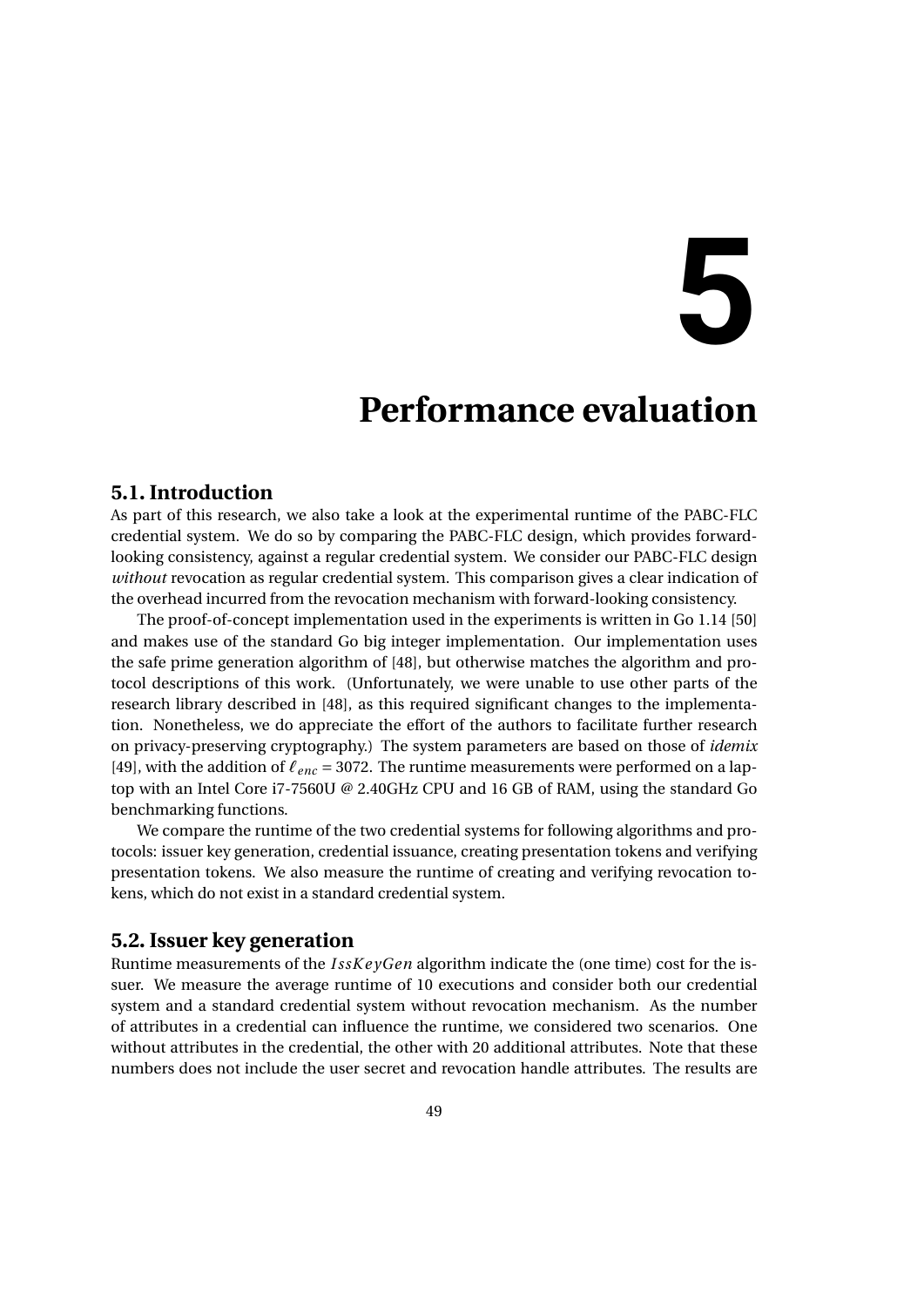# 5 Performance evaluation

## 5.1. Introduction

As part of this research, we also take a look at the experimental runtime of the PABC-FLC credential system. We do so by comparing the PABC-FLC design, which provides forward-looking consistency, against a regular credential system. We consider our PABC-FLC design *without* revocation as regular credential system. This comparison gives a clear indication of the overhead incurred from the revocation mechanism with forward-looking consistency.

The proof-of-concept implementation used in the experiments is written in Go 1.14 [50] and makes use of the standard Go big integer implementation. Our implementation uses the safe prime generation algorithm of [48], but otherwise matches the algorithm and protocol descriptions of this work. (Unfortunately, we were unable to use other parts of the research library described in [48], as this required significant changes to the implementation. Nonetheless, we do appreciate the effort of the authors to facilitate further research on privacy-preserving cryptography.) The system parameters are based on those of *idemix* [49], with the addition of $\ell_{enc} = 3072$. The runtime measurements were performed on a laptop with an Intel Core i7-7560U @ 2.40GHz CPU and 16 GB of RAM, using the standard Go benchmarking functions.

We compare the runtime of the two credential systems for following algorithms and protocols: issuer key generation, credential issuance, creating presentation tokens and verifying presentation tokens. We also measure the runtime of creating and verifying revocation tokens, which do not exist in a standard credential system.

## 5.2. Issuer key generation

Runtime measurements of the $IssKeyGen$ algorithm indicate the (one time) cost for the issuer. We measure the average runtime of 10 executions and consider both our credential system and a standard credential system without revocation mechanism. As the number of attributes in a credential can influence the runtime, we considered two scenarios. One without attributes in the credential, the other with 20 additional attributes. Note that these numbers does not include the user secret and revocation handle attributes. The results are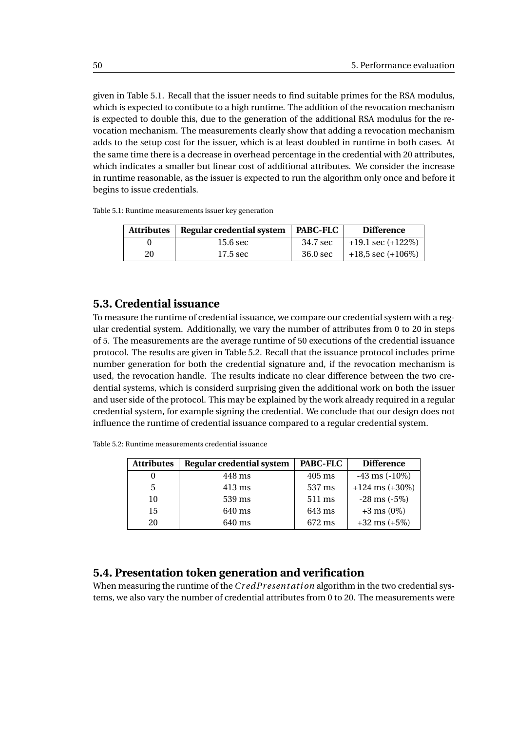given in Table 5.1. Recall that the issuer needs to find suitable primes for the RSA modulus, which is expected to contibute to a high runtime. The addition of the revocation mechanism is expected to double this, due to the generation of the additional RSA modulus for the revocation mechanism. The measurements clearly show that adding a revocation mechanism adds to the setup cost for the issuer, which is at least doubled in runtime in both cases. At the same time there is a decrease in overhead percentage in the credential with 20 attributes, which indicates a smaller but linear cost of additional attributes. We consider the increase in runtime reasonable, as the issuer is expected to run the algorithm only once and before it begins to issue credentials.

Table 5.1: Runtime measurements issuer key generation

| Attributes | Regular credential system | PABC-FLC | Difference |
|---|---|---|---|
| 0 | 15.6 sec | 34.7 sec | +19.1 sec (+122%) |
| 20 | 17.5 sec | 36.0 sec | +18,5 sec (+106%) |

## 5.3. Credential issuance

To measure the runtime of credential issuance, we compare our credential system with a regular credential system. Additionally, we vary the number of attributes from 0 to 20 in steps of 5. The measurements are the average runtime of 50 executions of the credential issuance protocol. The results are given in Table 5.2. Recall that the issuance protocol includes prime number generation for both the credential signature and, if the revocation mechanism is used, the revocation handle. The results indicate no clear difference between the two credential systems, which is considerd surprising given the additional work on both the issuer and user side of the protocol. This may be explained by the work already required in a regular credential system, for example signing the credential. We conclude that our design does not influence the runtime of credential issuance compared to a regular credential system.

Table 5.2: Runtime measurements credential issuance

| Attributes | Regular credential system | PABC-FLC | Difference |
|---|---|---|---|
| 0 | 448 ms | 405 ms | -43 ms (-10%) |
| 5 | 413 ms | 537 ms | +124 ms (+30%) |
| 10 | 539 ms | 511 ms | -28 ms (-5%) |
| 15 | 640 ms | 643 ms | +3 ms (0%) |
| 20 | 640 ms | 672 ms | +32 ms (+5%) |

## 5.4. Presentation token generation and verification

When measuring the runtime of the $CredPresentation$ algorithm in the two credential systems, we also vary the number of credential attributes from 0 to 20. The measurements were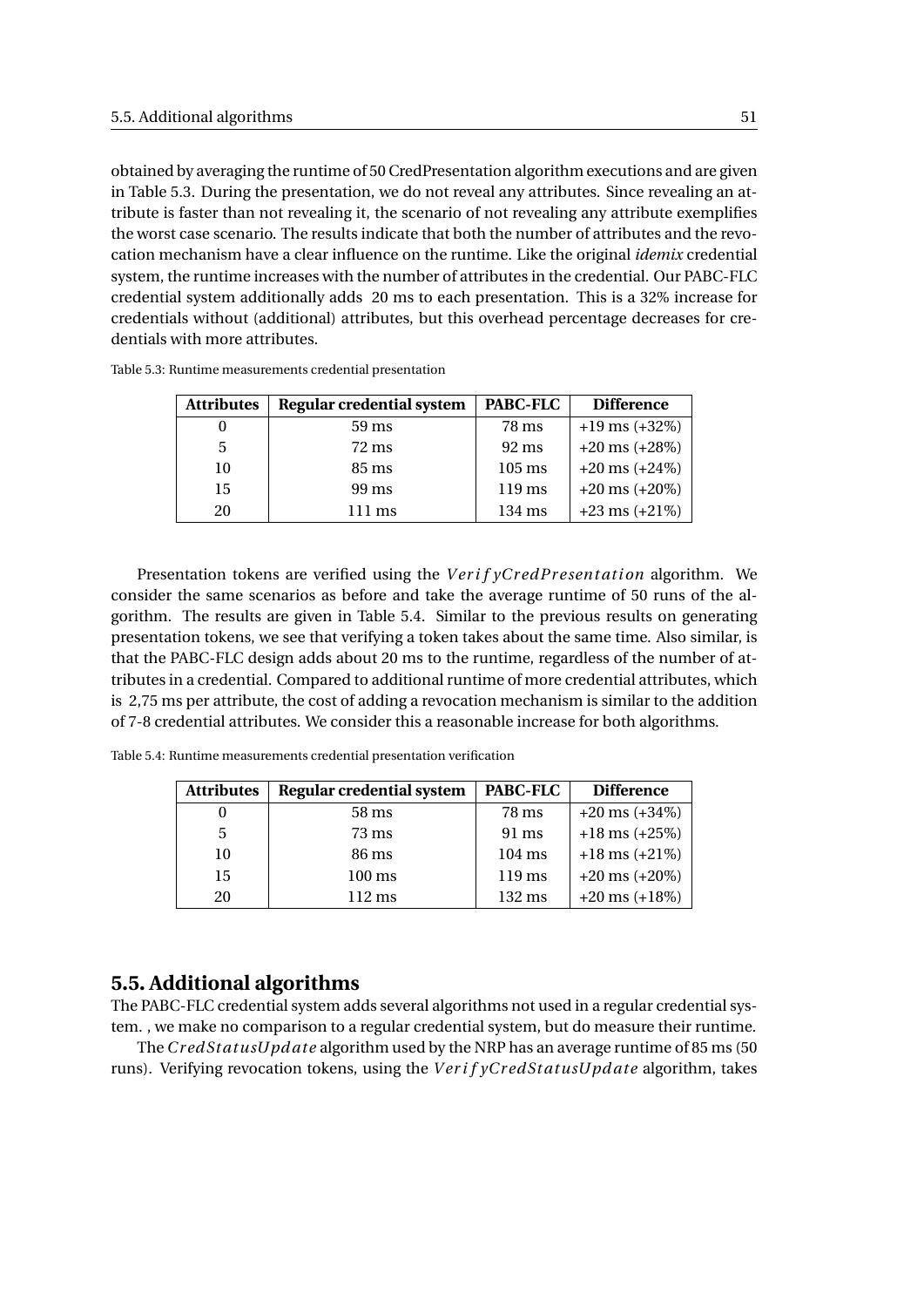obtained by averaging the runtime of 50 CredPresentation algorithm executions and are given in Table 5.3. During the presentation, we do not reveal any attributes. Since revealing an attribute is faster than not revealing it, the scenario of not revealing any attribute exemplifies the worst case scenario. The results indicate that both the number of attributes and the revocation mechanism have a clear influence on the runtime. Like the original *idemix* credential system, the runtime increases with the number of attributes in the credential. Our PABC-FLC credential system additionally adds 20 ms to each presentation. This is a 32% increase for credentials without (additional) attributes, but this overhead percentage decreases for credentials with more attributes.

Table 5.3: Runtime measurements credential presentation

| Attributes | Regular credential system | PABC-FLC | Difference |
|---|---|---|---|
| 0 | 59 ms | 78 ms | +19 ms (+32%) |
| 5 | 72 ms | 92 ms | +20 ms (+28%) |
| 10 | 85 ms | 105 ms | +20 ms (+24%) |
| 15 | 99 ms | 119 ms | +20 ms (+20%) |
| 20 | 111 ms | 134 ms | +23 ms (+21%) |

Presentation tokens are verified using the $VerifyCredPresentation$ algorithm. We consider the same scenarios as before and take the average runtime of 50 runs of the algorithm. The results are given in Table 5.4. Similar to the previous results on generating presentation tokens, we see that verifying a token takes about the same time. Also similar, is that the PABC-FLC design adds about 20 ms to the runtime, regardless of the number of attributes in a credential. Compared to additional runtime of more credential attributes, which is 2,75 ms per attribute, the cost of adding a revocation mechanism is similar to the addition of 7-8 credential attributes. We consider this a reasonable increase for both algorithms.

Table 5.4: Runtime measurements credential presentation verification

| Attributes | Regular credential system | PABC-FLC | Difference |
|---|---|---|---|
| 0 | 58 ms | 78 ms | +20 ms (+34%) |
| 5 | 73 ms | 91 ms | +18 ms (+25%) |
| 10 | 86 ms | 104 ms | +18 ms (+21%) |
| 15 | 100 ms | 119 ms | +20 ms (+20%) |
| 20 | 112 ms | 132 ms | +20 ms (+18%) |

## 5.5. Additional algorithms

The PABC-FLC credential system adds several algorithms not used in a regular credential system. , we make no comparison to a regular credential system, but do measure their runtime.

The $CredStatusUpdate$ algorithm used by the NRP has an average runtime of 85 ms (50 runs). Verifying revocation tokens, using the $VerifyCredStatusUpdate$ algorithm, takes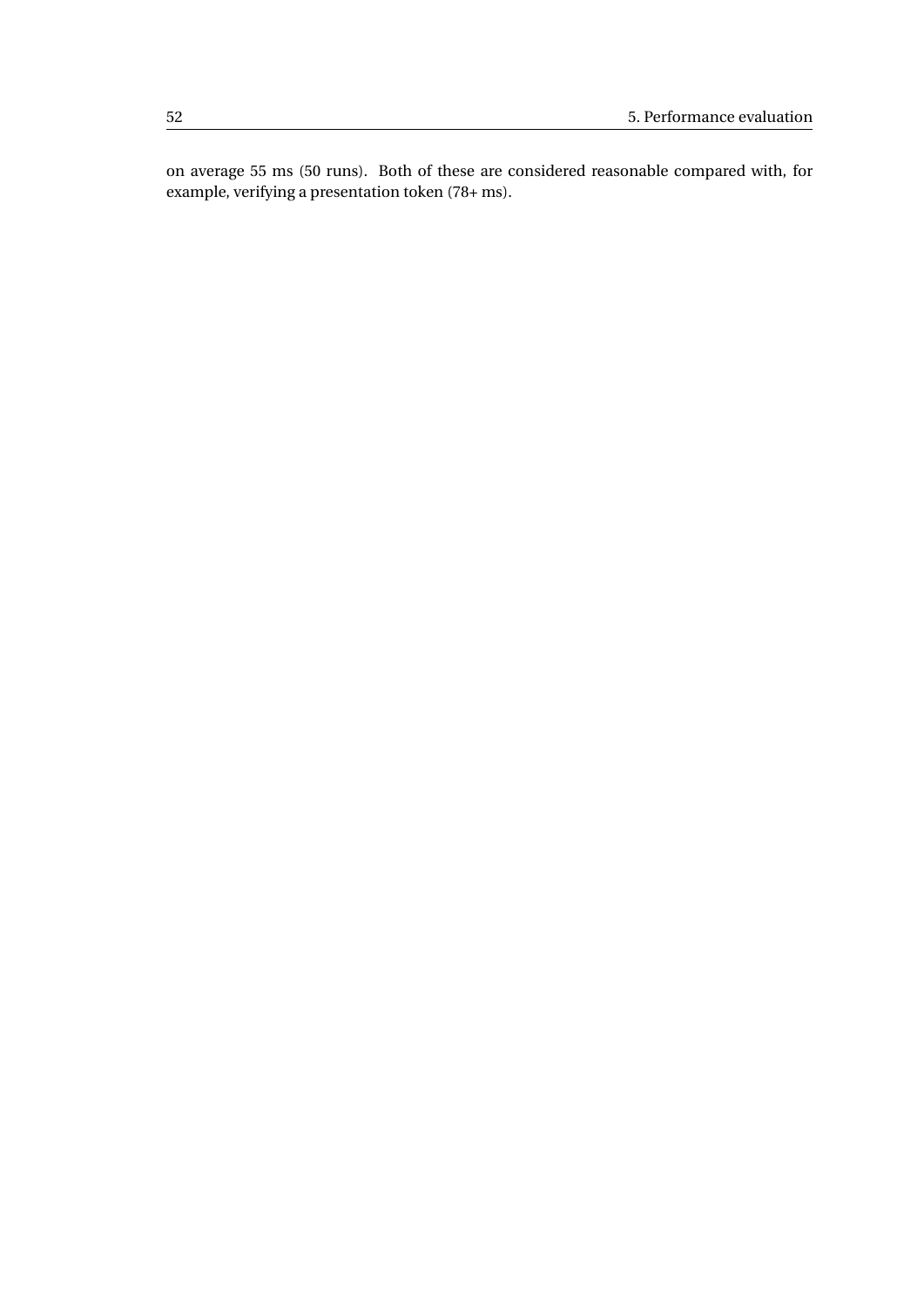on average 55 ms (50 runs). Both of these are considered reasonable compared with, for example, verifying a presentation token (78+ ms).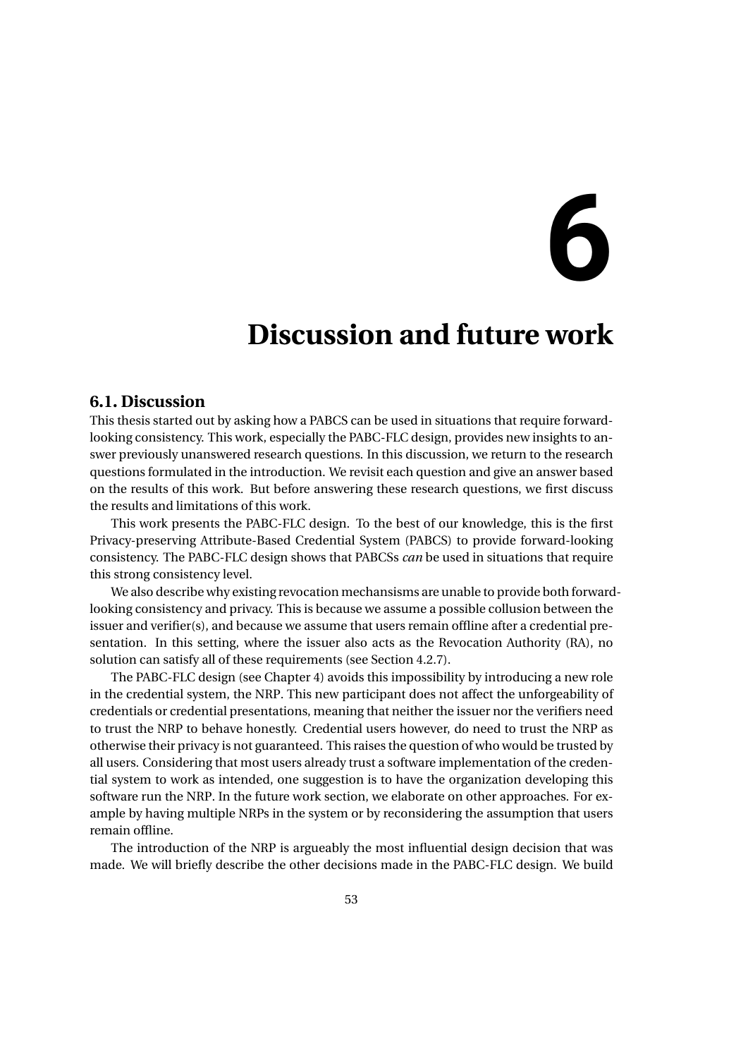# 6

# Discussion and future work

## 6.1. Discussion

This thesis started out by asking how a PABCS can be used in situations that require forward-looking consistency. This work, especially the PABC-FLC design, provides new insights to answer previously unanswered research questions. In this discussion, we return to the research questions formulated in the introduction. We revisit each question and give an answer based on the results of this work. But before answering these research questions, we first discuss the results and limitations of this work.

This work presents the PABC-FLC design. To the best of our knowledge, this is the first Privacy-preserving Attribute-Based Credential System (PABCS) to provide forward-looking consistency. The PABC-FLC design shows that PABCSs *can* be used in situations that require this strong consistency level.

We also describe why existing revocation mechansisms are unable to provide both forward-looking consistency and privacy. This is because we assume a possible collusion between the issuer and verifier(s), and because we assume that users remain offline after a credential presentation. In this setting, where the issuer also acts as the Revocation Authority (RA), no solution can satisfy all of these requirements (see Section 4.2.7).

The PABC-FLC design (see Chapter 4) avoids this impossibility by introducing a new role in the credential system, the NRP. This new participant does not affect the unforgeability of credentials or credential presentations, meaning that neither the issuer nor the verifiers need to trust the NRP to behave honestly. Credential users however, do need to trust the NRP as otherwise their privacy is not guaranteed. This raises the question of who would be trusted by all users. Considering that most users already trust a software implementation of the credential system to work as intended, one suggestion is to have the organization developing this software run the NRP. In the future work section, we elaborate on other approaches. For example by having multiple NRPs in the system or by reconsidering the assumption that users remain offline.

The introduction of the NRP is argueably the most influential design decision that was made. We will briefly describe the other decisions made in the PABC-FLC design. We build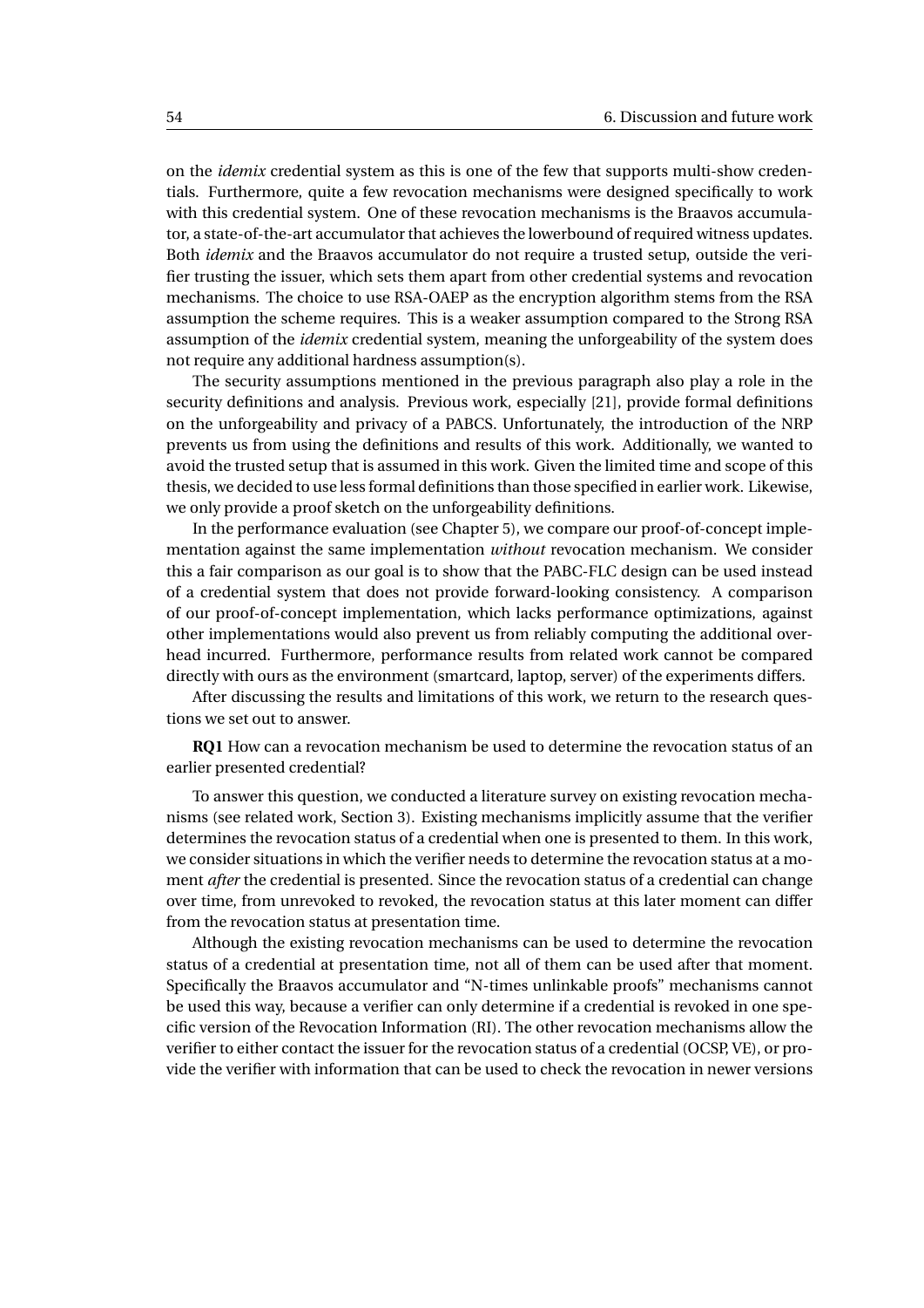on the *idemix* credential system as this is one of the few that supports multi-show credentials. Furthermore, quite a few revocation mechanisms were designed specifically to work with this credential system. One of these revocation mechanisms is the Braavos accumulator, a state-of-the-art accumulator that achieves the lowerbound of required witness updates. Both *idemix* and the Braavos accumulator do not require a trusted setup, outside the verifier trusting the issuer, which sets them apart from other credential systems and revocation mechanisms. The choice to use RSA-OAEP as the encryption algorithm stems from the RSA assumption the scheme requires. This is a weaker assumption compared to the Strong RSA assumption of the *idemix* credential system, meaning the unforgeability of the system does not require any additional hardness assumption(s).

The security assumptions mentioned in the previous paragraph also play a role in the security definitions and analysis. Previous work, especially [21], provide formal definitions on the unforgeability and privacy of a PABCS. Unfortunately, the introduction of the NRP prevents us from using the definitions and results of this work. Additionally, we wanted to avoid the trusted setup that is assumed in this work. Given the limited time and scope of this thesis, we decided to use less formal definitions than those specified in earlier work. Likewise, we only provide a proof sketch on the unforgeability definitions.

In the performance evaluation (see Chapter 5), we compare our proof-of-concept implementation against the same implementation *without* revocation mechanism. We consider this a fair comparison as our goal is to show that the PABC-FLC design can be used instead of a credential system that does not provide forward-looking consistency. A comparison of our proof-of-concept implementation, which lacks performance optimizations, against other implementations would also prevent us from reliably computing the additional overhead incurred. Furthermore, performance results from related work cannot be compared directly with ours as the environment (smartcard, laptop, server) of the experiments differs.

After discussing the results and limitations of this work, we return to the research questions we set out to answer.

**RQ1** How can a revocation mechanism be used to determine the revocation status of an earlier presented credential?

To answer this question, we conducted a literature survey on existing revocation mechanisms (see related work, Section 3). Existing mechanisms implicitly assume that the verifier determines the revocation status of a credential when one is presented to them. In this work, we consider situations in which the verifier needs to determine the revocation status at a moment *after* the credential is presented. Since the revocation status of a credential can change over time, from unrevoked to revoked, the revocation status at this later moment can differ from the revocation status at presentation time.

Although the existing revocation mechanisms can be used to determine the revocation status of a credential at presentation time, not all of them can be used after that moment. Specifically the Braavos accumulator and "N-times unlinkable proofs" mechanisms cannot be used this way, because a verifier can only determine if a credential is revoked in one specific version of the Revocation Information (RI). The other revocation mechanisms allow the verifier to either contact the issuer for the revocation status of a credential (OCSP, VE), or provide the verifier with information that can be used to check the revocation in newer versions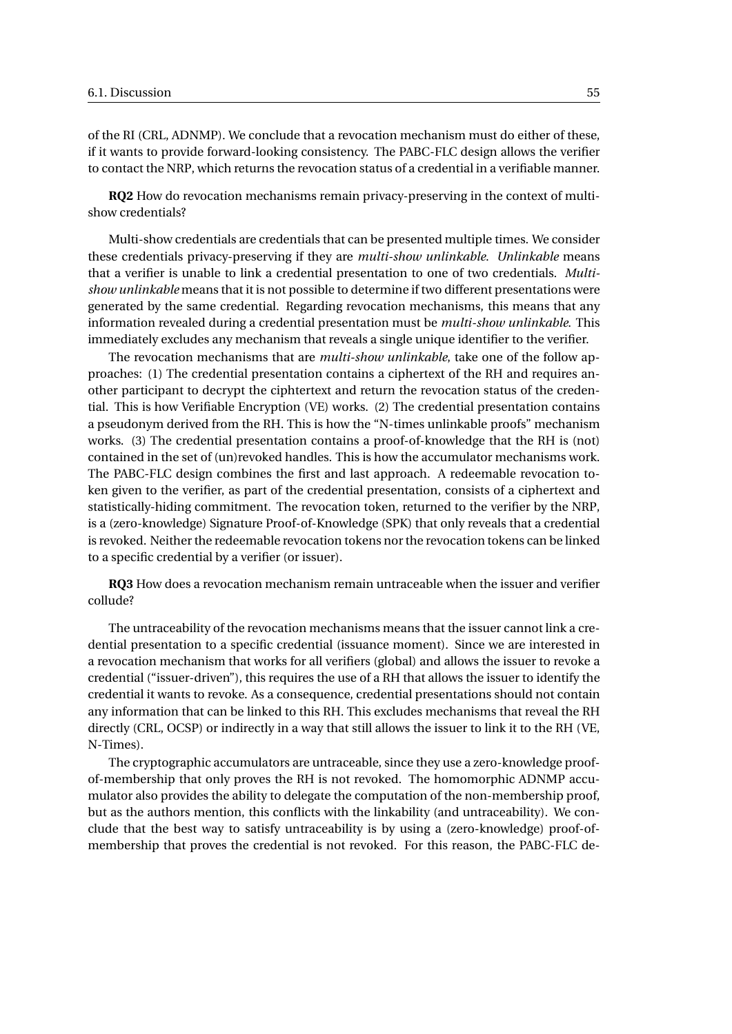of the RI (CRL, ADNMP). We conclude that a revocation mechanism must do either of these, if it wants to provide forward-looking consistency. The PABC-FLC design allows the verifier to contact the NRP, which returns the revocation status of a credential in a verifiable manner.

**RQ2** How do revocation mechanisms remain privacy-preserving in the context of multi-show credentials?

Multi-show credentials are credentials that can be presented multiple times. We consider these credentials privacy-preserving if they are *multi-show unlinkable*. *Unlinkable* means that a verifier is unable to link a credential presentation to one of two credentials. *Multi-show unlinkable* means that it is not possible to determine if two different presentations were generated by the same credential. Regarding revocation mechanisms, this means that any information revealed during a credential presentation must be *multi-show unlinkable*. This immediately excludes any mechanism that reveals a single unique identifier to the verifier.

The revocation mechanisms that are *multi-show unlinkable*, take one of the follow approaches: (1) The credential presentation contains a ciphertext of the RH and requires another participant to decrypt the ciphtertext and return the revocation status of the credential. This is how Verifiable Encryption (VE) works. (2) The credential presentation contains a pseudonym derived from the RH. This is how the "N-times unlinkable proofs" mechanism works. (3) The credential presentation contains a proof-of-knowledge that the RH is (not) contained in the set of (un)revoked handles. This is how the accumulator mechanisms work. The PABC-FLC design combines the first and last approach. A redeemable revocation token given to the verifier, as part of the credential presentation, consists of a ciphertext and statistically-hiding commitment. The revocation token, returned to the verifier by the NRP, is a (zero-knowledge) Signature Proof-of-Knowledge (SPK) that only reveals that a credential is revoked. Neither the redeemable revocation tokens nor the revocation tokens can be linked to a specific credential by a verifier (or issuer).

**RQ3** How does a revocation mechanism remain untraceable when the issuer and verifier collude?

The untraceability of the revocation mechanisms means that the issuer cannot link a credential presentation to a specific credential (issuance moment). Since we are interested in a revocation mechanism that works for all verifiers (global) and allows the issuer to revoke a credential ("issuer-driven"), this requires the use of a RH that allows the issuer to identify the credential it wants to revoke. As a consequence, credential presentations should not contain any information that can be linked to this RH. This excludes mechanisms that reveal the RH directly (CRL, OCSP) or indirectly in a way that still allows the issuer to link it to the RH (VE, N-Times).

The cryptographic accumulators are untraceable, since they use a zero-knowledge proof-of-membership that only proves the RH is not revoked. The homomorphic ADNMP accumulator also provides the ability to delegate the computation of the non-membership proof, but as the authors mention, this conflicts with the linkability (and untraceability). We conclude that the best way to satisfy untraceability is by using a (zero-knowledge) proof-of-membership that proves the credential is not revoked. For this reason, the PABC-FLC de-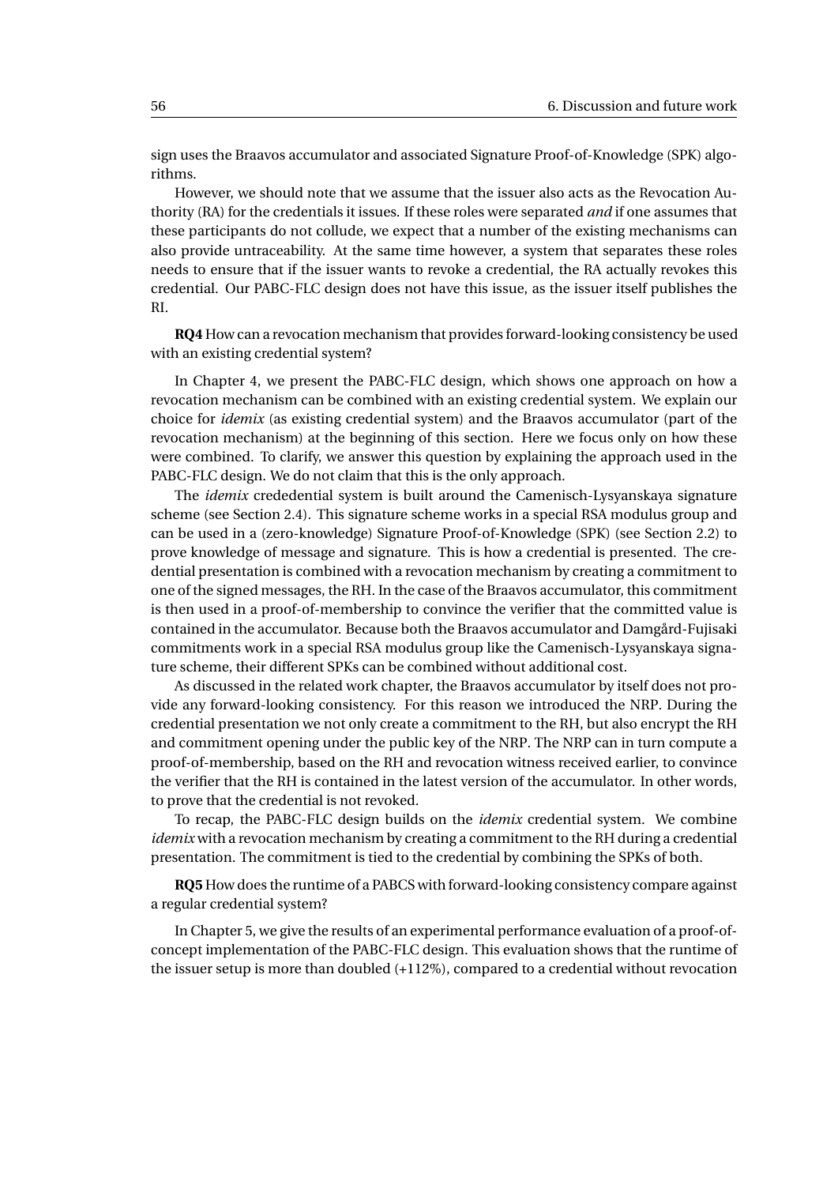sign uses the Braavos accumulator and associated Signature Proof-of-Knowledge (SPK) algorithms.

However, we should note that we assume that the issuer also acts as the Revocation Authority (RA) for the credentials it issues. If these roles were separated *and* if one assumes that these participants do not collude, we expect that a number of the existing mechanisms can also provide untraceability. At the same time however, a system that separates these roles needs to ensure that if the issuer wants to revoke a credential, the RA actually revokes this credential. Our PABC-FLC design does not have this issue, as the issuer itself publishes the RI.

**RQ4** How can a revocation mechanism that provides forward-looking consistency be used with an existing credential system?

In Chapter 4, we present the PABC-FLC design, which shows one approach on how a revocation mechanism can be combined with an existing credential system. We explain our choice for *idemix* (as existing credential system) and the Braavos accumulator (part of the revocation mechanism) at the beginning of this section. Here we focus only on how these were combined. To clarify, we answer this question by explaining the approach used in the PABC-FLC design. We do not claim that this is the only approach.

The *idemix* crededential system is built around the Camenisch-Lysyanskaya signature scheme (see Section 2.4). This signature scheme works in a special RSA modulus group and can be used in a (zero-knowledge) Signature Proof-of-Knowledge (SPK) (see Section 2.2) to prove knowledge of message and signature. This is how a credential is presented. The credential presentation is combined with a revocation mechanism by creating a commitment to one of the signed messages, the RH. In the case of the Braavos accumulator, this commitment is then used in a proof-of-membership to convince the verifier that the committed value is contained in the accumulator. Because both the Braavos accumulator and Damgård-Fujisaki commitments work in a special RSA modulus group like the Camenisch-Lysyanskaya signature scheme, their different SPKs can be combined without additional cost.

As discussed in the related work chapter, the Braavos accumulator by itself does not provide any forward-looking consistency. For this reason we introduced the NRP. During the credential presentation we not only create a commitment to the RH, but also encrypt the RH and commitment opening under the public key of the NRP. The NRP can in turn compute a proof-of-membership, based on the RH and revocation witness received earlier, to convince the verifier that the RH is contained in the latest version of the accumulator. In other words, to prove that the credential is not revoked.

To recap, the PABC-FLC design builds on the *idemix* credential system. We combine *idemix* with a revocation mechanism by creating a commitment to the RH during a credential presentation. The commitment is tied to the credential by combining the SPKs of both.

**RQ5** How does the runtime of a PABCS with forward-looking consistency compare against a regular credential system?

In Chapter 5, we give the results of an experimental performance evaluation of a proof-of-concept implementation of the PABC-FLC design. This evaluation shows that the runtime of the issuer setup is more than doubled (+112%), compared to a credential without revocation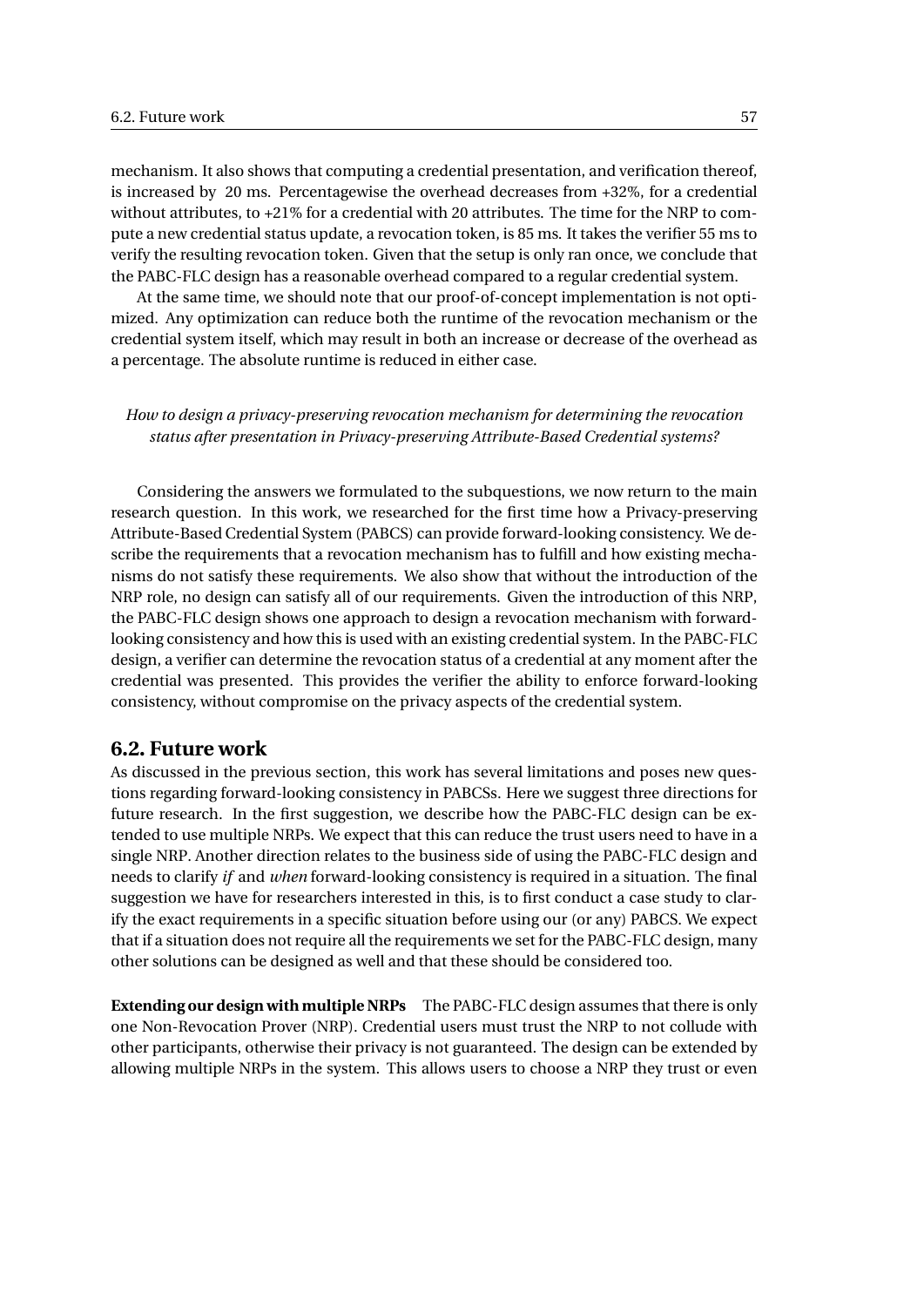mechanism. It also shows that computing a credential presentation, and verification thereof, is increased by 20 ms. Percentagewise the overhead decreases from +32%, for a credential without attributes, to +21% for a credential with 20 attributes. The time for the NRP to compute a new credential status update, a revocation token, is 85 ms. It takes the verifier 55 ms to verify the resulting revocation token. Given that the setup is only ran once, we conclude that the PABC-FLC design has a reasonable overhead compared to a regular credential system.

At the same time, we should note that our proof-of-concept implementation is not optimized. Any optimization can reduce both the runtime of the revocation mechanism or the credential system itself, which may result in both an increase or decrease of the overhead as a percentage. The absolute runtime is reduced in either case.

*How to design a privacy-preserving revocation mechanism for determining the revocation status after presentation in Privacy-preserving Attribute-Based Credential systems?*

Considering the answers we formulated to the subquestions, we now return to the main research question. In this work, we researched for the first time how a Privacy-preserving Attribute-Based Credential System (PABCS) can provide forward-looking consistency. We describe the requirements that a revocation mechanism has to fulfill and how existing mechanisms do not satisfy these requirements. We also show that without the introduction of the NRP role, no design can satisfy all of our requirements. Given the introduction of this NRP, the PABC-FLC design shows one approach to design a revocation mechanism with forward-looking consistency and how this is used with an existing credential system. In the PABC-FLC design, a verifier can determine the revocation status of a credential at any moment after the credential was presented. This provides the verifier the ability to enforce forward-looking consistency, without compromise on the privacy aspects of the credential system.

## 6.2. Future work

As discussed in the previous section, this work has several limitations and poses new questions regarding forward-looking consistency in PABCSs. Here we suggest three directions for future research. In the first suggestion, we describe how the PABC-FLC design can be extended to use multiple NRPs. We expect that this can reduce the trust users need to have in a single NRP. Another direction relates to the business side of using the PABC-FLC design and needs to clarify *if* and *when* forward-looking consistency is required in a situation. The final suggestion we have for researchers interested in this, is to first conduct a case study to clarify the exact requirements in a specific situation before using our (or any) PABCS. We expect that if a situation does not require all the requirements we set for the PABC-FLC design, many other solutions can be designed as well and that these should be considered too.

**Extending our design with multiple NRPs** The PABC-FLC design assumes that there is only one Non-Revocation Prover (NRP). Credential users must trust the NRP to not collude with other participants, otherwise their privacy is not guaranteed. The design can be extended by allowing multiple NRPs in the system. This allows users to choose a NRP they trust or even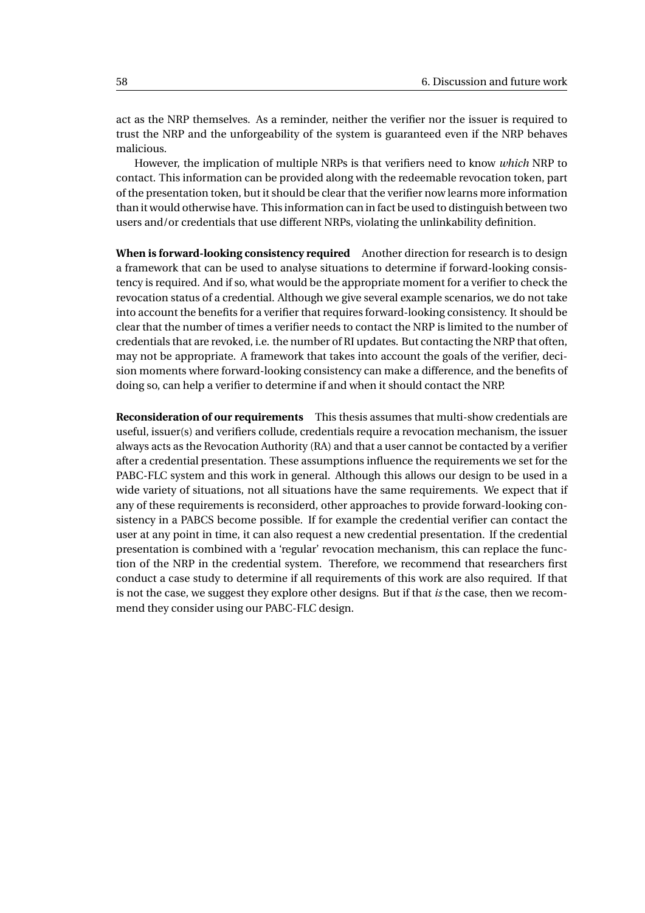act as the NRP themselves. As a reminder, neither the verifier nor the issuer is required to trust the NRP and the unforgeability of the system is guaranteed even if the NRP behaves malicious.

However, the implication of multiple NRPs is that verifiers need to know *which* NRP to contact. This information can be provided along with the redeemable revocation token, part of the presentation token, but it should be clear that the verifier now learns more information than it would otherwise have. This information can in fact be used to distinguish between two users and/or credentials that use different NRPs, violating the unlinkability definition.

**When is forward-looking consistency required** Another direction for research is to design a framework that can be used to analyse situations to determine if forward-looking consistency is required. And if so, what would be the appropriate moment for a verifier to check the revocation status of a credential. Although we give several example scenarios, we do not take into account the benefits for a verifier that requires forward-looking consistency. It should be clear that the number of times a verifier needs to contact the NRP is limited to the number of credentials that are revoked, i.e. the number of RI updates. But contacting the NRP that often, may not be appropriate. A framework that takes into account the goals of the verifier, decision moments where forward-looking consistency can make a difference, and the benefits of doing so, can help a verifier to determine if and when it should contact the NRP.

**Reconsideration of our requirements** This thesis assumes that multi-show credentials are useful, issuer(s) and verifiers collude, credentials require a revocation mechanism, the issuer always acts as the Revocation Authority (RA) and that a user cannot be contacted by a verifier after a credential presentation. These assumptions influence the requirements we set for the PABC-FLC system and this work in general. Although this allows our design to be used in a wide variety of situations, not all situations have the same requirements. We expect that if any of these requirements is reconsiderd, other approaches to provide forward-looking consistency in a PABCS become possible. If for example the credential verifier can contact the user at any point in time, it can also request a new credential presentation. If the credential presentation is combined with a 'regular' revocation mechanism, this can replace the function of the NRP in the credential system. Therefore, we recommend that researchers first conduct a case study to determine if all requirements of this work are also required. If that is not the case, we suggest they explore other designs. But if that *is* the case, then we recommend they consider using our PABC-FLC design.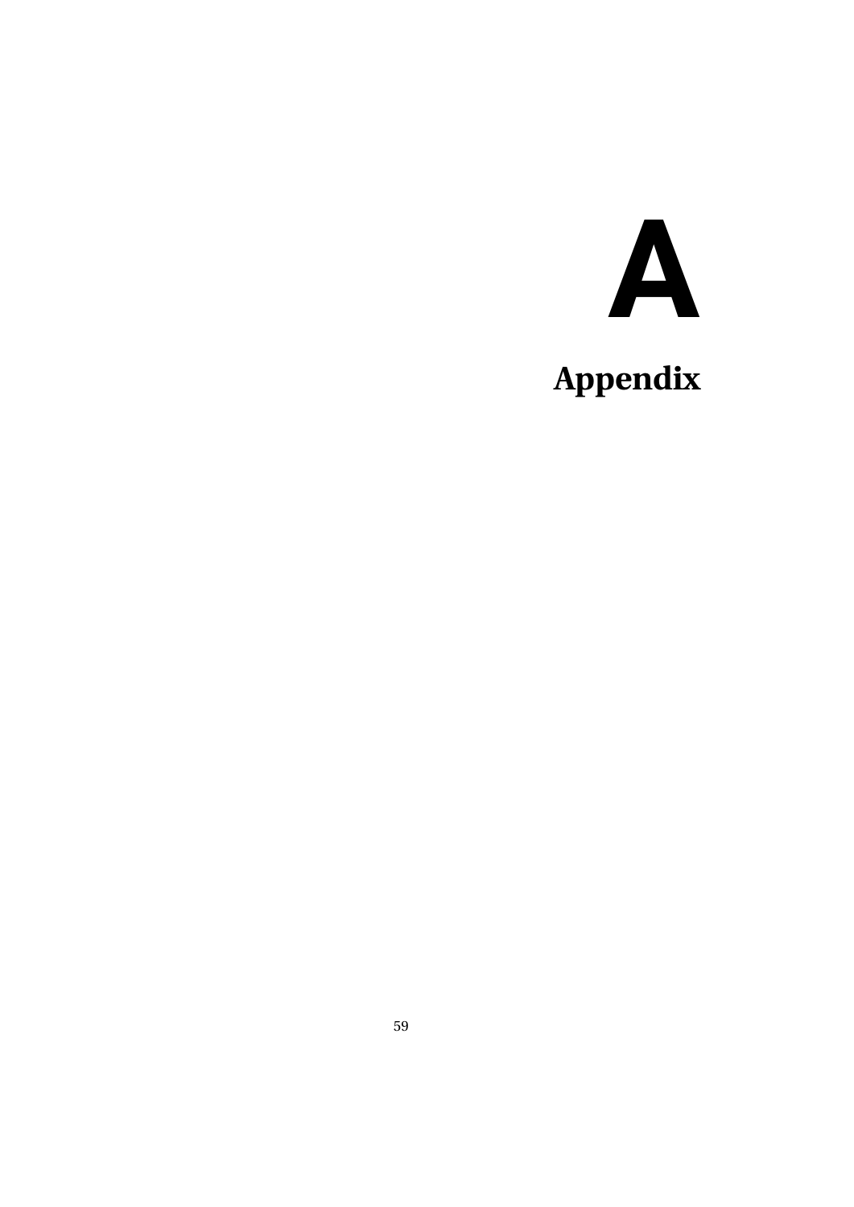# A

# Appendix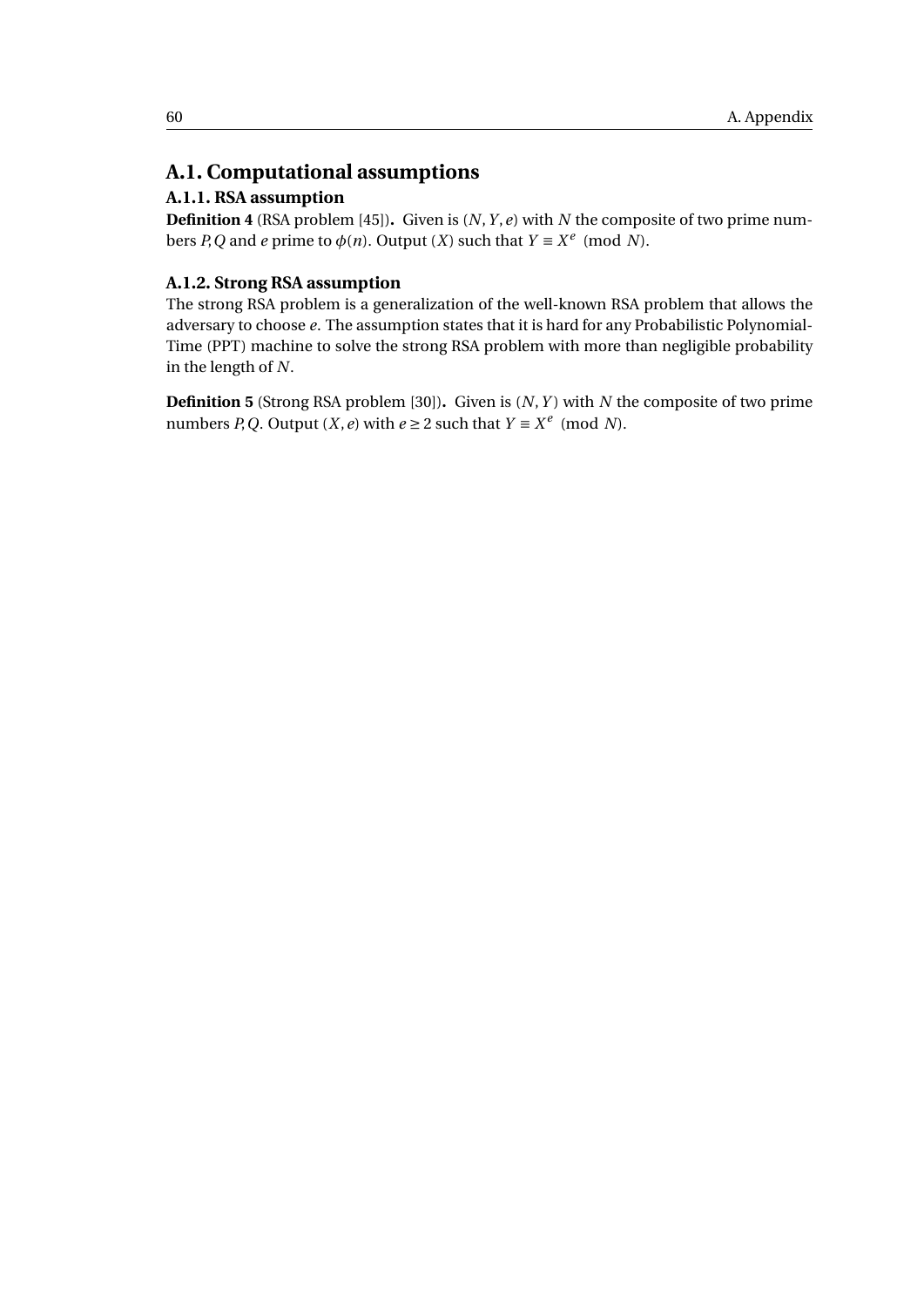## A.1. Computational assumptions

### A.1.1. RSA assumption

**Definition 4** (RSA problem [45])**.** Given is $(N, Y, e)$ with $N$ the composite of two prime numbers $P, Q$ and $e$ prime to $\phi(n)$. Output $(X)$ such that $Y \equiv X^e \pmod{N}$.

### A.1.2. Strong RSA assumption

The strong RSA problem is a generalization of the well-known RSA problem that allows the adversary to choose $e$. The assumption states that it is hard for any Probabilistic Polynomial-Time (PPT) machine to solve the strong RSA problem with more than negligible probability in the length of $N$.

**Definition 5** (Strong RSA problem [30])**.** Given is $(N, Y)$ with $N$ the composite of two prime numbers $P, Q$. Output $(X, e)$ with $e \geq 2$ such that $Y \equiv X^e \pmod{N}$.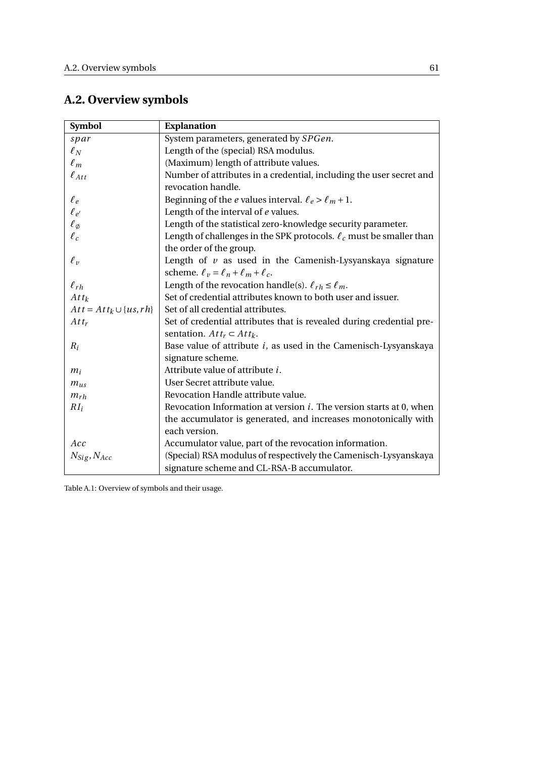## A.2. Overview symbols

| Symbol | Explanation |
|---|---|
| $spar$ | System parameters, generated by $SPGen$. |
| $\ell_N$ | Length of the (special) RSA modulus. |
| $\ell_m$ | (Maximum) length of attribute values. |
| $\ell_{Att}$ | Number of attributes in a credential, including the user secret and revocation handle. |
| $\ell_e$ | Beginning of the $e$ values interval. $\ell_e > \ell_m + 1$. |
| $\ell_{e'}$ | Length of the interval of $e$ values. |
| $\ell_\varnothing$ | Length of the statistical zero-knowledge security parameter. |
| $\ell_c$ | Length of challenges in the SPK protocols. $\ell_c$ must be smaller than the order of the group. |
| $\ell_v$ | Length of $v$ as used in the Camenish-Lysyanskaya signature scheme. $\ell_v = \ell_n + \ell_m + \ell_c$. |
| $\ell_{rh}$ | Length of the revocation handle(s). $\ell_{rh} \leq \ell_m$. |
| $Att_k$ | Set of credential attributes known to both user and issuer. |
| $Att = Att_k \cup \{us, rh\}$ | Set of all credential attributes. |
| $Att_r$ | Set of credential attributes that is revealed during credential presentation. $Att_r \subset Att_k$. |
| $R_i$ | Base value of attribute $i$, as used in the Camenisch-Lysyanskaya signature scheme. |
| $m_i$ | Attribute value of attribute $i$. |
| $m_{us}$ | User Secret attribute value. |
| $m_{rh}$ | Revocation Handle attribute value. |
| $RI_i$ | Revocation Information at version $i$. The version starts at 0, when the accumulator is generated, and increases monotonically with each version. |
| $Acc$ | Accumulator value, part of the revocation information. |
| $N_{Sig}, N_{Acc}$ | (Special) RSA modulus of respectively the Camenisch-Lysyanskaya signature scheme and CL-RSA-B accumulator. |

Table A.1: Overview of symbols and their usage.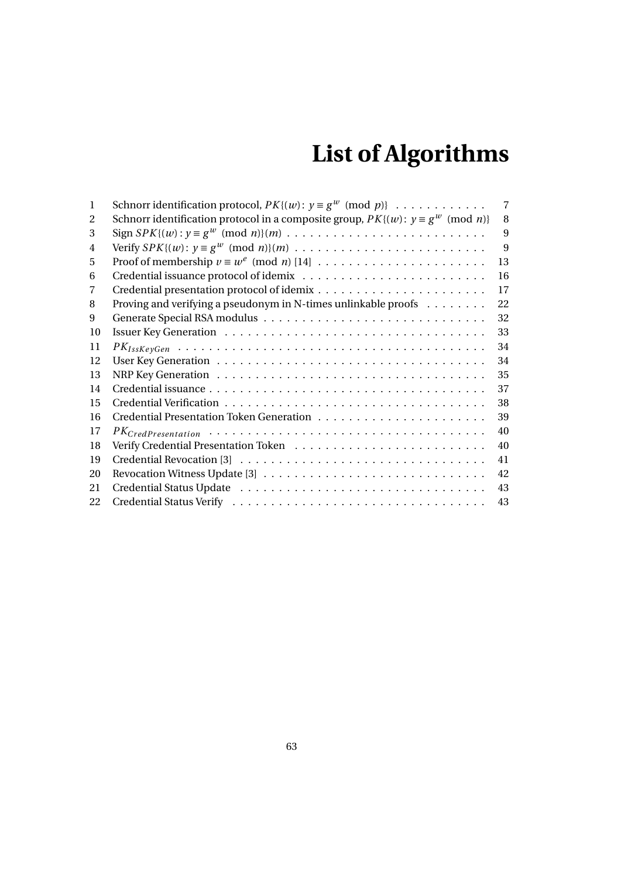# List of Algorithms

| | | |
|---|---|---|
| 1 | Schnorr identification protocol, $PK\{(w): y \equiv g^w \pmod{p}\}$ | 7 |
| 2 | Schnorr identification protocol in a composite group, $PK\{(w): y \equiv g^w \pmod{n}\}$ | 8 |
| 3 | Sign $SPK\{(w): y \equiv g^w \pmod{n}\}(m)$ | 9 |
| 4 | Verify $SPK\{(w): y \equiv g^w \pmod{n}\}(m)$ | 9 |
| 5 | Proof of membership $v \equiv w^e \pmod{n}$ [14] | 13 |
| 6 | Credential issuance protocol of idemix | 16 |
| 7 | Credential presentation protocol of idemix | 17 |
| 8 | Proving and verifying a pseudonym in N-times unlinkable proofs | 22 |
| 9 | Generate Special RSA modulus | 32 |
| 10 | Issuer Key Generation | 33 |
| 11 | $PK_{IssKeyGen}$ | 34 |
| 12 | User Key Generation | 34 |
| 13 | NRP Key Generation | 35 |
| 14 | Credential issuance | 37 |
| 15 | Credential Verification | 38 |
| 16 | Credential Presentation Token Generation | 39 |
| 17 | $PK_{CredPresentation}$ | 40 |
| 18 | Verify Credential Presentation Token | 40 |
| 19 | Credential Revocation [3] | 41 |
| 20 | Revocation Witness Update [3] | 42 |
| 21 | Credential Status Update | 43 |
| 22 | Credential Status Verify | 43 |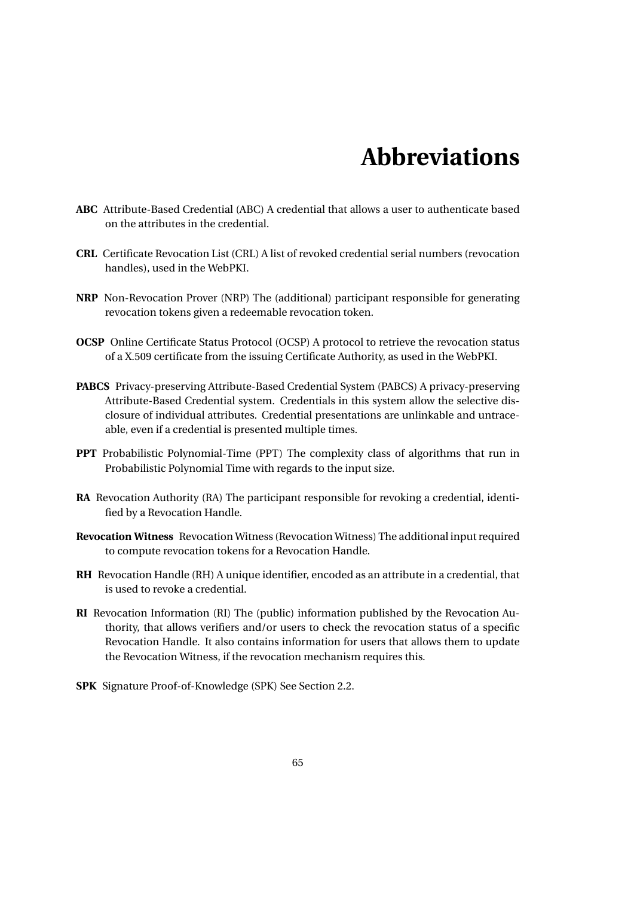# Abbreviations

**ABC** Attribute-Based Credential (ABC) A credential that allows a user to authenticate based on the attributes in the credential.

**CRL** Certificate Revocation List (CRL) A list of revoked credential serial numbers (revocation handles), used in the WebPKI.

**NRP** Non-Revocation Prover (NRP) The (additional) participant responsible for generating revocation tokens given a redeemable revocation token.

**OCSP** Online Certificate Status Protocol (OCSP) A protocol to retrieve the revocation status of a X.509 certificate from the issuing Certificate Authority, as used in the WebPKI.

**PABCS** Privacy-preserving Attribute-Based Credential System (PABCS) A privacy-preserving Attribute-Based Credential system. Credentials in this system allow the selective disclosure of individual attributes. Credential presentations are unlinkable and untraceable, even if a credential is presented multiple times.

**PPT** Probabilistic Polynomial-Time (PPT) The complexity class of algorithms that run in Probabilistic Polynomial Time with regards to the input size.

**RA** Revocation Authority (RA) The participant responsible for revoking a credential, identified by a Revocation Handle.

**Revocation Witness** Revocation Witness (Revocation Witness) The additional input required to compute revocation tokens for a Revocation Handle.

**RH** Revocation Handle (RH) A unique identifier, encoded as an attribute in a credential, that is used to revoke a credential.

**RI** Revocation Information (RI) The (public) information published by the Revocation Authority, that allows verifiers and/or users to check the revocation status of a specific Revocation Handle. It also contains information for users that allows them to update the Revocation Witness, if the revocation mechanism requires this.

**SPK** Signature Proof-of-Knowledge (SPK) See Section 2.2.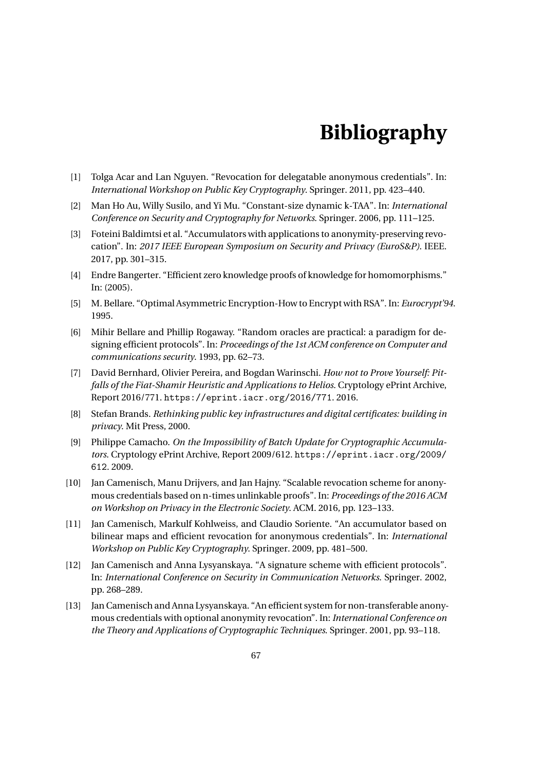# Bibliography

[1] Tolga Acar and Lan Nguyen. “Revocation for delegatable anonymous credentials”. In: *International Workshop on Public Key Cryptography*. Springer. 2011, pp. 423–440.

[2] Man Ho Au, Willy Susilo, and Yi Mu. “Constant-size dynamic k-TAA”. In: *International Conference on Security and Cryptography for Networks*. Springer. 2006, pp. 111–125.

[3] Foteini Baldimtsi et al. “Accumulators with applications to anonymity-preserving revocation”. In: *2017 IEEE European Symposium on Security and Privacy (EuroS&P)*. IEEE. 2017, pp. 301–315.

[4] Endre Bangerter. “Efficient zero knowledge proofs of knowledge for homomorphisms.” In: (2005).

[5] M. Bellare. “Optimal Asymmetric Encryption-How to Encrypt with RSA”. In: *Eurocrypt'94*. 1995.

[6] Mihir Bellare and Phillip Rogaway. “Random oracles are practical: a paradigm for designing efficient protocols”. In: *Proceedings of the 1st ACM conference on Computer and communications security*. 1993, pp. 62–73.

[7] David Bernhard, Olivier Pereira, and Bogdan Warinschi. *How not to Prove Yourself: Pitfalls of the Fiat-Shamir Heuristic and Applications to Helios*. Cryptology ePrint Archive, Report 2016/771. `https://eprint.iacr.org/2016/771`. 2016.

[8] Stefan Brands. *Rethinking public key infrastructures and digital certificates: building in privacy*. Mit Press, 2000.

[9] Philippe Camacho. *On the Impossibility of Batch Update for Cryptographic Accumulators*. Cryptology ePrint Archive, Report 2009/612. `https://eprint.iacr.org/2009/612`. 2009.

[10] Jan Camenisch, Manu Drijvers, and Jan Hajny. “Scalable revocation scheme for anonymous credentials based on n-times unlinkable proofs”. In: *Proceedings of the 2016 ACM on Workshop on Privacy in the Electronic Society*. ACM. 2016, pp. 123–133.

[11] Jan Camenisch, Markulf Kohlweiss, and Claudio Soriente. “An accumulator based on bilinear maps and efficient revocation for anonymous credentials”. In: *International Workshop on Public Key Cryptography*. Springer. 2009, pp. 481–500.

[12] Jan Camenisch and Anna Lysyanskaya. “A signature scheme with efficient protocols”. In: *International Conference on Security in Communication Networks*. Springer. 2002, pp. 268–289.

[13] Jan Camenisch and Anna Lysyanskaya. “An efficient system for non-transferable anonymous credentials with optional anonymity revocation”. In: *International Conference on the Theory and Applications of Cryptographic Techniques*. Springer. 2001, pp. 93–118.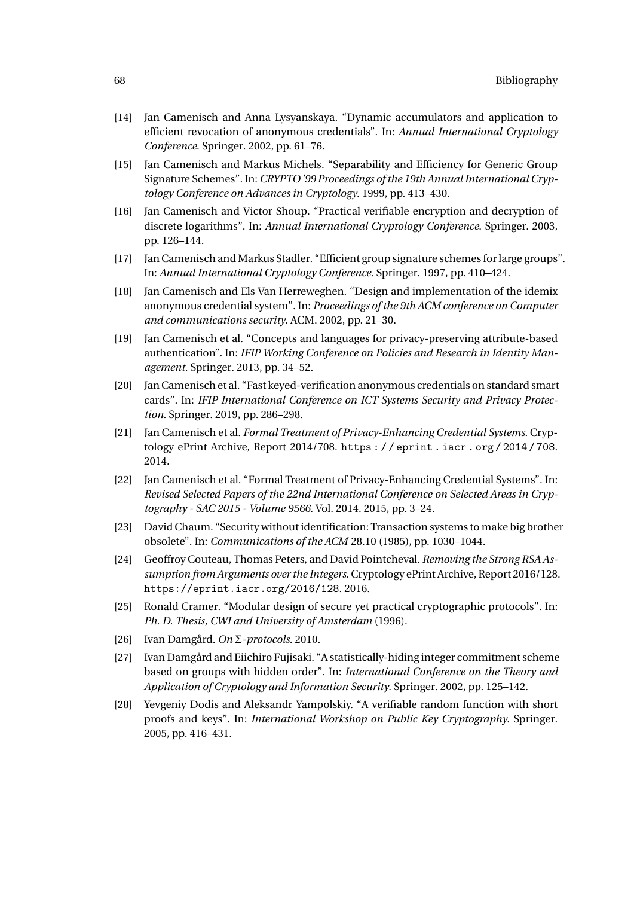[14] Jan Camenisch and Anna Lysyanskaya. “Dynamic accumulators and application to efficient revocation of anonymous credentials”. In: *Annual International Cryptology Conference*. Springer. 2002, pp. 61–76.

[15] Jan Camenisch and Markus Michels. “Separability and Efficiency for Generic Group Signature Schemes”. In: *CRYPTO ’99 Proceedings of the 19th Annual International Cryptology Conference on Advances in Cryptology*. 1999, pp. 413–430.

[16] Jan Camenisch and Victor Shoup. “Practical verifiable encryption and decryption of discrete logarithms”. In: *Annual International Cryptology Conference*. Springer. 2003, pp. 126–144.

[17] Jan Camenisch and Markus Stadler. “Efficient group signature schemes for large groups”. In: *Annual International Cryptology Conference*. Springer. 1997, pp. 410–424.

[18] Jan Camenisch and Els Van Herreweghen. “Design and implementation of the idemix anonymous credential system”. In: *Proceedings of the 9th ACM conference on Computer and communications security*. ACM. 2002, pp. 21–30.

[19] Jan Camenisch et al. “Concepts and languages for privacy-preserving attribute-based authentication”. In: *IFIP Working Conference on Policies and Research in Identity Management*. Springer. 2013, pp. 34–52.

[20] Jan Camenisch et al. “Fast keyed-verification anonymous credentials on standard smart cards”. In: *IFIP International Conference on ICT Systems Security and Privacy Protection*. Springer. 2019, pp. 286–298.

[21] Jan Camenisch et al. *Formal Treatment of Privacy-Enhancing Credential Systems*. Cryptology ePrint Archive, Report 2014/708. `https://eprint.iacr.org/2014/708`. 2014.

[22] Jan Camenisch et al. “Formal Treatment of Privacy-Enhancing Credential Systems”. In: *Revised Selected Papers of the 22nd International Conference on Selected Areas in Cryptography - SAC 2015 - Volume 9566*. Vol. 2014. 2015, pp. 3–24.

[23] David Chaum. “Security without identification: Transaction systems to make big brother obsolete”. In: *Communications of the ACM* 28.10 (1985), pp. 1030–1044.

[24] Geoffroy Couteau, Thomas Peters, and David Pointcheval. *Removing the Strong RSA Assumption from Arguments over the Integers*. Cryptology ePrint Archive, Report 2016/128. `https://eprint.iacr.org/2016/128`. 2016.

[25] Ronald Cramer. “Modular design of secure yet practical cryptographic protocols”. In: *Ph. D. Thesis, CWI and University of Amsterdam* (1996).

[26] Ivan Damgård. *On* $\Sigma$*-protocols*. 2010.

[27] Ivan Damgård and Eiichiro Fujisaki. “A statistically-hiding integer commitment scheme based on groups with hidden order”. In: *International Conference on the Theory and Application of Cryptology and Information Security*. Springer. 2002, pp. 125–142.

[28] Yevgeniy Dodis and Aleksandr Yampolskiy. “A verifiable random function with short proofs and keys”. In: *International Workshop on Public Key Cryptography*. Springer. 2005, pp. 416–431.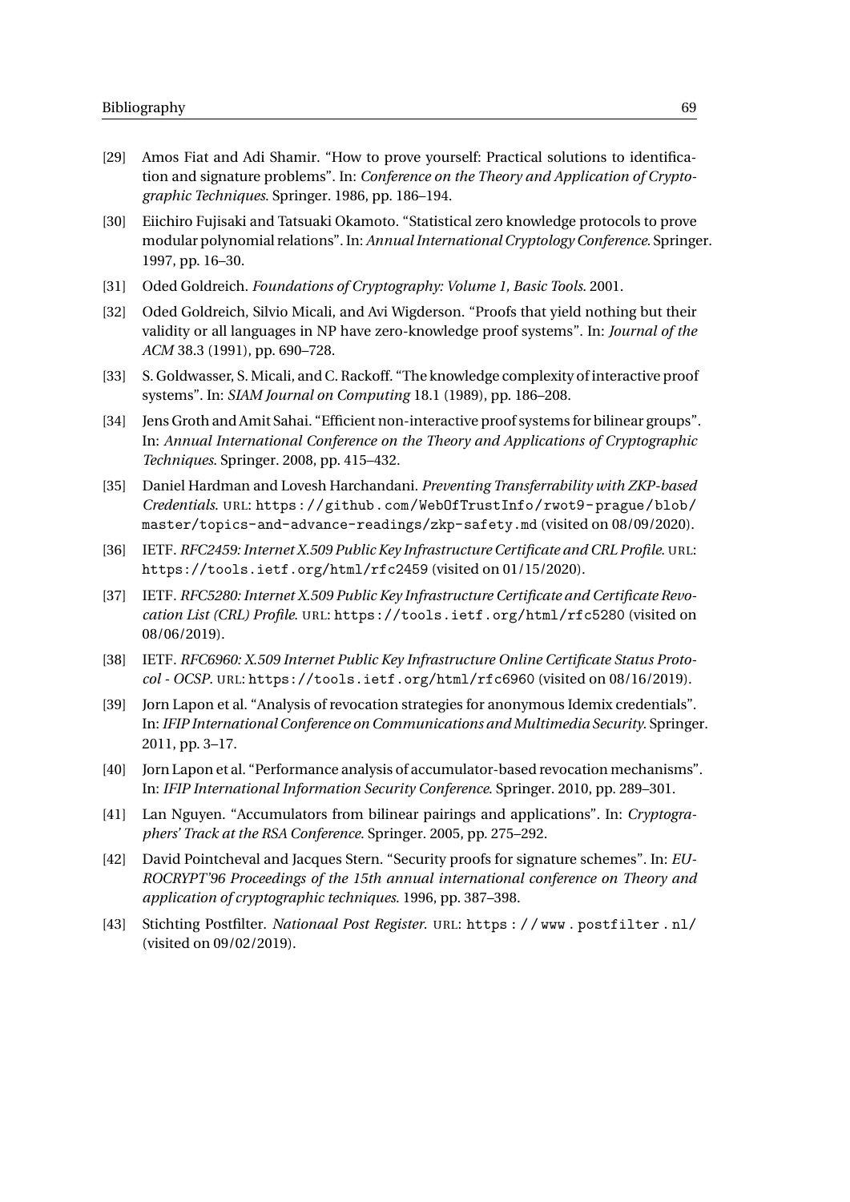[29] Amos Fiat and Adi Shamir. “How to prove yourself: Practical solutions to identification and signature problems”. In: *Conference on the Theory and Application of Cryptographic Techniques*. Springer. 1986, pp. 186–194.

[30] Eiichiro Fujisaki and Tatsuaki Okamoto. “Statistical zero knowledge protocols to prove modular polynomial relations”. In: *Annual International Cryptology Conference*. Springer. 1997, pp. 16–30.

[31] Oded Goldreich. *Foundations of Cryptography: Volume 1, Basic Tools*. 2001.

[32] Oded Goldreich, Silvio Micali, and Avi Wigderson. “Proofs that yield nothing but their validity or all languages in NP have zero-knowledge proof systems”. In: *Journal of the ACM* 38.3 (1991), pp. 690–728.

[33] S. Goldwasser, S. Micali, and C. Rackoff. “The knowledge complexity of interactive proof systems”. In: *SIAM Journal on Computing* 18.1 (1989), pp. 186–208.

[34] Jens Groth and Amit Sahai. “Efficient non-interactive proof systems for bilinear groups”. In: *Annual International Conference on the Theory and Applications of Cryptographic Techniques*. Springer. 2008, pp. 415–432.

[35] Daniel Hardman and Lovesh Harchandani. *Preventing Transferrability with ZKP-based Credentials*. URL: `https://github.com/WebOfTrustInfo/rwot9-prague/blob/master/topics-and-advance-readings/zkp-safety.md` (visited on 08/09/2020).

[36] IETF. *RFC2459: Internet X.509 Public Key Infrastructure Certificate and CRL Profile*. URL: `https://tools.ietf.org/html/rfc2459` (visited on 01/15/2020).

[37] IETF. *RFC5280: Internet X.509 Public Key Infrastructure Certificate and Certificate Revocation List (CRL) Profile*. URL: `https://tools.ietf.org/html/rfc5280` (visited on 08/06/2019).

[38] IETF. *RFC6960: X.509 Internet Public Key Infrastructure Online Certificate Status Protocol - OCSP*. URL: `https://tools.ietf.org/html/rfc6960` (visited on 08/16/2019).

[39] Jorn Lapon et al. “Analysis of revocation strategies for anonymous Idemix credentials”. In: *IFIP International Conference on Communications and Multimedia Security*. Springer. 2011, pp. 3–17.

[40] Jorn Lapon et al. “Performance analysis of accumulator-based revocation mechanisms”. In: *IFIP International Information Security Conference*. Springer. 2010, pp. 289–301.

[41] Lan Nguyen. “Accumulators from bilinear pairings and applications”. In: *Cryptographers’ Track at the RSA Conference*. Springer. 2005, pp. 275–292.

[42] David Pointcheval and Jacques Stern. “Security proofs for signature schemes”. In: *EUROCRYPT’96 Proceedings of the 15th annual international conference on Theory and application of cryptographic techniques*. 1996, pp. 387–398.

[43] Stichting Postfilter. *Nationaal Post Register*. URL: `https://www.postfilter.nl/` (visited on 09/02/2019).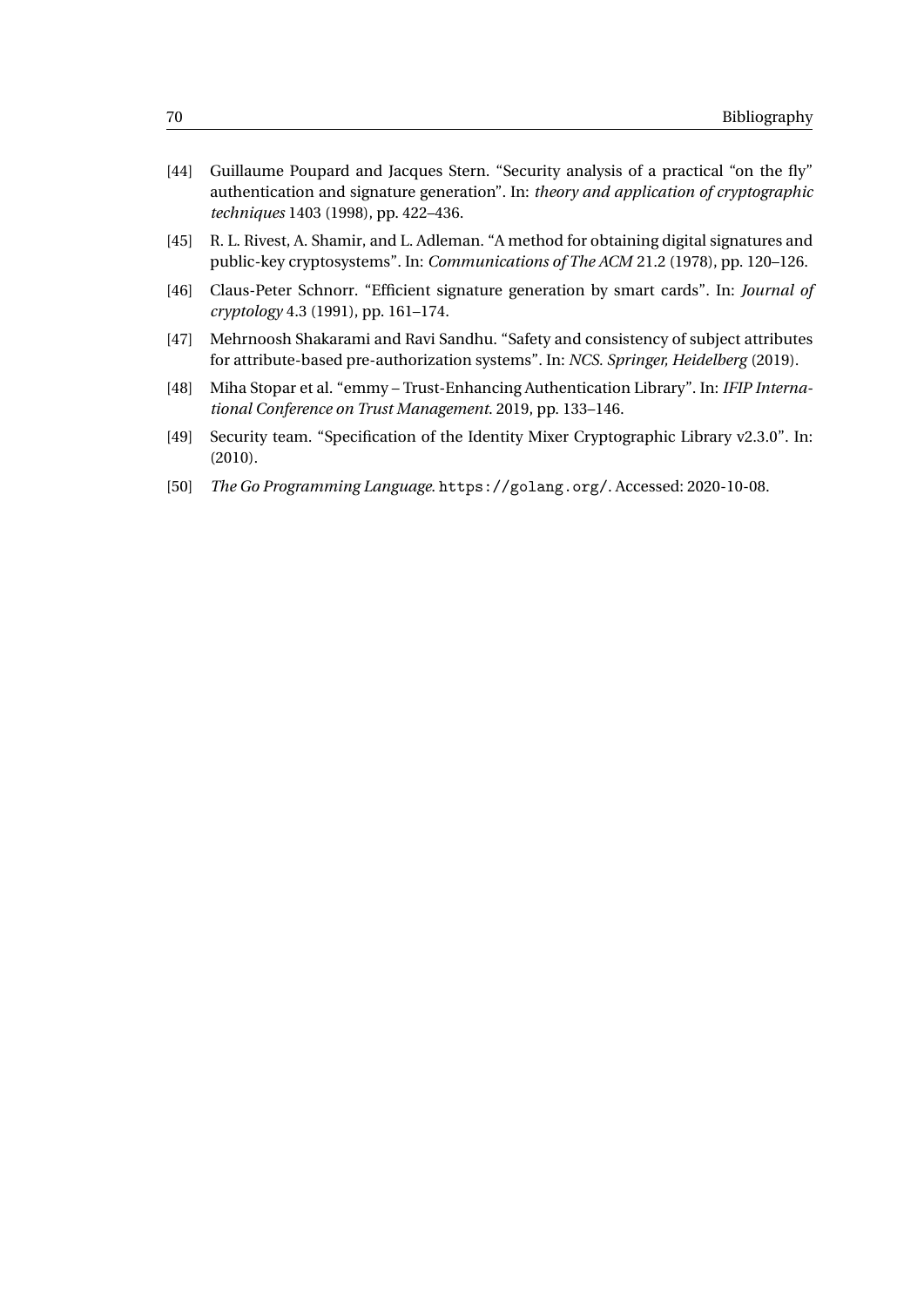[44] Guillaume Poupard and Jacques Stern. "Security analysis of a practical "on the fly" authentication and signature generation". In: *theory and application of cryptographic techniques* 1403 (1998), pp. 422–436.

[45] R. L. Rivest, A. Shamir, and L. Adleman. "A method for obtaining digital signatures and public-key cryptosystems". In: *Communications of The ACM* 21.2 (1978), pp. 120–126.

[46] Claus-Peter Schnorr. "Efficient signature generation by smart cards". In: *Journal of cryptology* 4.3 (1991), pp. 161–174.

[47] Mehrnoosh Shakarami and Ravi Sandhu. "Safety and consistency of subject attributes for attribute-based pre-authorization systems". In: *NCS. Springer, Heidelberg* (2019).

[48] Miha Stopar et al. "emmy – Trust-Enhancing Authentication Library". In: *IFIP International Conference on Trust Management*. 2019, pp. 133–146.

[49] Security team. "Specification of the Identity Mixer Cryptographic Library v2.3.0". In: (2010).

[50] *The Go Programming Language*. `https://golang.org/`. Accessed: 2020-10-08.